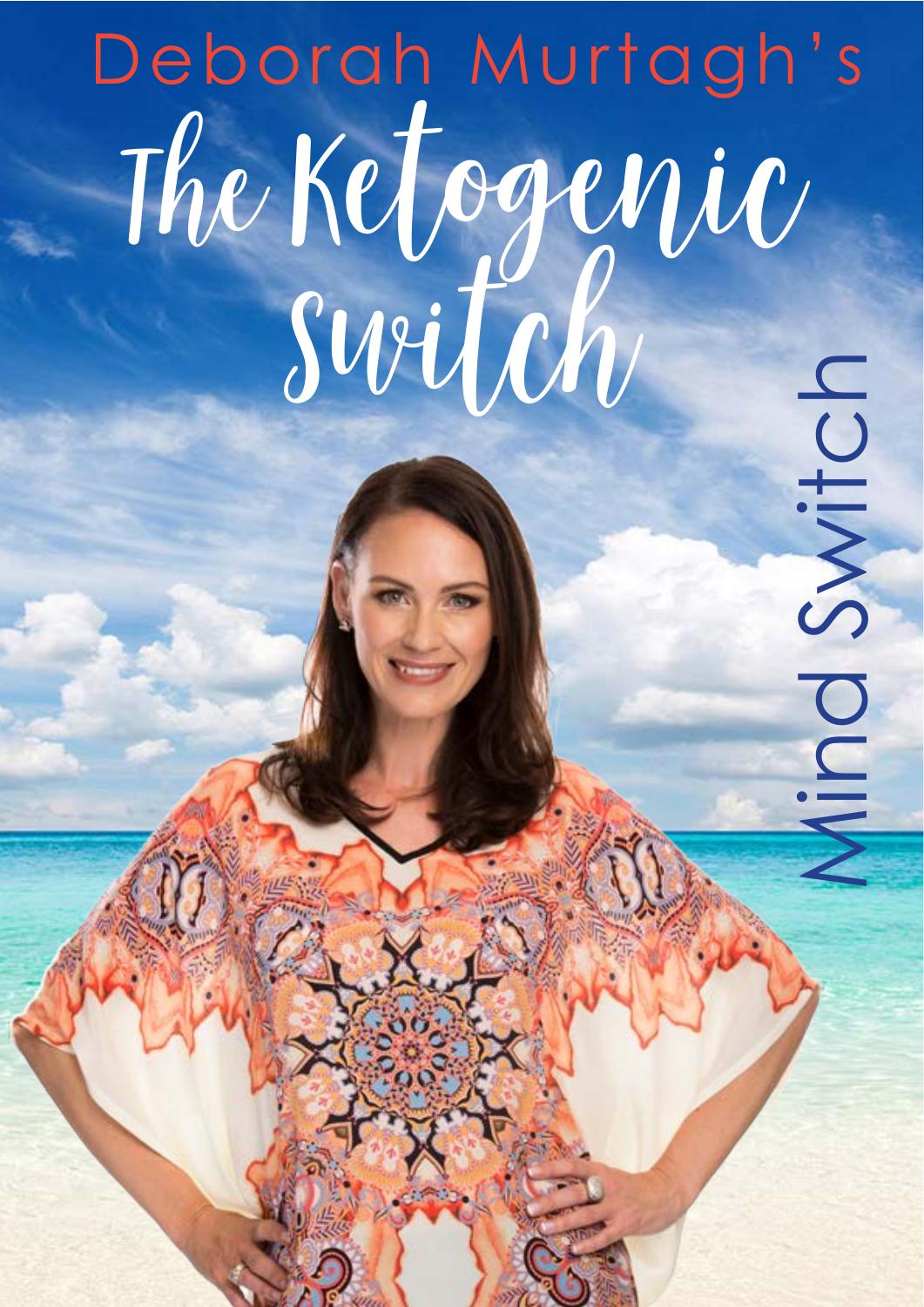Deborah Murtagh's

# The Ketogenic Switch

Mind Switch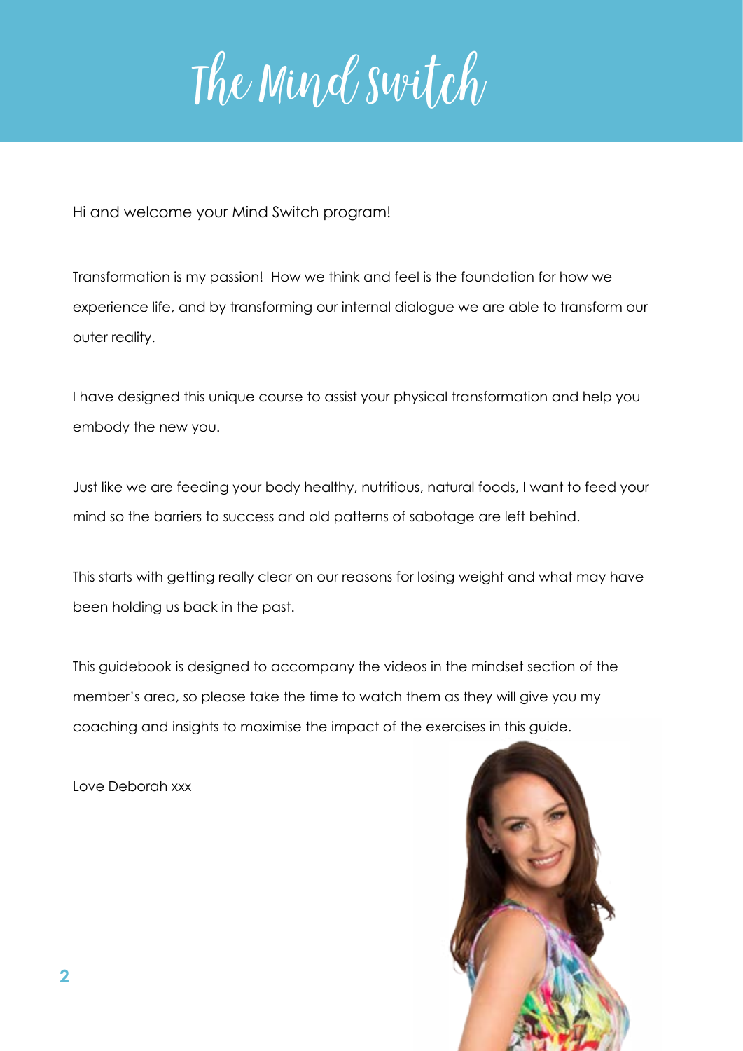# The Mind Switch

Hi and welcome your Mind Switch program!

Transformation is my passion! How we think and feel is the foundation for how we experience life, and by transforming our internal dialogue we are able to transform our outer reality.

I have designed this unique course to assist your physical transformation and help you embody the new you.

Just like we are feeding your body healthy, nutritious, natural foods, I want to feed your mind so the barriers to success and old patterns of sabotage are left behind.

This starts with getting really clear on our reasons for losing weight and what may have been holding us back in the past.

This guidebook is designed to accompany the videos in the mindset section of the member's area, so please take the time to watch them as they will give you my coaching and insights to maximise the impact of the exercises in this guide.

Love Deborah xxx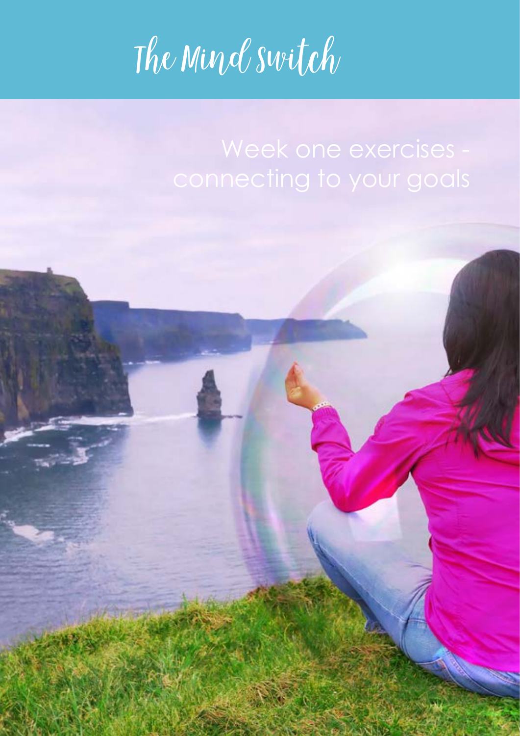# The Mind Switch

## Week one exercises - connecting to your goals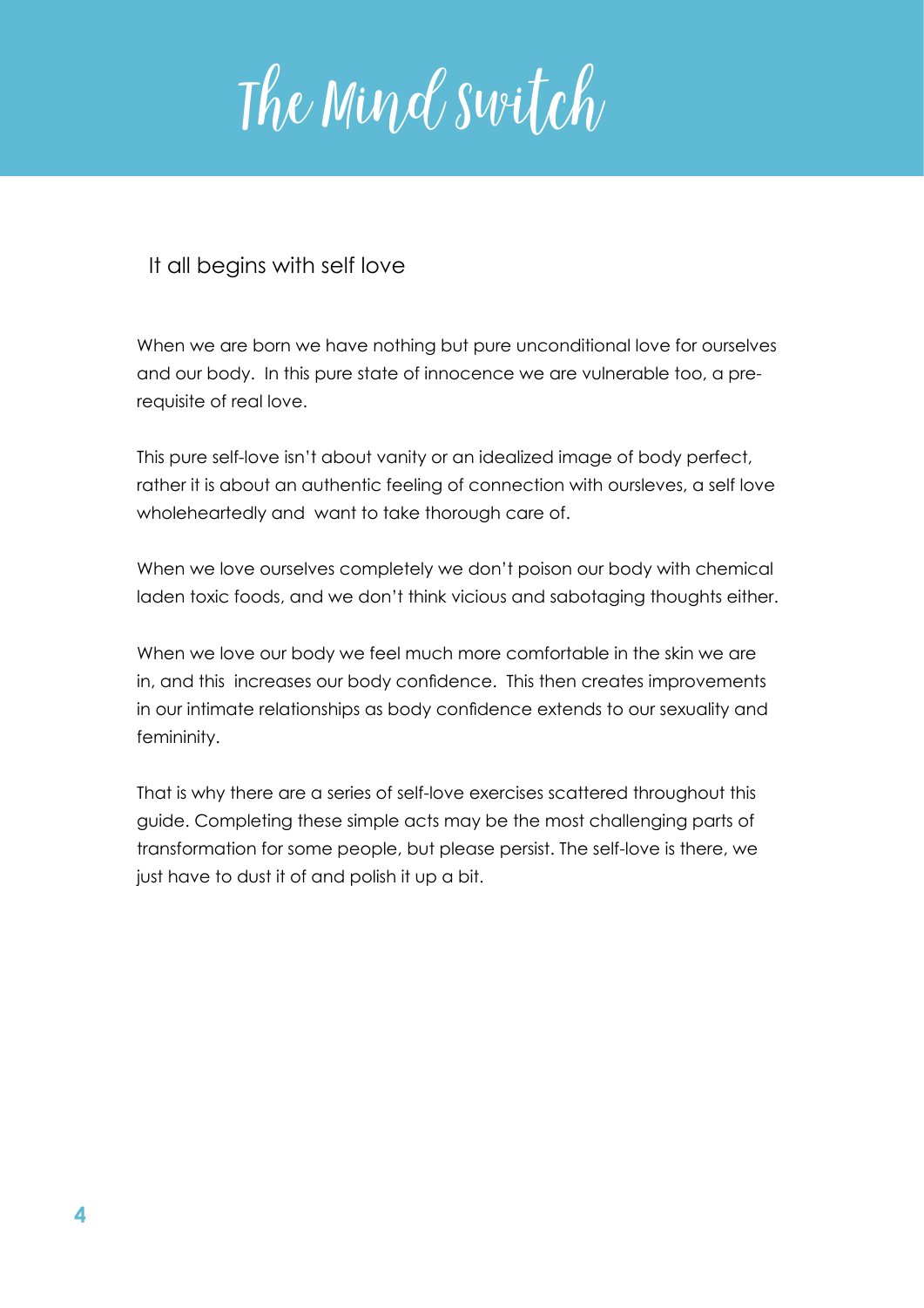# The Mind Switch

## It all begins with self love

When we are born we have nothing but pure unconditional love for ourselves and our body. In this pure state of innocence we are vulnerable too, a pre-requisite of real love.

This pure self-love isn't about vanity or an idealized image of body perfect, rather it is about an authentic feeling of connection with oursleves, a self love wholeheartedly and want to take thorough care of.

When we love ourselves completely we don't poison our body with chemical laden toxic foods, and we don't think vicious and sabotaging thoughts either.

When we love our body we feel much more comfortable in the skin we are in, and this increases our body confidence. This then creates improvements in our intimate relationships as body confidence extends to our sexuality and femininity.

That is why there are a series of self-love exercises scattered throughout this guide. Completing these simple acts may be the most challenging parts of transformation for some people, but please persist. The self-love is there, we just have to dust it of and polish it up a bit.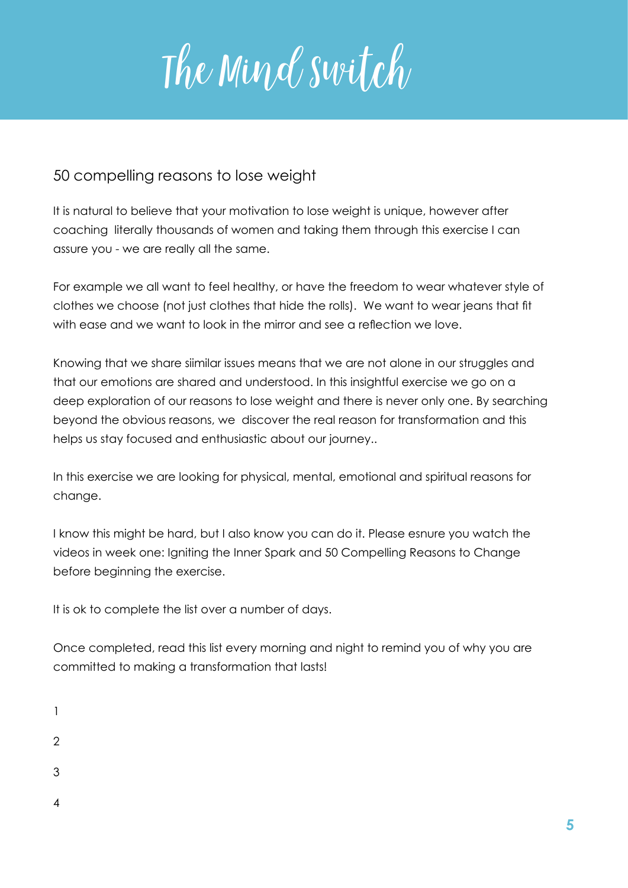# The Mind Switch

## 50 compelling reasons to lose weight

It is natural to believe that your motivation to lose weight is unique, however after coaching  literally thousands of women and taking them through this exercise I can assure you - we are really all the same.

For example we all want to feel healthy, or have the freedom to wear whatever style of clothes we choose (not just clothes that hide the rolls).  We want to wear jeans that fit with ease and we want to look in the mirror and see a reflection we love.

Knowing that we share siimilar issues means that we are not alone in our struggles and that our emotions are shared and understood. In this insightful exercise we go on a deep exploration of our reasons to lose weight and there is never only one. By searching beyond the obvious reasons, we  discover the real reason for transformation and this helps us stay focused and enthusiastic about our journey..

In this exercise we are looking for physical, mental, emotional and spiritual reasons for change.

I know this might be hard, but I also know you can do it. Please esnure you watch the videos in week one: Igniting the Inner Spark and 50 Compelling Reasons to Change before beginning the exercise.

It is ok to complete the list over a number of days.

Once completed, read this list every morning and night to remind you of why you are committed to making a transformation that lasts!

1

2

3

4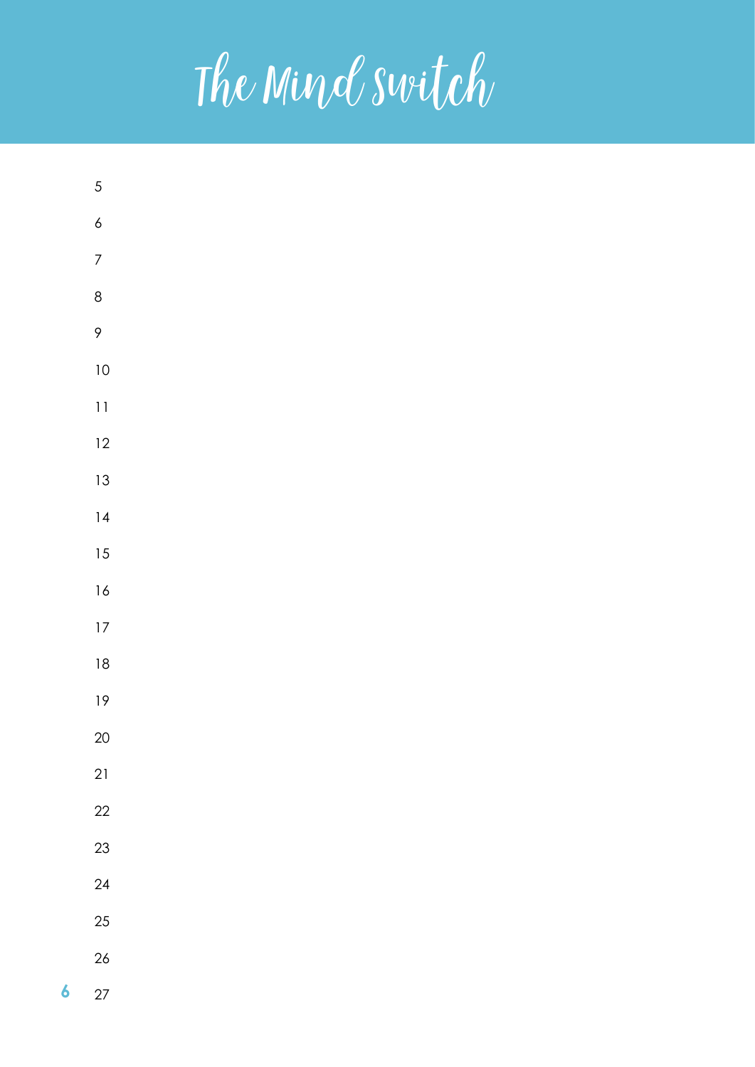5.
6.
7.
8.
9.
10.
11.
12.
13.
14.
15.
16.
17.
18.
19.
20.
21.
22.
23.
24.
25.
26.
27.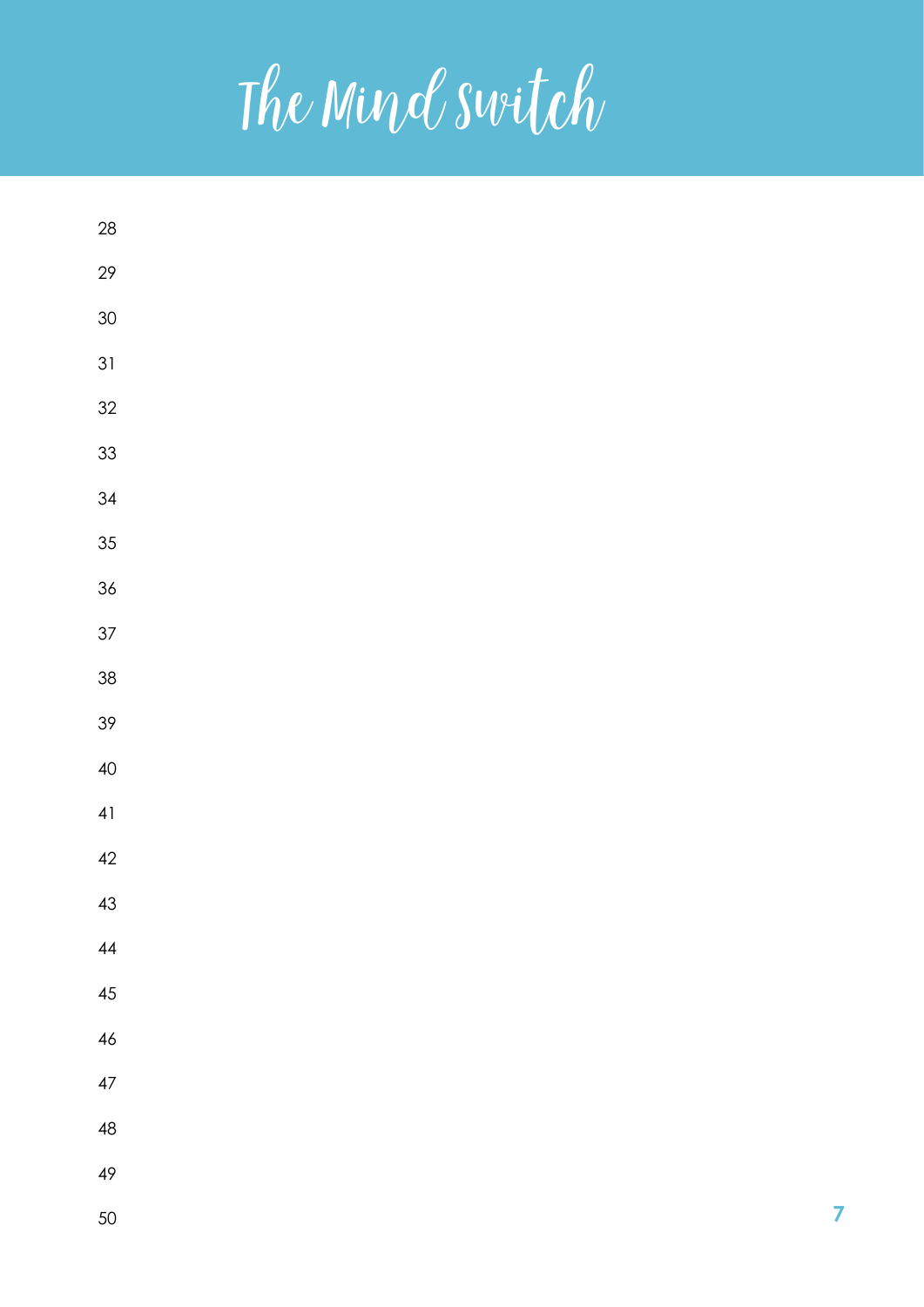28

29

30

31

32

33

34

35

36

37

38

39

40

41

42

43

44

45

46

47

48

49

50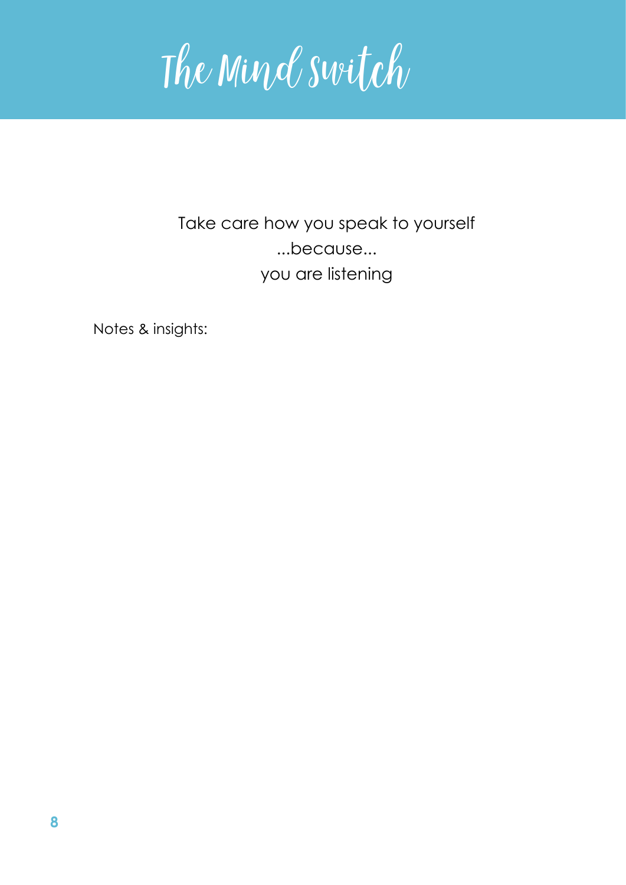# The Mind Switch

Take care how you speak to yourself
...because...
you are listening

Notes & insights: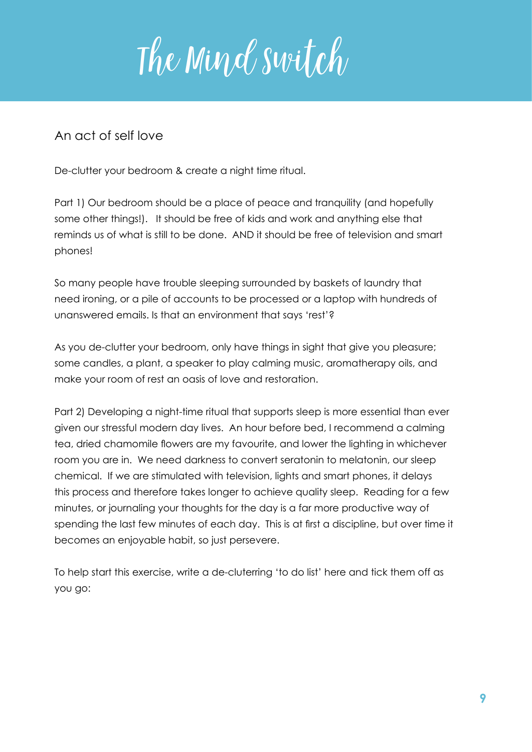# The Mind Switch

## An act of self love

De-clutter your bedroom & create a night time ritual.

Part 1) Our bedroom should be a place of peace and tranquility (and hopefully some other things!). It should be free of kids and work and anything else that reminds us of what is still to be done. AND it should be free of television and smart phones!

So many people have trouble sleeping surrounded by baskets of laundry that need ironing, or a pile of accounts to be processed or a laptop with hundreds of unanswered emails. Is that an environment that says 'rest'?

As you de-clutter your bedroom, only have things in sight that give you pleasure; some candles, a plant, a speaker to play calming music, aromatherapy oils, and make your room of rest an oasis of love and restoration.

Part 2) Developing a night-time ritual that supports sleep is more essential than ever given our stressful modern day lives. An hour before bed, I recommend a calming tea, dried chamomile flowers are my favourite, and lower the lighting in whichever room you are in. We need darkness to convert seratonin to melatonin, our sleep chemical. If we are stimulated with television, lights and smart phones, it delays this process and therefore takes longer to achieve quality sleep. Reading for a few minutes, or journaling your thoughts for the day is a far more productive way of spending the last few minutes of each day. This is at first a discipline, but over time it becomes an enjoyable habit, so just persevere.

To help start this exercise, write a de-cluterring 'to do list' here and tick them off as you go: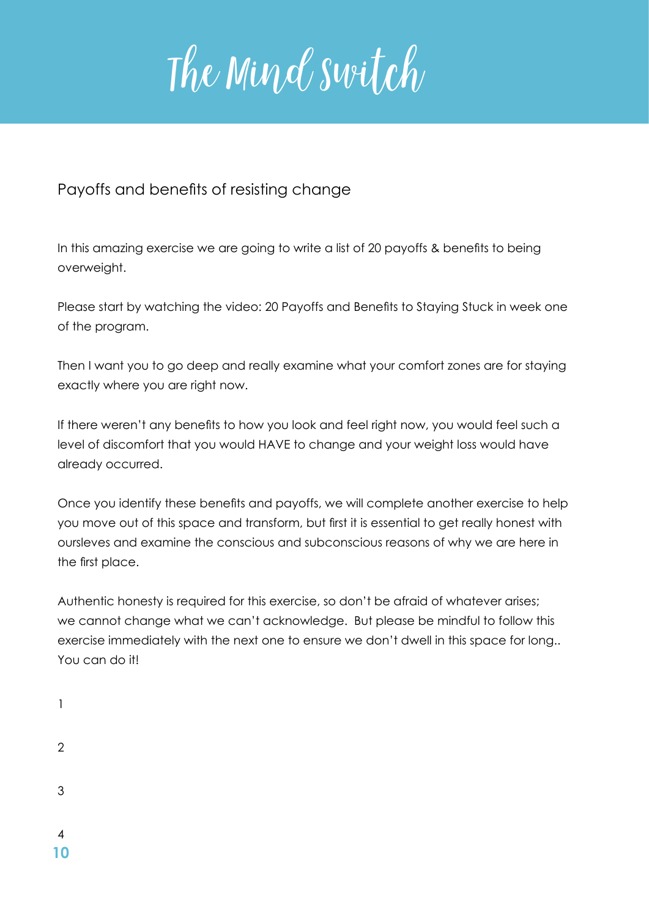# The Mind Switch

## Payoffs and benefits of resisting change

In this amazing exercise we are going to write a list of 20 payoffs & benefits to being overweight.

Please start by watching the video: 20 Payoffs and Benefits to Staying Stuck in week one of the program.

Then I want you to go deep and really examine what your comfort zones are for staying exactly where you are right now.

If there weren't any benefits to how you look and feel right now, you would feel such a level of discomfort that you would HAVE to change and your weight loss would have already occurred.

Once you identify these benefits and payoffs, we will complete another exercise to help you move out of this space and transform, but first it is essential to get really honest with oursleves and examine the conscious and subconscious reasons of why we are here in the first place.

Authentic honesty is required for this exercise, so don't be afraid of whatever arises; we cannot change what we can't acknowledge. But please be mindful to follow this exercise immediately with the next one to ensure we don't dwell in this space for long.. You can do it!

1

2

3

4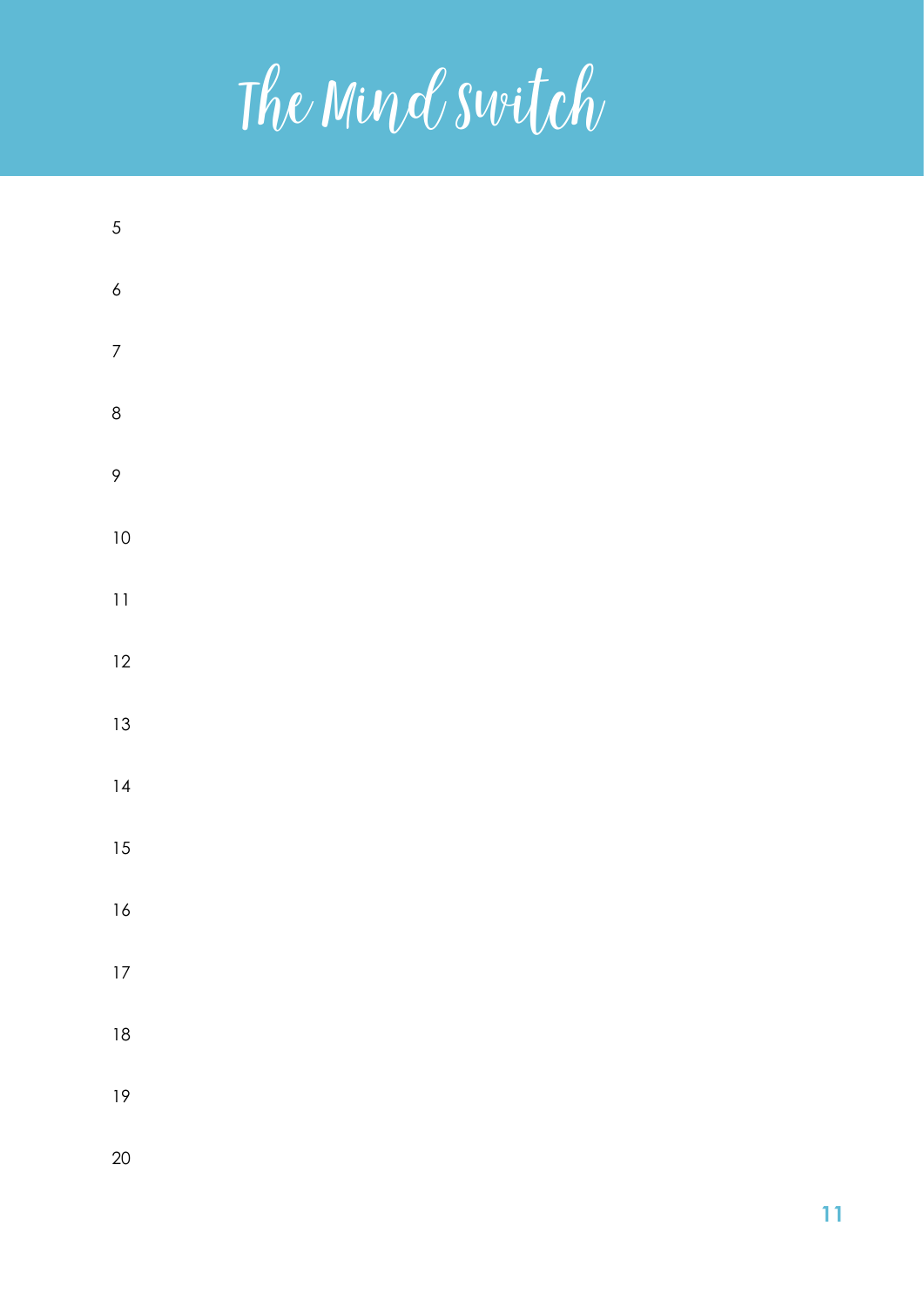# The Mind Switch

5

6

7

8

9

10

11

12

13

14

15

16

17

18

19

20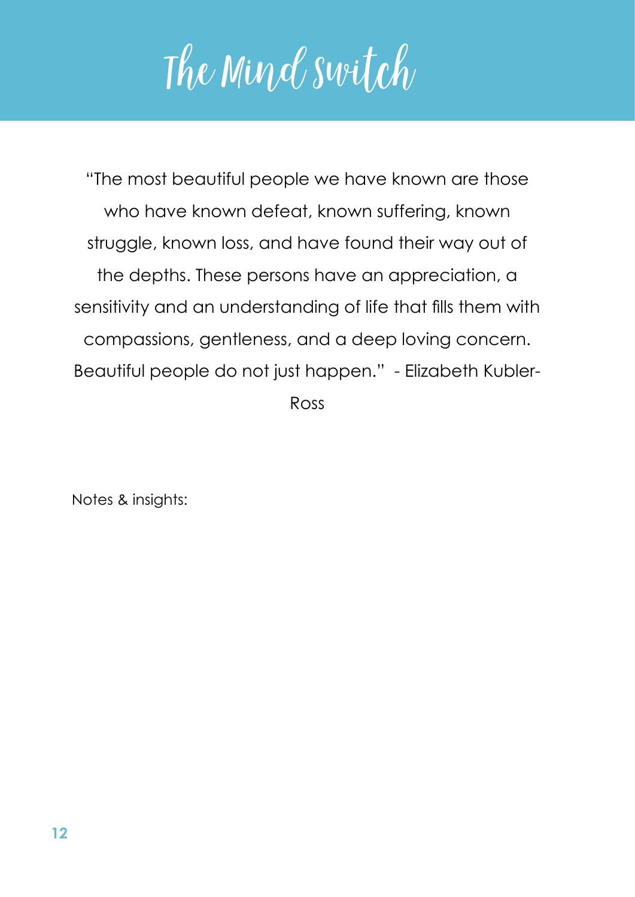# The Mind Switch

"The most beautiful people we have known are those who have known defeat, known suffering, known struggle, known loss, and have found their way out of the depths. These persons have an appreciation, a sensitivity and an understanding of life that fills them with compassions, gentleness, and a deep loving concern. Beautiful people do not just happen." - Elizabeth Kubler-Ross

Notes & insights: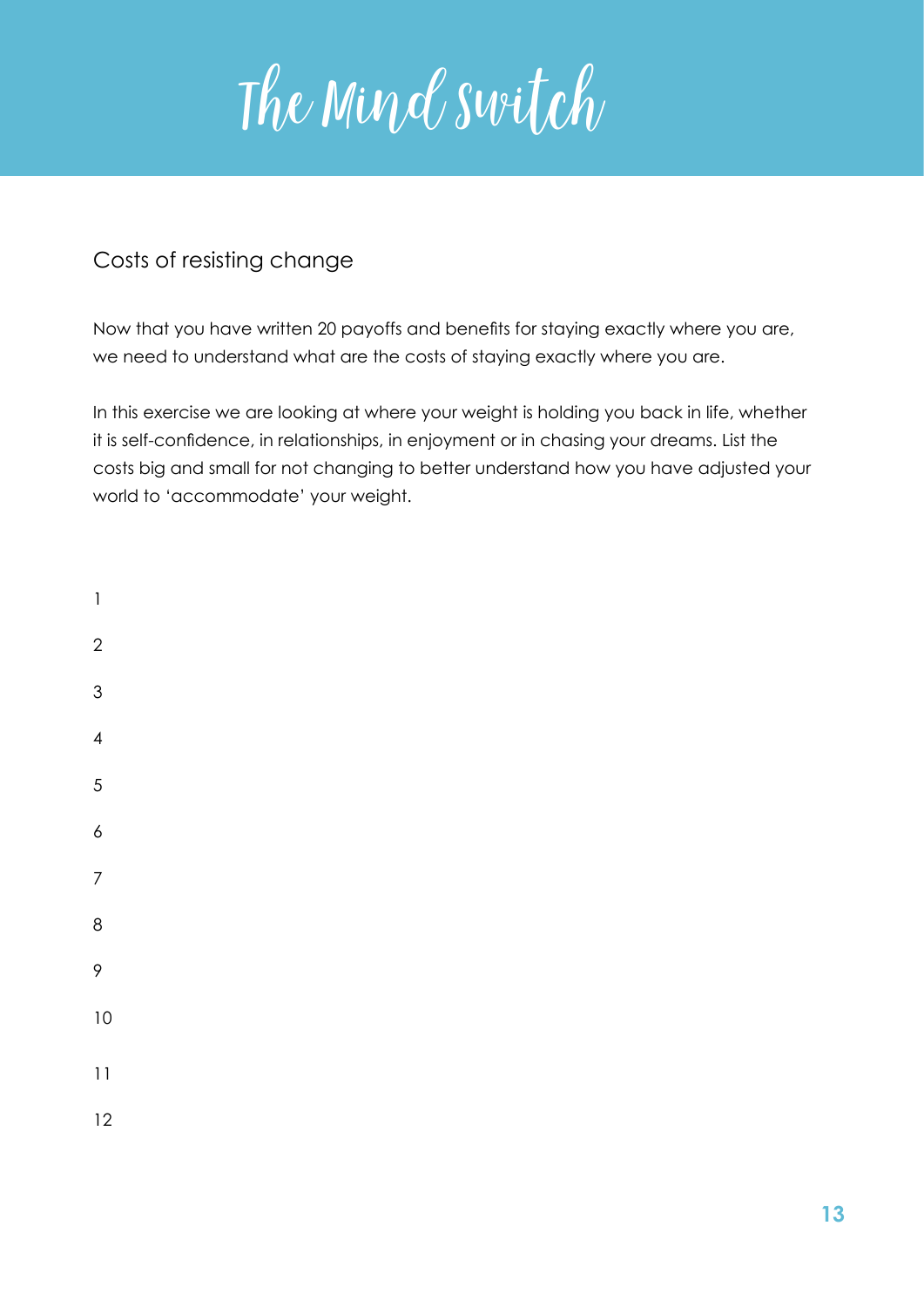# The Mind Switch

## Costs of resisting change

Now that you have written 20 payoffs and benefits for staying exactly where you are, we need to understand what are the costs of staying exactly where you are.

In this exercise we are looking at where your weight is holding you back in life, whether it is self-confidence, in relationships, in enjoyment or in chasing your dreams. List the costs big and small for not changing to better understand how you have adjusted your world to 'accommodate' your weight.

1

2

3

4

5

6

7

8

9

10

11

12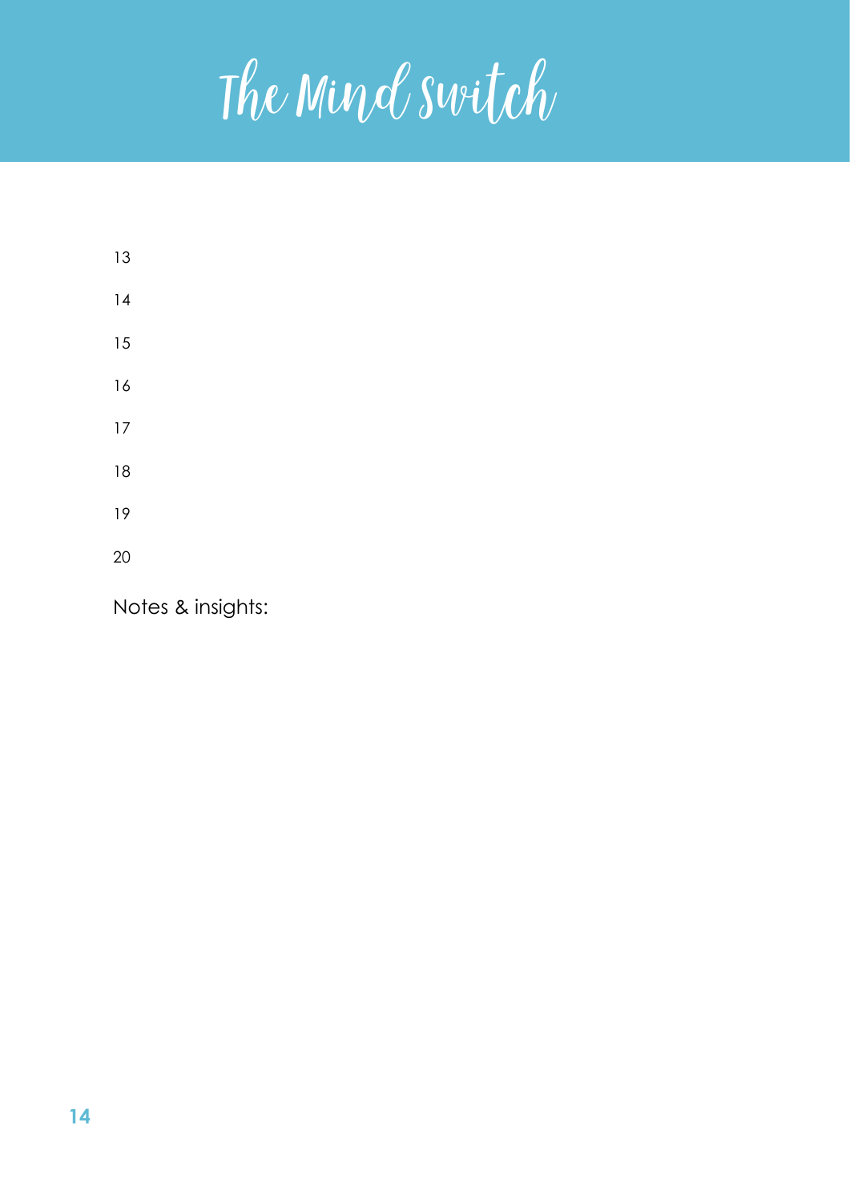# The Mind Switch

13

14

15

16

17

18

19

20

Notes & insights: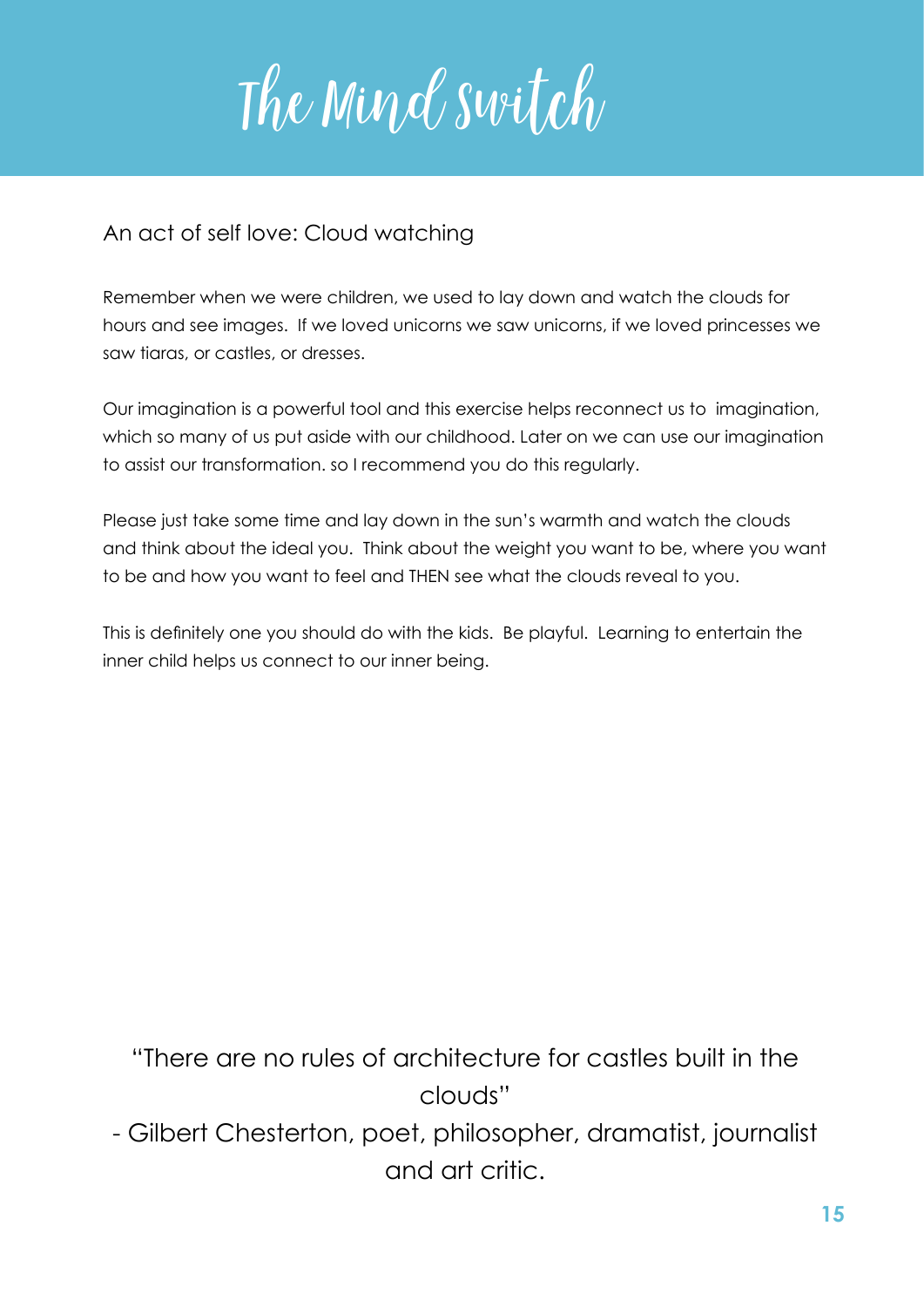# The Mind Switch

## An act of self love: Cloud watching

Remember when we were children, we used to lay down and watch the clouds for hours and see images. If we loved unicorns we saw unicorns, if we loved princesses we saw tiaras, or castles, or dresses.

Our imagination is a powerful tool and this exercise helps reconnect us to imagination, which so many of us put aside with our childhood. Later on we can use our imagination to assist our transformation. so I recommend you do this regularly.

Please just take some time and lay down in the sun's warmth and watch the clouds and think about the ideal you. Think about the weight you want to be, where you want to be and how you want to feel and THEN see what the clouds reveal to you.

This is definitely one you should do with the kids. Be playful. Learning to entertain the inner child helps us connect to our inner being.

"There are no rules of architecture for castles built in the clouds"

- Gilbert Chesterton, poet, philosopher, dramatist, journalist and art critic.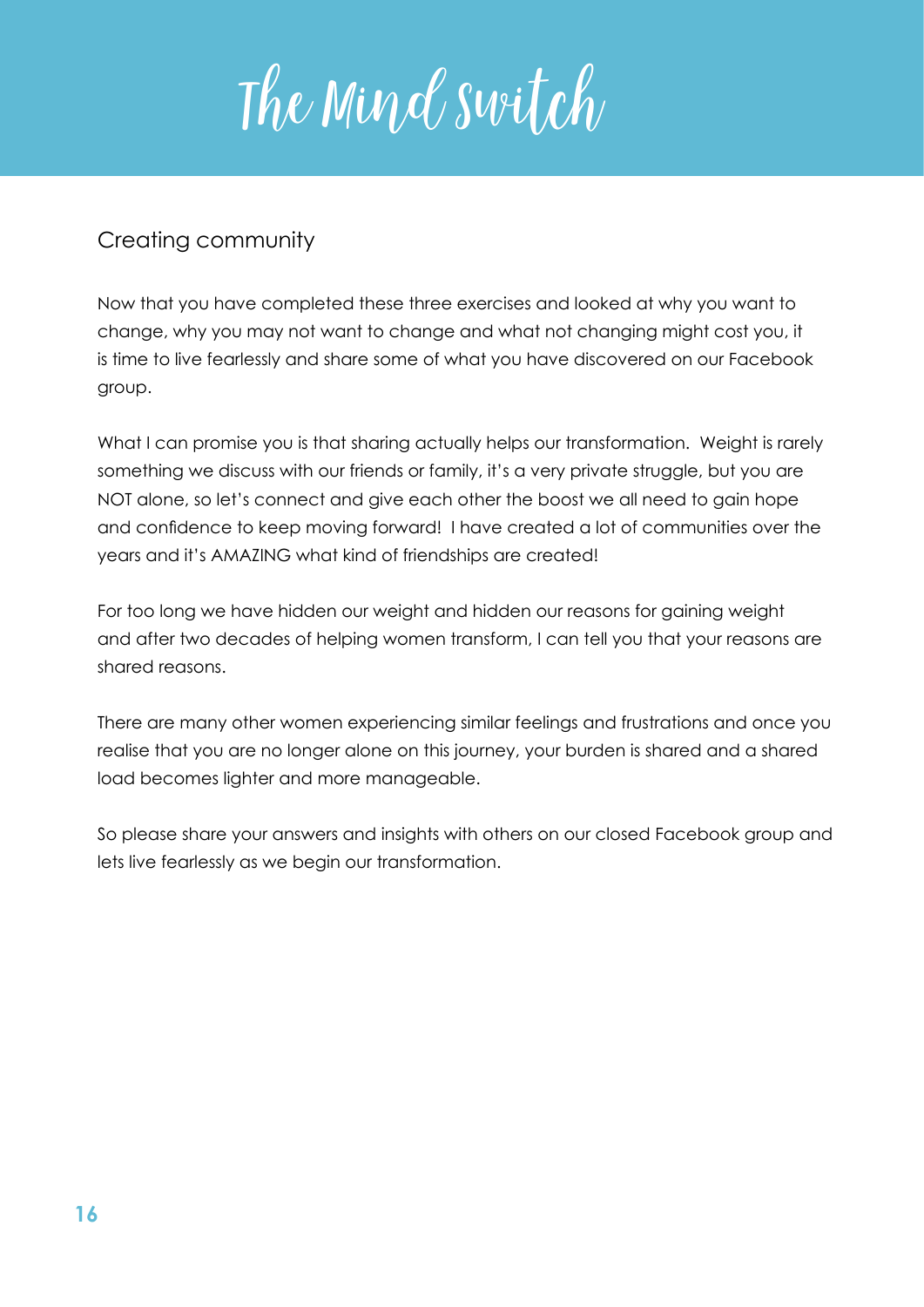## Creating community

Now that you have completed these three exercises and looked at why you want to change, why you may not want to change and what not changing might cost you, it is time to live fearlessly and share some of what you have discovered on our Facebook group.

What I can promise you is that sharing actually helps our transformation. Weight is rarely something we discuss with our friends or family, it's a very private struggle, but you are NOT alone, so let's connect and give each other the boost we all need to gain hope and confidence to keep moving forward! I have created a lot of communities over the years and it's AMAZING what kind of friendships are created!

For too long we have hidden our weight and hidden our reasons for gaining weight and after two decades of helping women transform, I can tell you that your reasons are shared reasons.

There are many other women experiencing similar feelings and frustrations and once you realise that you are no longer alone on this journey, your burden is shared and a shared load becomes lighter and more manageable.

So please share your answers and insights with others on our closed Facebook group and lets live fearlessly as we begin our transformation.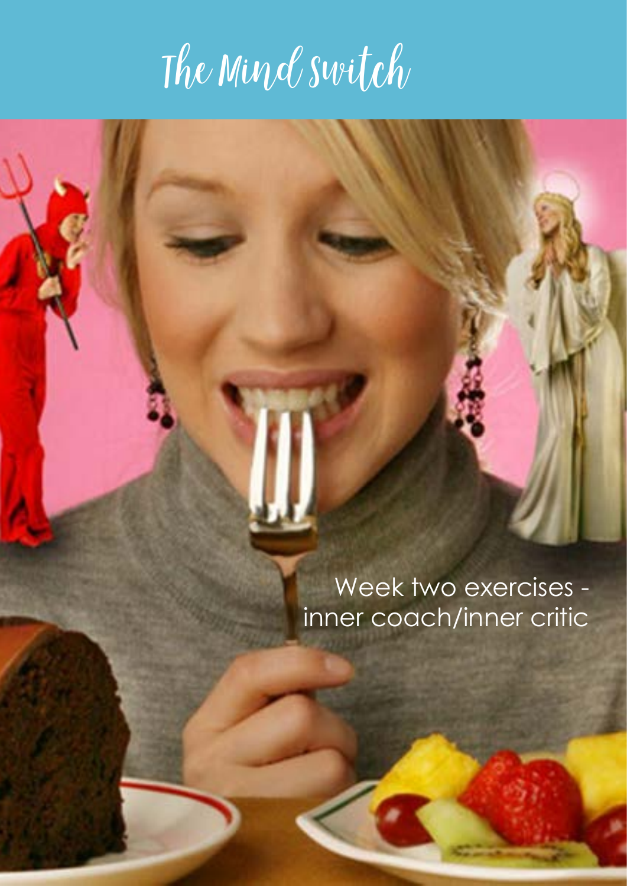# The Mind Switch

Week two exercises - inner coach/inner critic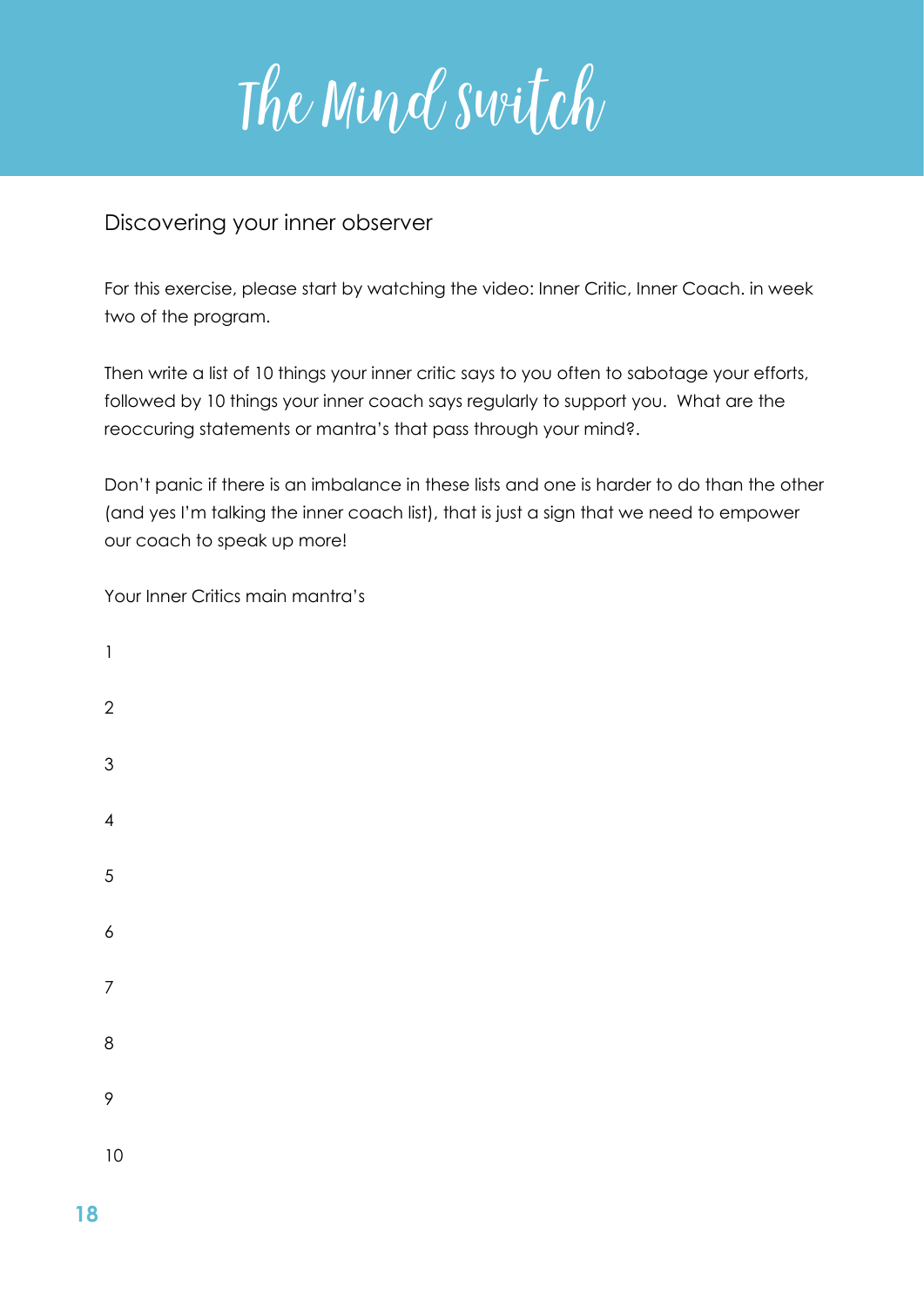# The Mind Switch

## Discovering your inner observer

For this exercise, please start by watching the video: Inner Critic, Inner Coach. in week two of the program.

Then write a list of 10 things your inner critic says to you often to sabotage your efforts, followed by 10 things your inner coach says regularly to support you. What are the reoccuring statements or mantra's that pass through your mind?.

Don't panic if there is an imbalance in these lists and one is harder to do than the other (and yes I'm talking the inner coach list), that is just a sign that we need to empower our coach to speak up more!

Your Inner Critics main mantra's

1

2

3

4

5

6

7

8

9

10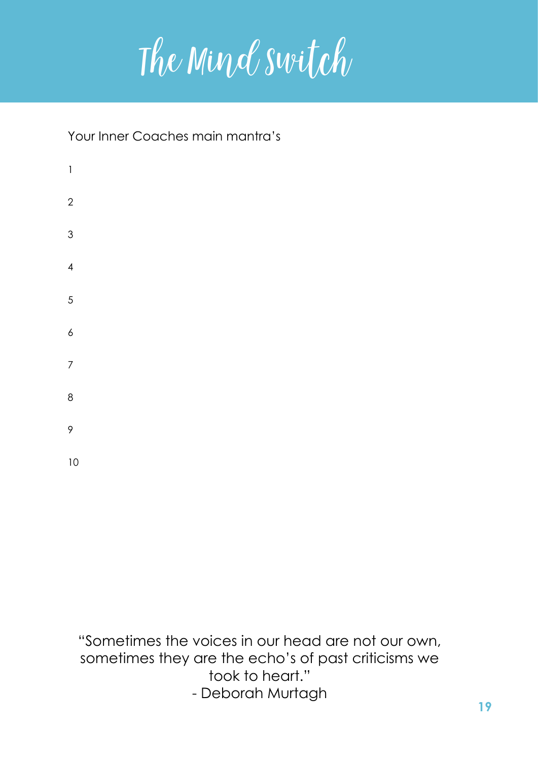# The Mind Switch

Your Inner Coaches main mantra's

1

2

3

4

5

6

7

8

9

10

"Sometimes the voices in our head are not our own, sometimes they are the echo's of past criticisms we took to heart."
- Deborah Murtagh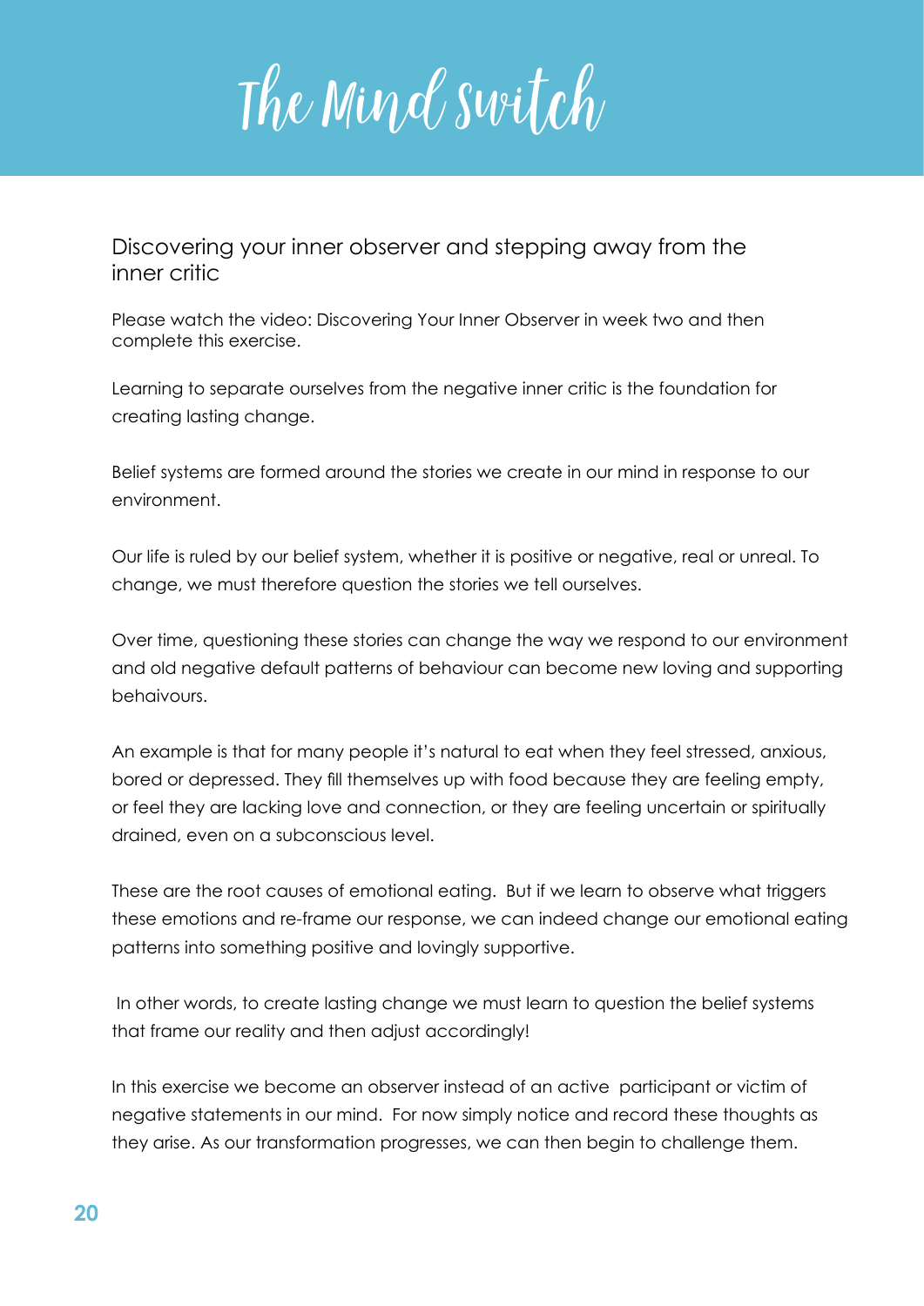# The Mind Switch

## Discovering your inner observer and stepping away from the inner critic

Please watch the video: Discovering Your Inner Observer in week two and then complete this exercise.

Learning to separate ourselves from the negative inner critic is the foundation for creating lasting change.

Belief systems are formed around the stories we create in our mind in response to our environment.

Our life is ruled by our belief system, whether it is positive or negative, real or unreal. To change, we must therefore question the stories we tell ourselves.

Over time, questioning these stories can change the way we respond to our environment and old negative default patterns of behaviour can become new loving and supporting behaviours.

An example is that for many people it's natural to eat when they feel stressed, anxious, bored or depressed. They fill themselves up with food because they are feeling empty, or feel they are lacking love and connection, or they are feeling uncertain or spiritually drained, even on a subconscious level.

These are the root causes of emotional eating. But if we learn to observe what triggers these emotions and re-frame our response, we can indeed change our emotional eating patterns into something positive and lovingly supportive.

In other words, to create lasting change we must learn to question the belief systems that frame our reality and then adjust accordingly!

In this exercise we become an observer instead of an active participant or victim of negative statements in our mind. For now simply notice and record these thoughts as they arise. As our transformation progresses, we can then begin to challenge them.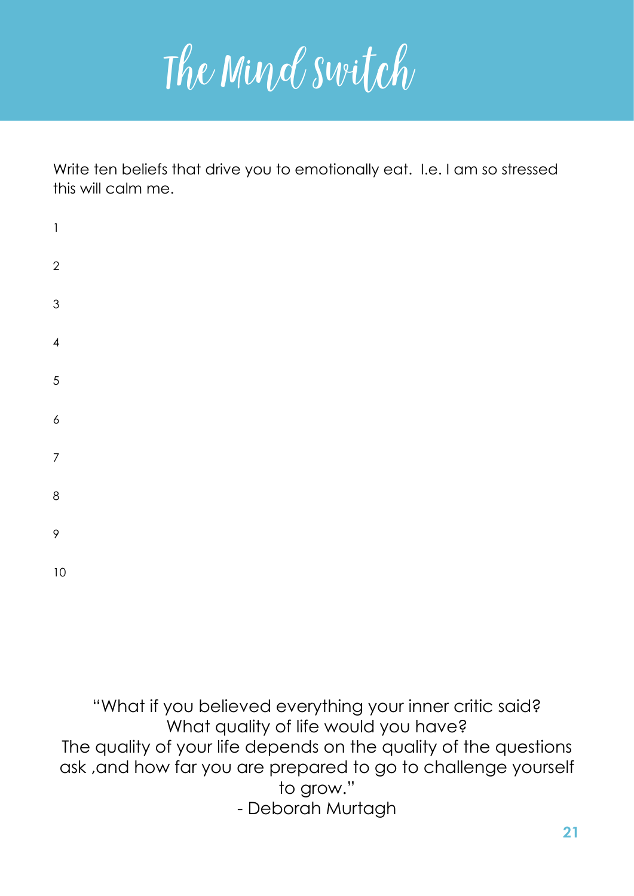# The Mind Switch

Write ten beliefs that drive you to emotionally eat. I.e. I am so stressed this will calm me.

1

2

3

4

5

6

7

8

9

10

"What if you believed everything your inner critic said?
What quality of life would you have?
The quality of your life depends on the quality of the questions ask ,and how far you are prepared to go to challenge yourself to grow."
- Deborah Murtagh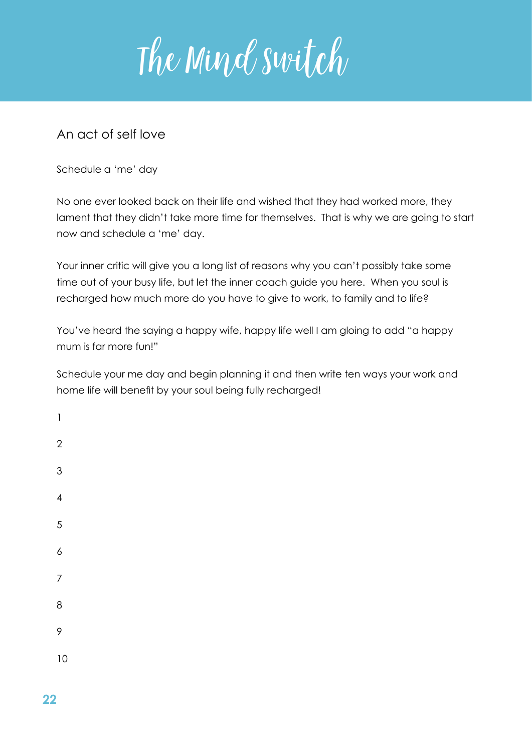# The Mind Switch

## An act of self love

Schedule a 'me' day

No one ever looked back on their life and wished that they had worked more, they lament that they didn't take more time for themselves. That is why we are going to start now and schedule a 'me' day.

Your inner critic will give you a long list of reasons why you can't possibly take some time out of your busy life, but let the inner coach guide you here. When you soul is recharged how much more do you have to give to work, to family and to life?

You've heard the saying a happy wife, happy life well I am gloing to add "a happy mum is far more fun!"

Schedule your me day and begin planning it and then write ten ways your work and home life will benefit by your soul being fully recharged!

1

2

3

4

5

6

7

8

9

10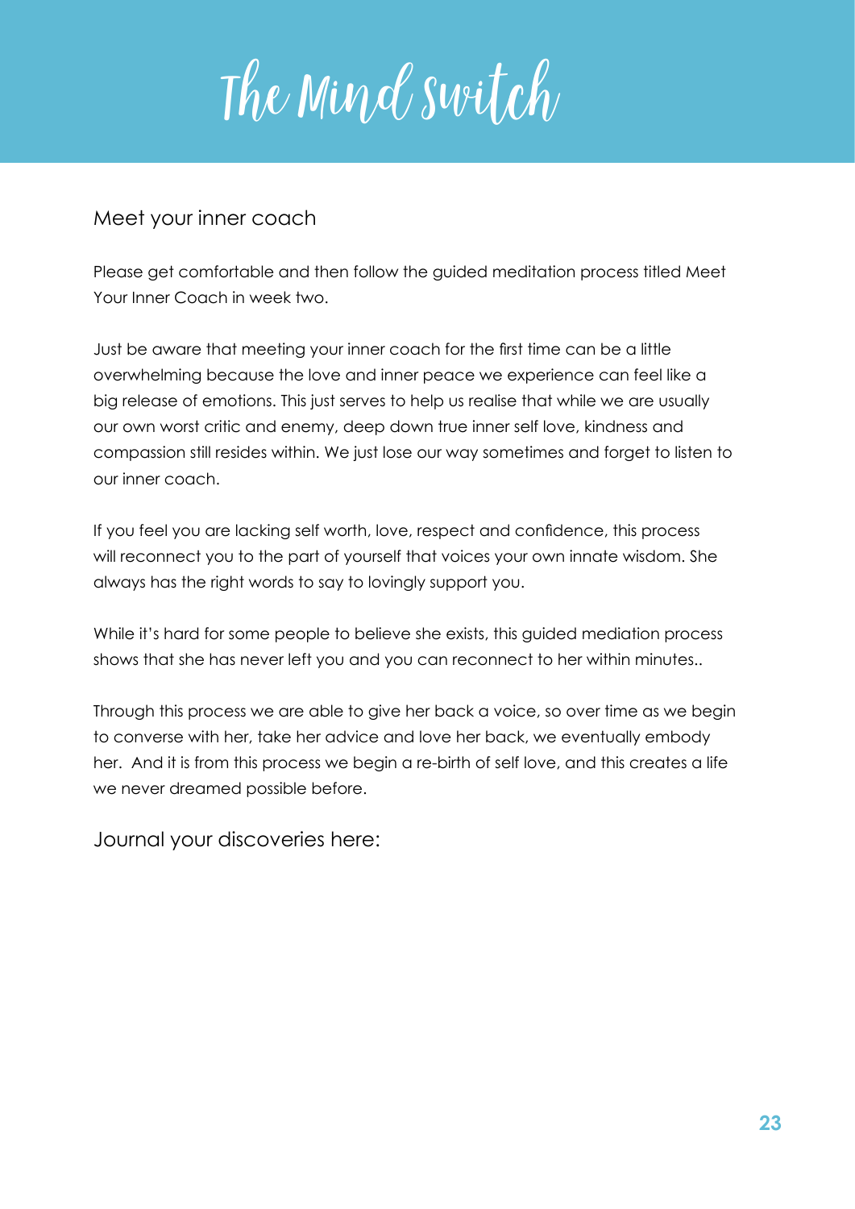# The Mind Switch

## Meet your inner coach

Please get comfortable and then follow the guided meditation process titled Meet Your Inner Coach in week two.

Just be aware that meeting your inner coach for the first time can be a little overwhelming because the love and inner peace we experience can feel like a big release of emotions. This just serves to help us realise that while we are usually our own worst critic and enemy, deep down true inner self love, kindness and compassion still resides within. We just lose our way sometimes and forget to listen to our inner coach.

If you feel you are lacking self worth, love, respect and confidence, this process will reconnect you to the part of yourself that voices your own innate wisdom. She always has the right words to say to lovingly support you.

While it's hard for some people to believe she exists, this guided mediation process shows that she has never left you and you can reconnect to her within minutes..

Through this process we are able to give her back a voice, so over time as we begin to converse with her, take her advice and love her back, we eventually embody her.  And it is from this process we begin a re-birth of self love, and this creates a life we never dreamed possible before.

## Journal your discoveries here: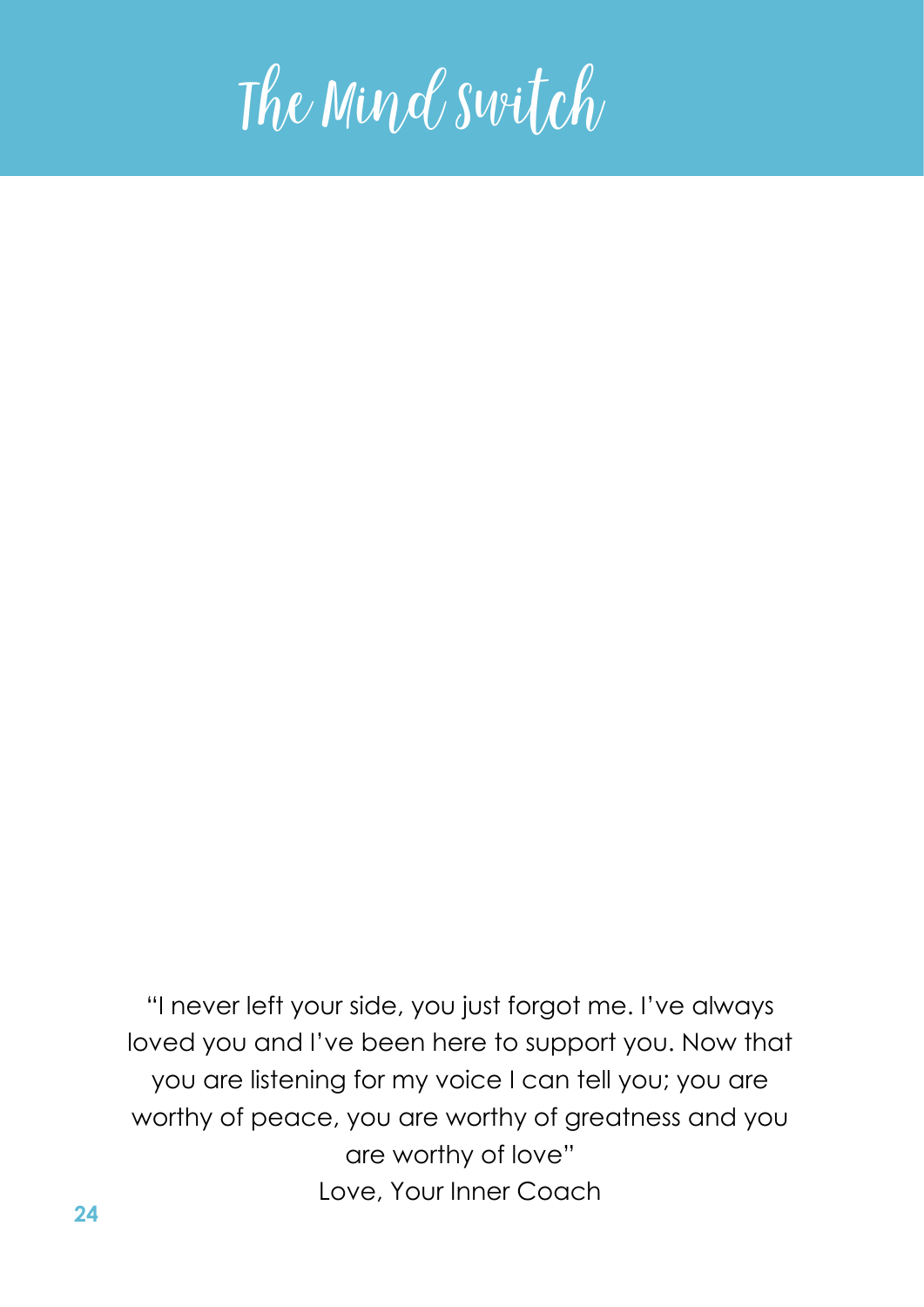# The Mind Switch

"I never left your side, you just forgot me. I've always loved you and I've been here to support you. Now that you are listening for my voice I can tell you; you are worthy of peace, you are worthy of greatness and you are worthy of love"

Love, Your Inner Coach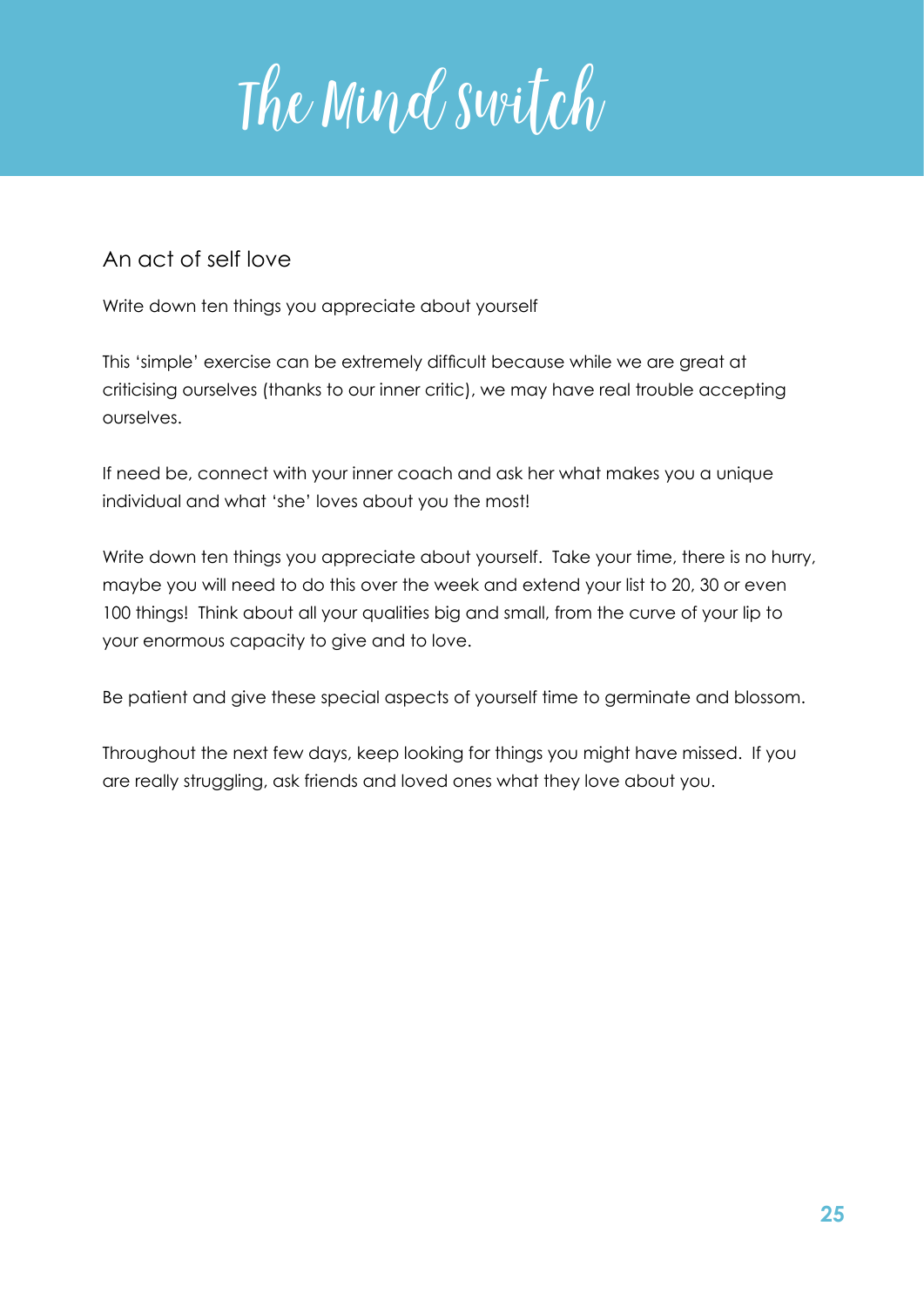# The Mind Switch

## An act of self love

Write down ten things you appreciate about yourself

This 'simple' exercise can be extremely difficult because while we are great at criticising ourselves (thanks to our inner critic), we may have real trouble accepting ourselves.

If need be, connect with your inner coach and ask her what makes you a unique individual and what 'she' loves about you the most!

Write down ten things you appreciate about yourself. Take your time, there is no hurry, maybe you will need to do this over the week and extend your list to 20, 30 or even 100 things! Think about all your qualities big and small, from the curve of your lip to your enormous capacity to give and to love.

Be patient and give these special aspects of yourself time to germinate and blossom.

Throughout the next few days, keep looking for things you might have missed. If you are really struggling, ask friends and loved ones what they love about you.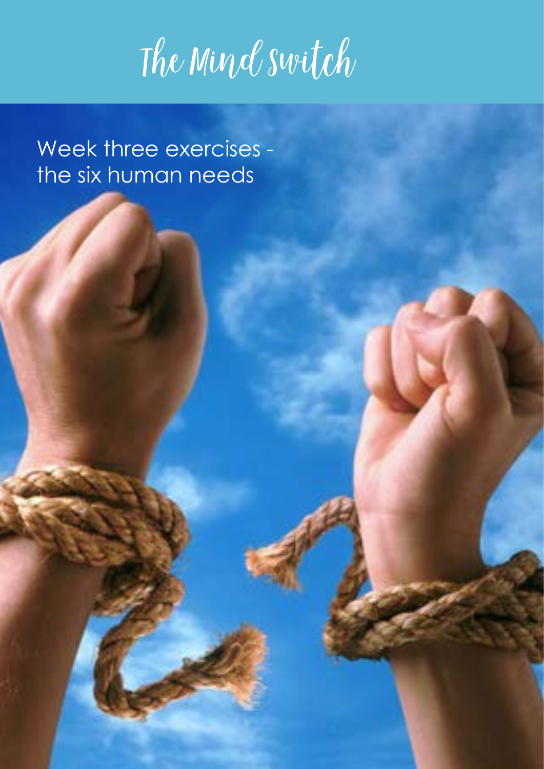# The Mind Switch

## Week three exercises - the six human needs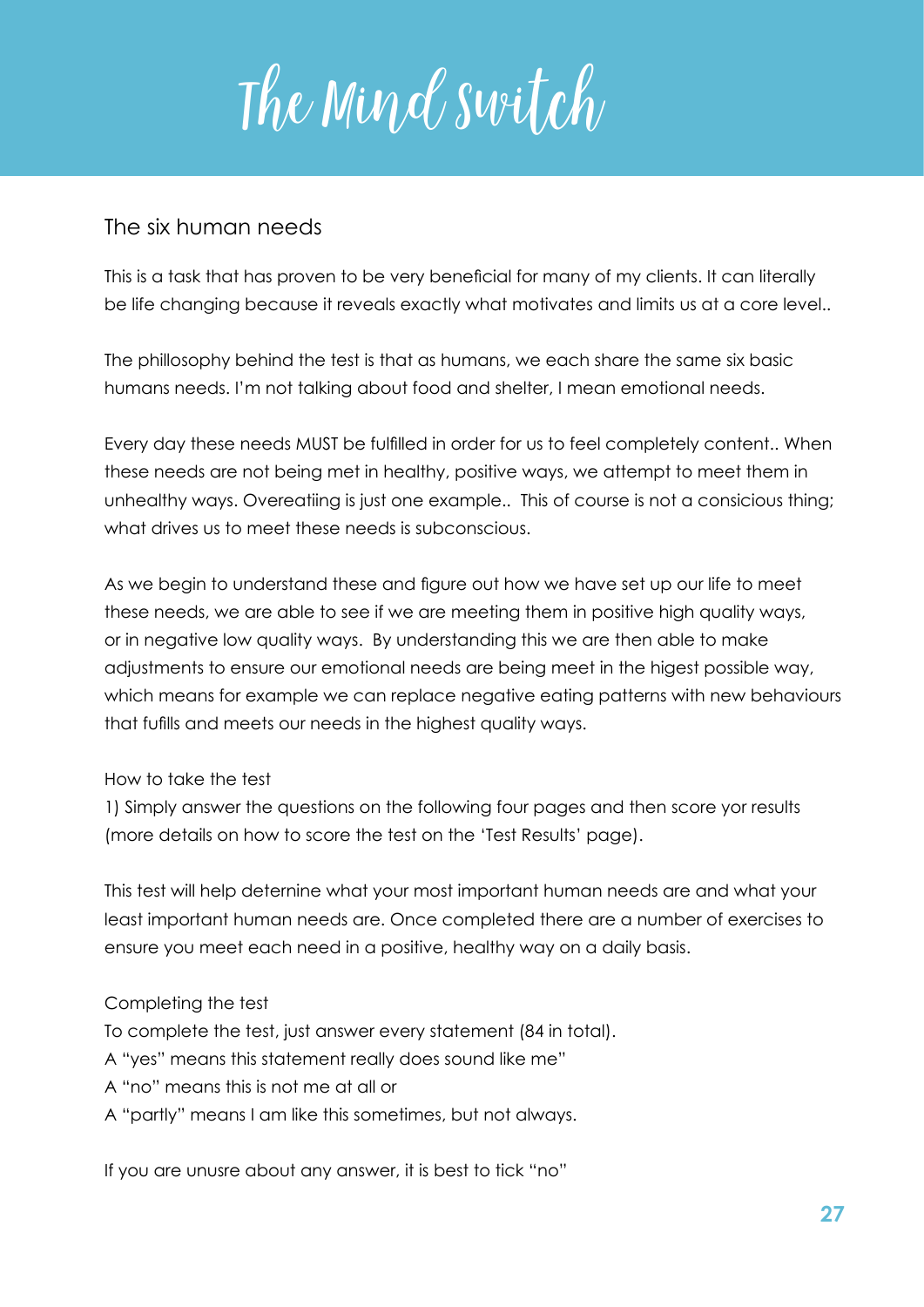# The Mind Switch

## The six human needs

This is a task that has proven to be very beneficial for many of my clients. It can literally be life changing because it reveals exactly what motivates and limits us at a core level..

The phillosophy behind the test is that as humans, we each share the same six basic humans needs. I'm not talking about food and shelter, I mean emotional needs.

Every day these needs MUST be fulfilled in order for us to feel completely content.. When these needs are not being met in healthy, positive ways, we attempt to meet them in unhealthy ways. Overeatiing is just one example.. This of course is not a consicious thing; what drives us to meet these needs is subconscious.

As we begin to understand these and figure out how we have set up our life to meet these needs, we are able to see if we are meeting them in positive high quality ways, or in negative low quality ways. By understanding this we are then able to make adjustments to ensure our emotional needs are being meet in the higest possible way, which means for example we can replace negative eating patterns with new behaviours that fufills and meets our needs in the highest quality ways.

How to take the test

1) Simply answer the questions on the following four pages and then score yor results (more details on how to score the test on the 'Test Results' page).

This test will help deternine what your most important human needs are and what your least important human needs are. Once completed there are a number of exercises to ensure you meet each need in a positive, healthy way on a daily basis.

Completing the test

To complete the test, just answer every statement (84 in total).

A "yes" means this statement really does sound like me"

A "no" means this is not me at all or

A "partly" means I am like this sometimes, but not always.

If you are unusre about any answer, it is best to tick "no"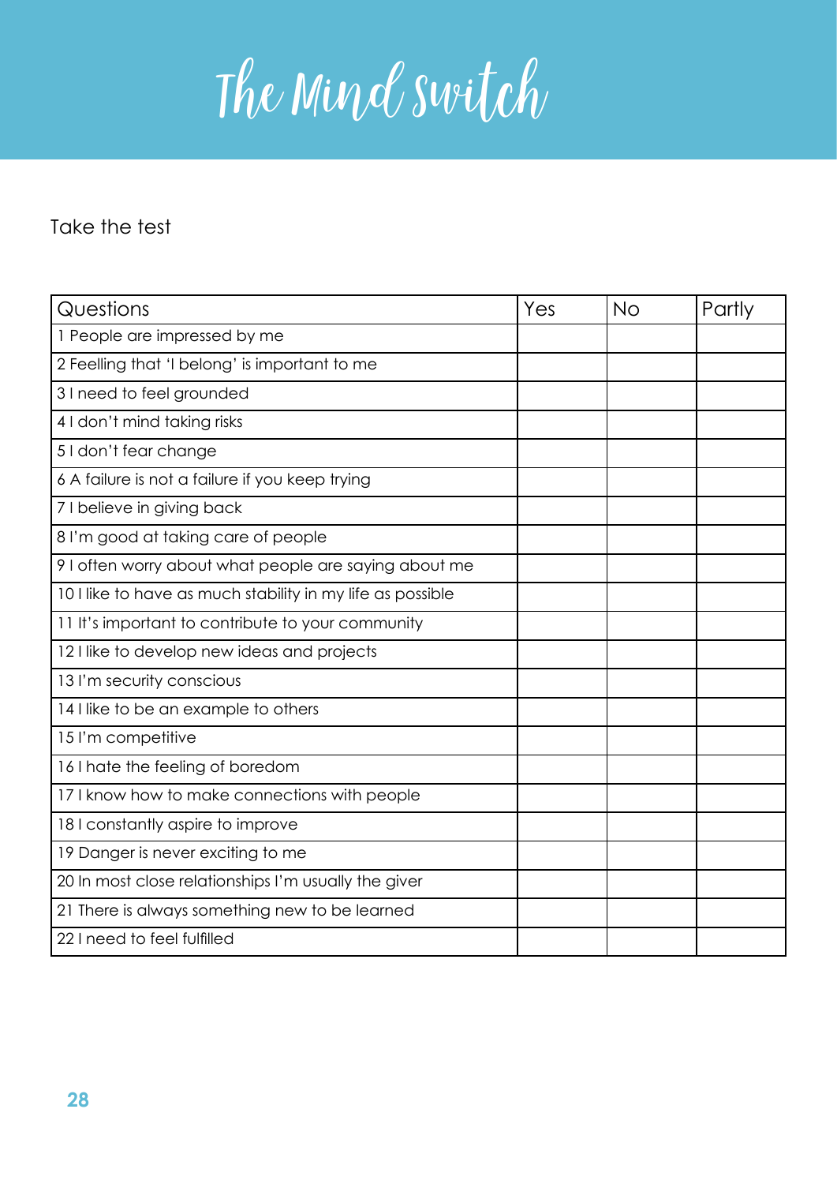# The Mind Switch

Take the test

| Questions | Yes | No | Partly |
|---|---|---|---|
| 1 People are impressed by me | | | |
| 2 Feelling that 'I belong' is important to me | | | |
| 3 I need to feel grounded | | | |
| 4 I don't mind taking risks | | | |
| 5 I don't fear change | | | |
| 6 A failure is not a failure if you keep trying | | | |
| 7 I believe in giving back | | | |
| 8 I'm good at taking care of people | | | |
| 9 I often worry about what people are saying about me | | | |
| 10 I like to have as much stability in my life as possible | | | |
| 11 It's important to contribute to your community | | | |
| 12 I like to develop new ideas and projects | | | |
| 13 I'm security conscious | | | |
| 14 I like to be an example to others | | | |
| 15 I'm competitive | | | |
| 16 I hate the feeling of boredom | | | |
| 17 I know how to make connections with people | | | |
| 18 I constantly aspire to improve | | | |
| 19 Danger is never exciting to me | | | |
| 20 In most close relationships I'm usually the giver | | | |
| 21 There is always something new to be learned | | | |
| 22 I need to feel fulfilled | | | |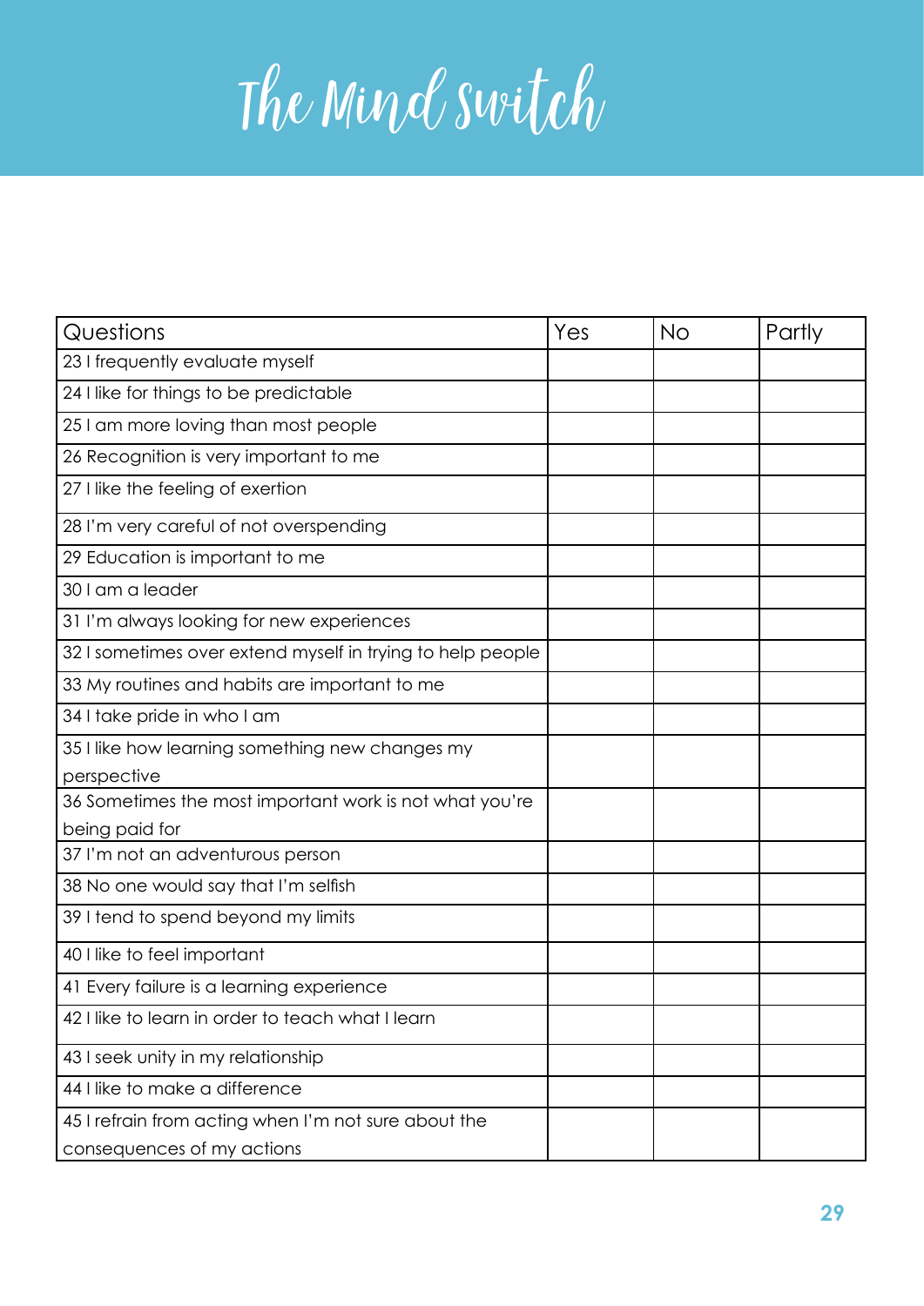# The Mind Switch

| Questions | Yes | No | Partly |
|---|---|---|---|
| 23 I frequently evaluate myself | | | |
| 24 I like for things to be predictable | | | |
| 25 I am more loving than most people | | | |
| 26 Recognition is very important to me | | | |
| 27 I like the feeling of exertion | | | |
| 28 I'm very careful of not overspending | | | |
| 29 Education is important to me | | | |
| 30 I am a leader | | | |
| 31 I'm always looking for new experiences | | | |
| 32 I sometimes over extend myself in trying to help people | | | |
| 33 My routines and habits are important to me | | | |
| 34 I take pride in who I am | | | |
| 35 I like how learning something new changes my perspective | | | |
| 36 Sometimes the most important work is not what you're being paid for | | | |
| 37 I'm not an adventurous person | | | |
| 38 No one would say that I'm selfish | | | |
| 39 I tend to spend beyond my limits | | | |
| 40 I like to feel important | | | |
| 41 Every failure is a learning experience | | | |
| 42 I like to learn in order to teach what I learn | | | |
| 43 I seek unity in my relationship | | | |
| 44 I like to make a difference | | | |
| 45 I refrain from acting when I'm not sure about the consequences of my actions | | | |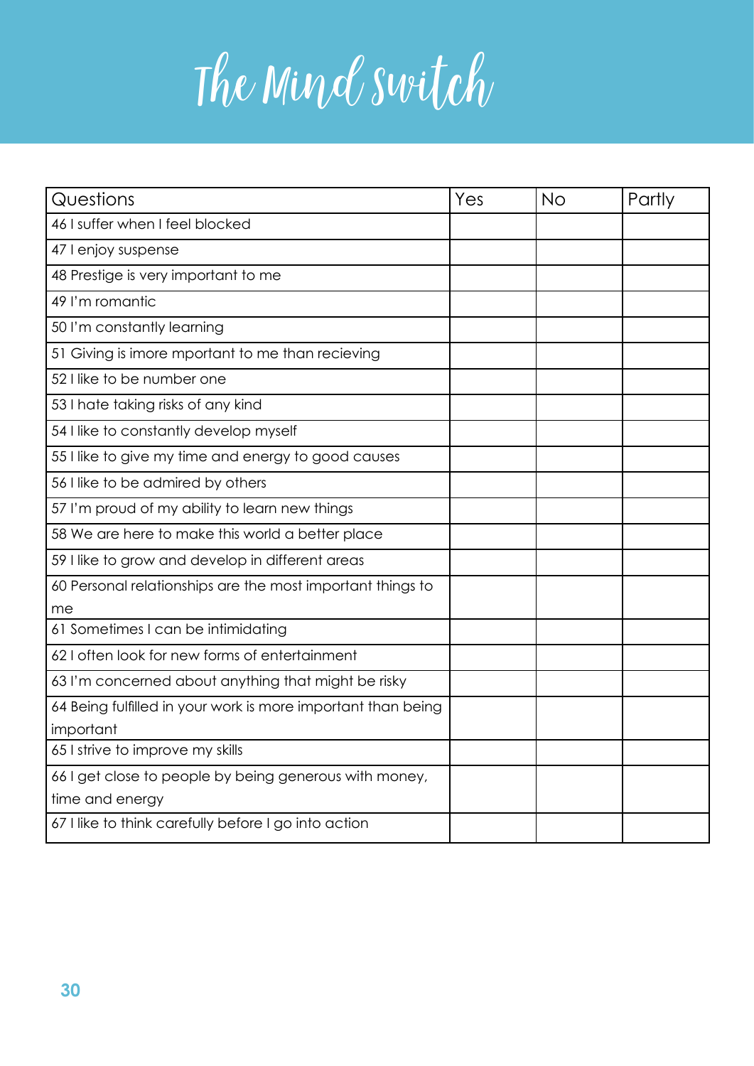# The Mind Switch

| Questions | Yes | No | Partly |
|---|---|---|---|
| 46 I suffer when I feel blocked | | | |
| 47 I enjoy suspense | | | |
| 48 Prestige is very important to me | | | |
| 49 I'm romantic | | | |
| 50 I'm constantly learning | | | |
| 51 Giving is imore mportant to me than recieving | | | |
| 52 I like to be number one | | | |
| 53 I hate taking risks of any kind | | | |
| 54 I like to constantly develop myself | | | |
| 55 I like to give my time and energy to good causes | | | |
| 56 I like to be admired by others | | | |
| 57 I'm proud of my ability to learn new things | | | |
| 58 We are here to make this world a better place | | | |
| 59 I like to grow and develop in different areas | | | |
| 60 Personal relationships are the most important things to me | | | |
| 61 Sometimes I can be intimidating | | | |
| 62 I often look for new forms of entertainment | | | |
| 63 I'm concerned about anything that might be risky | | | |
| 64 Being fulfilled in your work is more important than being important | | | |
| 65 I strive to improve my skills | | | |
| 66 I get close to people by being generous with money, time and energy | | | |
| 67 I like to think carefully before I go into action | | | |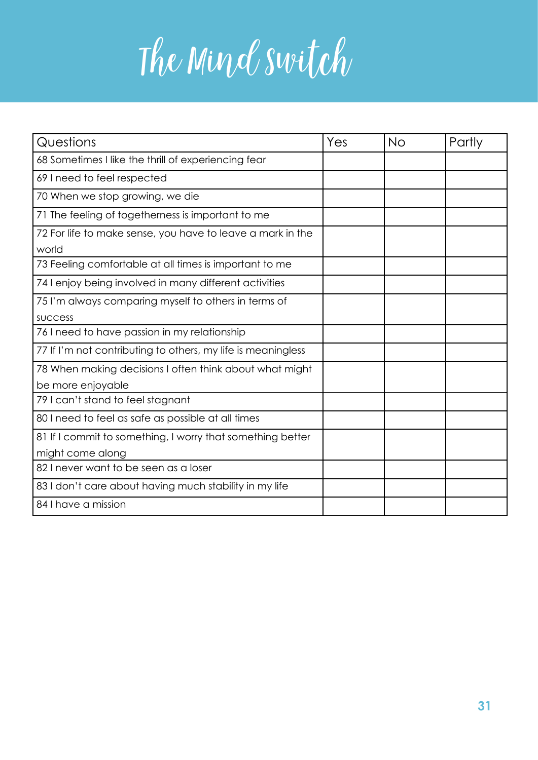# The Mind Switch

| Questions | Yes | No | Partly |
|---|---|---|---|
| 68 Sometimes I like the thrill of experiencing fear | | | |
| 69 I need to feel respected | | | |
| 70 When we stop growing, we die | | | |
| 71 The feeling of togetherness is important to me | | | |
| 72 For life to make sense, you have to leave a mark in the world | | | |
| 73 Feeling comfortable at all times is important to me | | | |
| 74 I enjoy being involved in many different activities | | | |
| 75 I'm always comparing myself to others in terms of success | | | |
| 76 I need to have passion in my relationship | | | |
| 77 If I'm not contributing to others, my life is meaningless | | | |
| 78 When making decisions I often think about what might be more enjoyable | | | |
| 79 I can't stand to feel stagnant | | | |
| 80 I need to feel as safe as possible at all times | | | |
| 81 If I commit to something, I worry that something better might come along | | | |
| 82 I never want to be seen as a loser | | | |
| 83 I don't care about having much stability in my life | | | |
| 84 I have a mission | | | |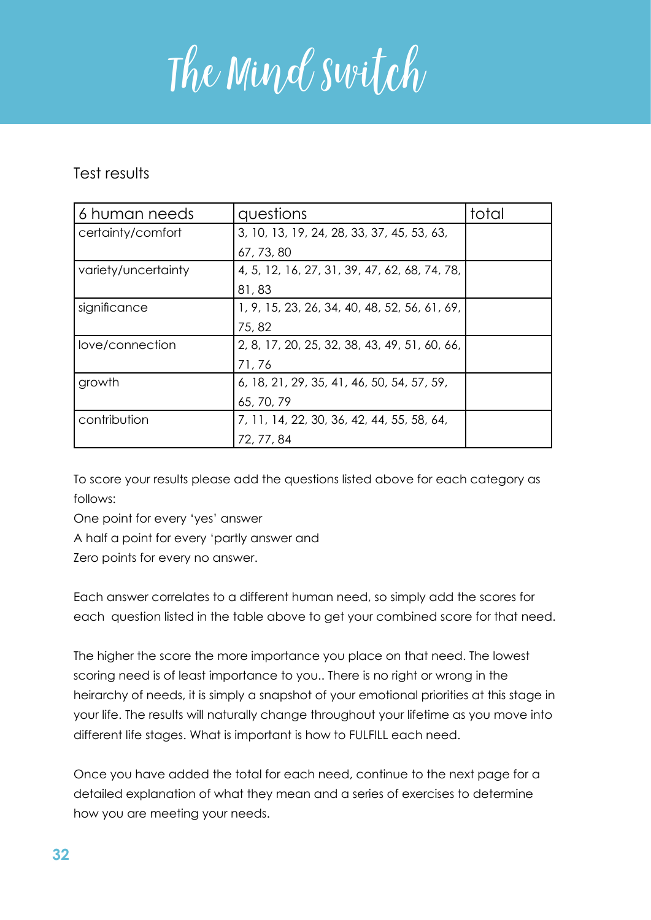Test results

| 6 human needs | questions | total |
| --- | --- | --- |
| certainty/comfort | 3, 10, 13, 19, 24, 28, 33, 37, 45, 53, 63, 67, 73, 80 | |
| variety/uncertainty | 4, 5, 12, 16, 27, 31, 39, 47, 62, 68, 74, 78, 81, 83 | |
| significance | 1, 9, 15, 23, 26, 34, 40, 48, 52, 56, 61, 69, 75, 82 | |
| love/connection | 2, 8, 17, 20, 25, 32, 38, 43, 49, 51, 60, 66, 71, 76 | |
| growth | 6, 18, 21, 29, 35, 41, 46, 50, 54, 57, 59, 65, 70, 79 | |
| contribution | 7, 11, 14, 22, 30, 36, 42, 44, 55, 58, 64, 72, 77, 84 | |

To score your results please add the questions listed above for each category as follows:

One point for every 'yes' answer

A half a point for every 'partly answer and

Zero points for every no answer.

Each answer correlates to a different human need, so simply add the scores for each  question listed in the table above to get your combined score for that need.

The higher the score the more importance you place on that need. The lowest scoring need is of least importance to you.. There is no right or wrong in the heirarchy of needs, it is simply a snapshot of your emotional priorities at this stage in your life. The results will naturally change throughout your lifetime as you move into different life stages. What is important is how to FULFILL each need.

Once you have added the total for each need, continue to the next page for a detailed explanation of what they mean and a series of exercises to determine how you are meeting your needs.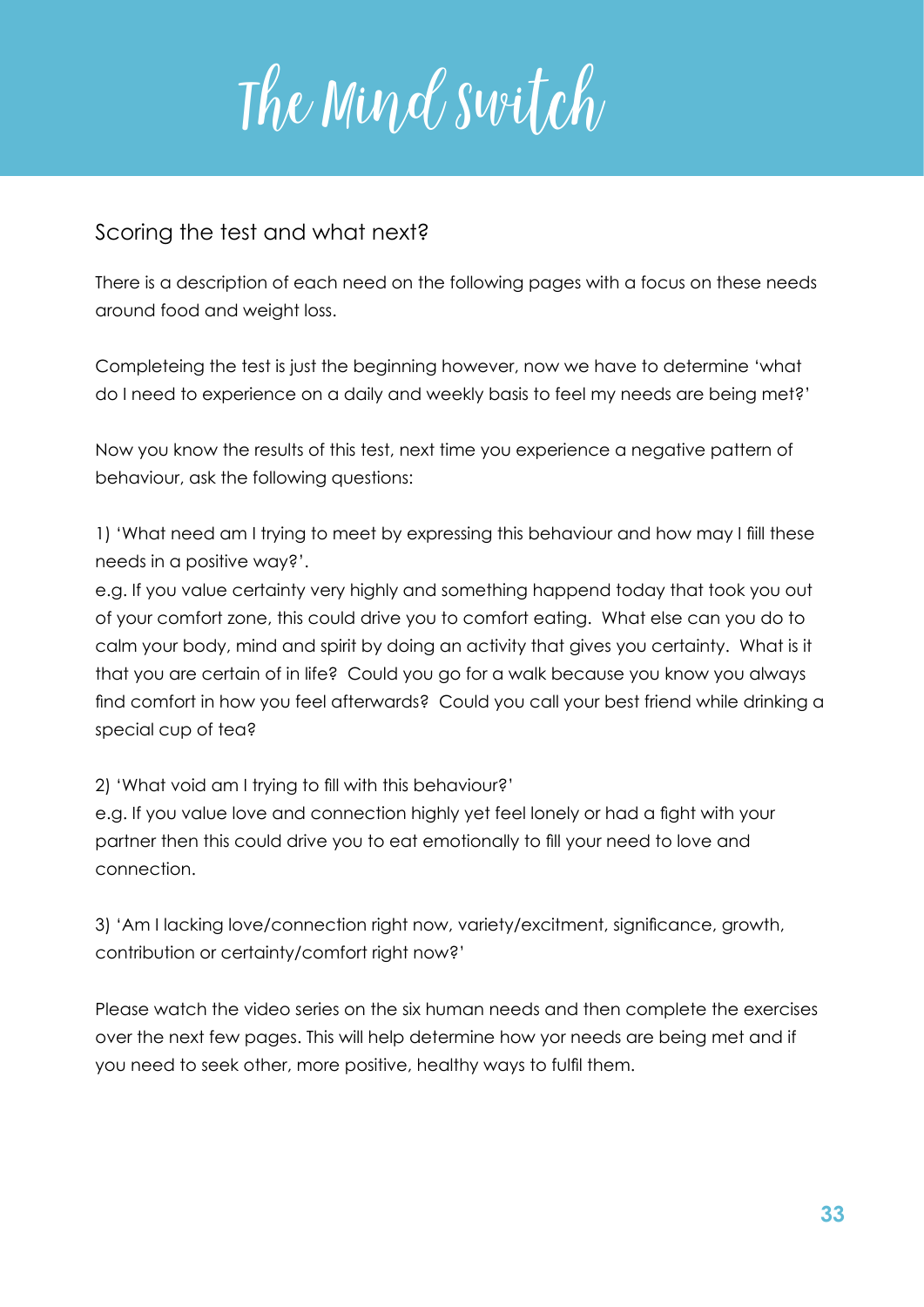# The Mind Switch

## Scoring the test and what next?

There is a description of each need on the following pages with a focus on these needs around food and weight loss.

Completeing the test is just the beginning however, now we have to determine 'what do I need to experience on a daily and weekly basis to feel my needs are being met?'

Now you know the results of this test, next time you experience a negative pattern of behaviour, ask the following questions:

1) 'What need am I trying to meet by expressing this behaviour and how may I fill these needs in a positive way?'.
e.g. If you value certainty very highly and something happend today that took you out of your comfort zone, this could drive you to comfort eating. What else can you do to calm your body, mind and spirit by doing an activity that gives you certainty. What is it that you are certain of in life? Could you go for a walk because you know you always find comfort in how you feel afterwards? Could you call your best friend while drinking a special cup of tea?

2) 'What void am I trying to fill with this behaviour?'
e.g. If you value love and connection highly yet feel lonely or had a fight with your partner then this could drive you to eat emotionally to fill your need to love and connection.

3) 'Am I lacking love/connection right now, variety/excitment, significance, growth, contribution or certainty/comfort right now?'

Please watch the video series on the six human needs and then complete the exercises over the next few pages. This will help determine how yor needs are being met and if you need to seek other, more positive, healthy ways to fulfil them.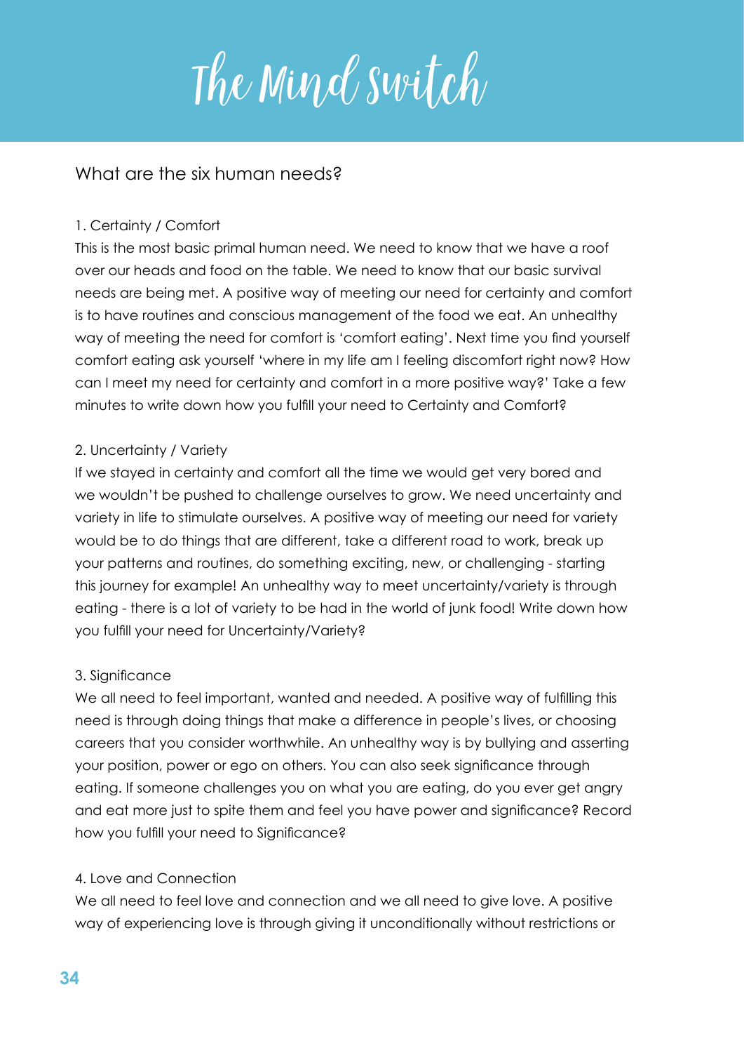# The Mind Switch

## What are the six human needs?

1. Certainty / Comfort

This is the most basic primal human need. We need to know that we have a roof over our heads and food on the table. We need to know that our basic survival needs are being met. A positive way of meeting our need for certainty and comfort is to have routines and conscious management of the food we eat. An unhealthy way of meeting the need for comfort is 'comfort eating'. Next time you find yourself comfort eating ask yourself 'where in my life am I feeling discomfort right now? How can I meet my need for certainty and comfort in a more positive way?' Take a few minutes to write down how you fulfill your need to Certainty and Comfort?

2. Uncertainty / Variety

If we stayed in certainty and comfort all the time we would get very bored and we wouldn't be pushed to challenge ourselves to grow. We need uncertainty and variety in life to stimulate ourselves. A positive way of meeting our need for variety would be to do things that are different, take a different road to work, break up your patterns and routines, do something exciting, new, or challenging - starting this journey for example! An unhealthy way to meet uncertainty/variety is through eating - there is a lot of variety to be had in the world of junk food! Write down how you fulfill your need for Uncertainty/Variety?

3. Significance

We all need to feel important, wanted and needed. A positive way of fulfilling this need is through doing things that make a difference in people's lives, or choosing careers that you consider worthwhile. An unhealthy way is by bullying and asserting your position, power or ego on others. You can also seek significance through eating. If someone challenges you on what you are eating, do you ever get angry and eat more just to spite them and feel you have power and significance? Record how you fulfill your need to Significance?

4. Love and Connection

We all need to feel love and connection and we all need to give love. A positive way of experiencing love is through giving it unconditionally without restrictions or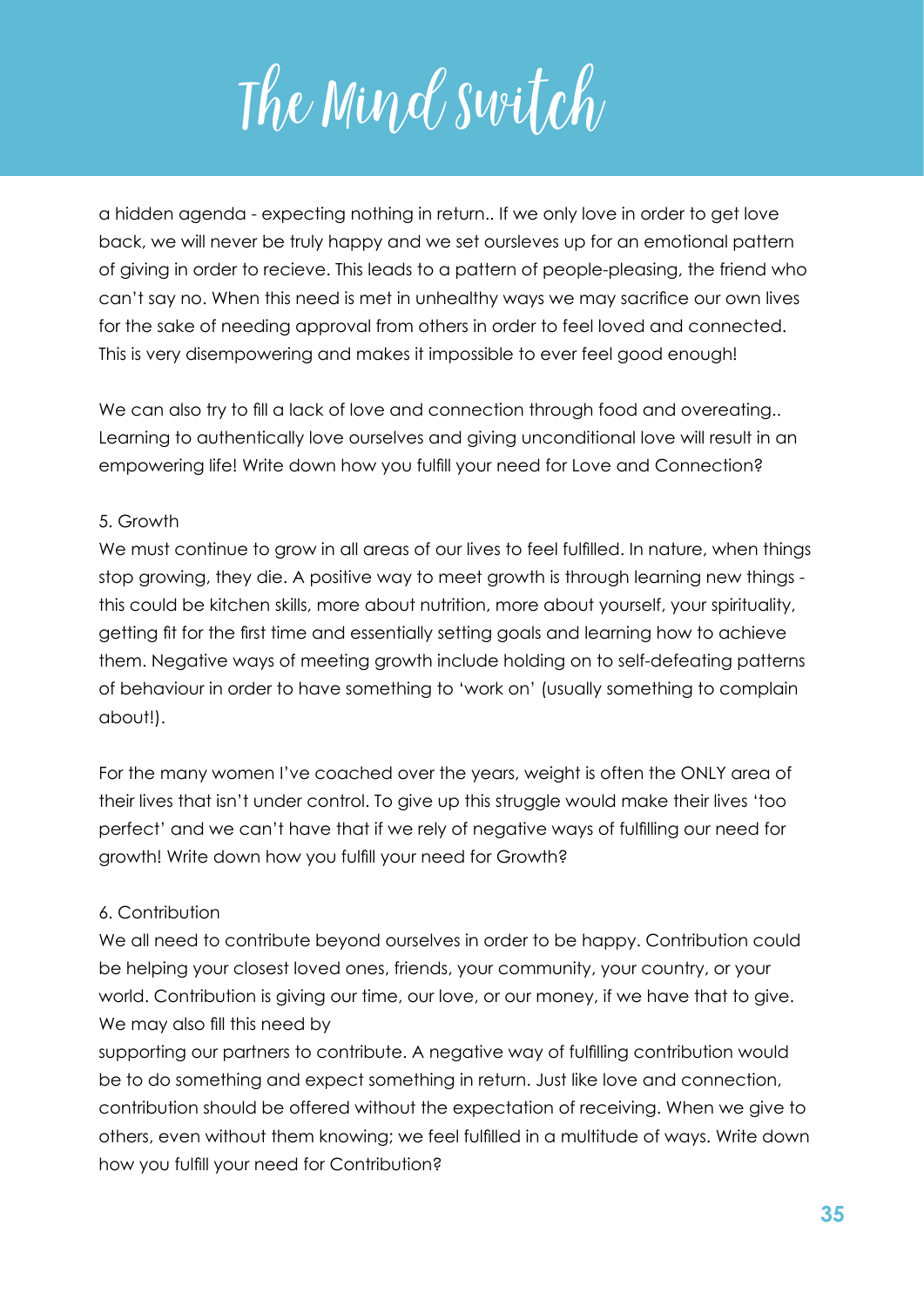a hidden agenda - expecting nothing in return.. If we only love in order to get love back, we will never be truly happy and we set oursleves up for an emotional pattern of giving in order to recieve. This leads to a pattern of people-pleasing, the friend who can't say no. When this need is met in unhealthy ways we may sacrifice our own lives for the sake of needing approval from others in order to feel loved and connected. This is very disempowering and makes it impossible to ever feel good enough!

We can also try to fill a lack of love and connection through food and overeating.. Learning to authentically love ourselves and giving unconditional love will result in an empowering life! Write down how you fulfill your need for Love and Connection?

5. Growth

We must continue to grow in all areas of our lives to feel fulfilled. In nature, when things stop growing, they die. A positive way to meet growth is through learning new things - this could be kitchen skills, more about nutrition, more about yourself, your spirituality, getting fit for the first time and essentially setting goals and learning how to achieve them. Negative ways of meeting growth include holding on to self-defeating patterns of behaviour in order to have something to 'work on' (usually something to complain about!).

For the many women I've coached over the years, weight is often the ONLY area of their lives that isn't under control. To give up this struggle would make their lives 'too perfect' and we can't have that if we rely of negative ways of fulfilling our need for growth! Write down how you fulfill your need for Growth?

6. Contribution

We all need to contribute beyond ourselves in order to be happy. Contribution could be helping your closest loved ones, friends, your community, your country, or your world. Contribution is giving our time, our love, or our money, if we have that to give. We may also fill this need by supporting our partners to contribute. A negative way of fulfilling contribution would be to do something and expect something in return. Just like love and connection, contribution should be offered without the expectation of receiving. When we give to others, even without them knowing; we feel fulfilled in a multitude of ways. Write down how you fulfill your need for Contribution?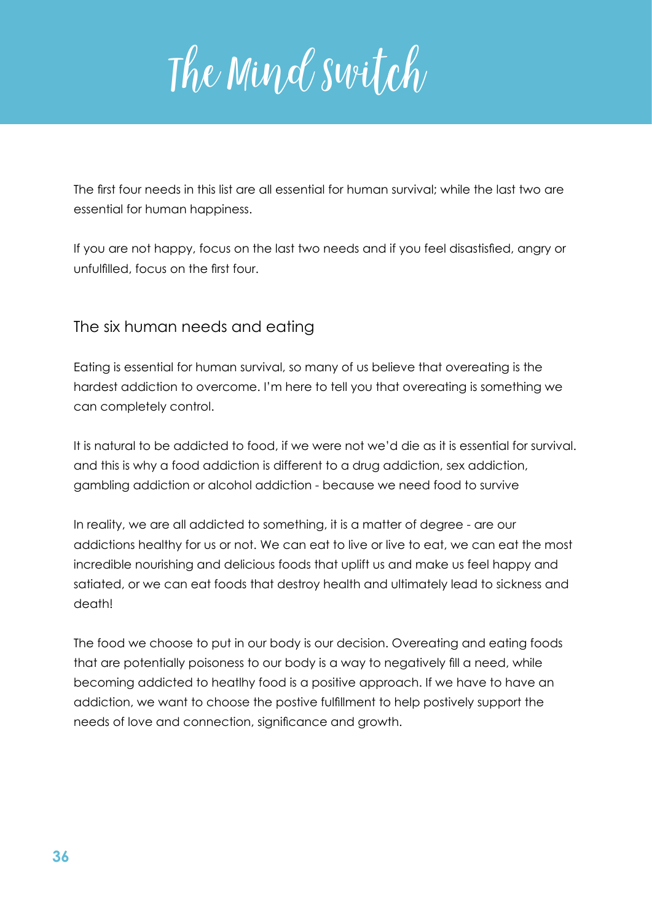The first four needs in this list are all essential for human survival; while the last two are essential for human happiness.

If you are not happy, focus on the last two needs and if you feel disastisfied, angry or unfulfilled, focus on the first four.

## The six human needs and eating

Eating is essential for human survival, so many of us believe that overeating is the hardest addiction to overcome. I'm here to tell you that overeating is something we can completely control.

It is natural to be addicted to food, if we were not we'd die as it is essential for survival. and this is why a food addiction is different to a drug addiction, sex addiction, gambling addiction or alcohol addiction - because we need food to survive

In reality, we are all addicted to something, it is a matter of degree - are our addictions healthy for us or not. We can eat to live or live to eat, we can eat the most incredible nourishing and delicious foods that uplift us and make us feel happy and satiated, or we can eat foods that destroy health and ultimately lead to sickness and death!

The food we choose to put in our body is our decision. Overeating and eating foods that are potentially poisoness to our body is a way to negatively fill a need, while becoming addicted to heatlhy food is a positive approach. If we have to have an addiction, we want to choose the postive fulfillment to help postively support the needs of love and connection, significance and growth.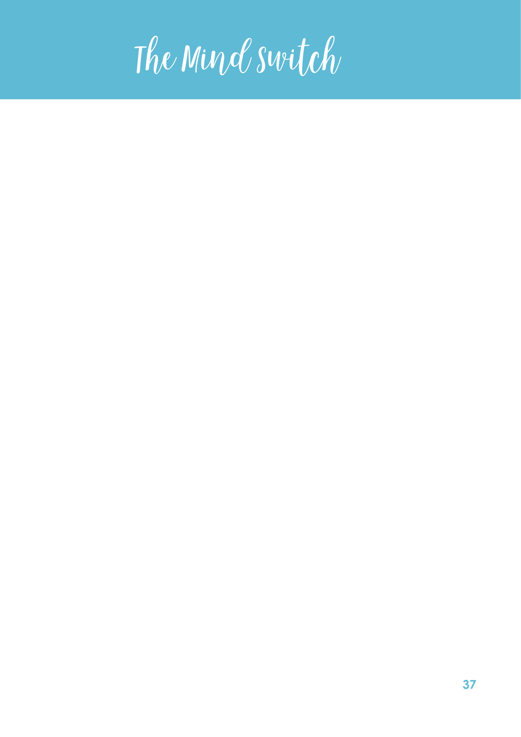# The Mind Switch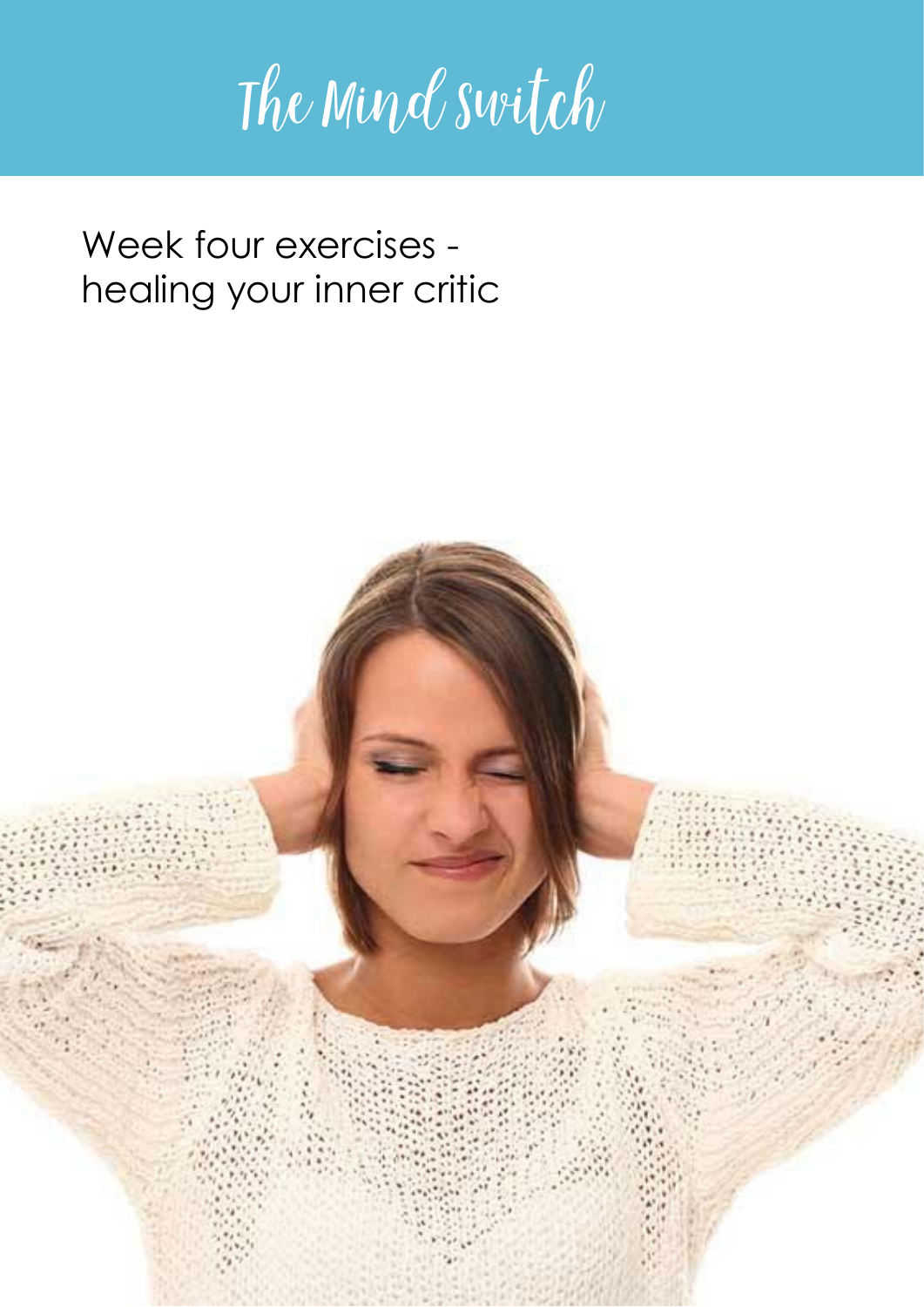# The Mind Switch

Week four exercises - healing your inner critic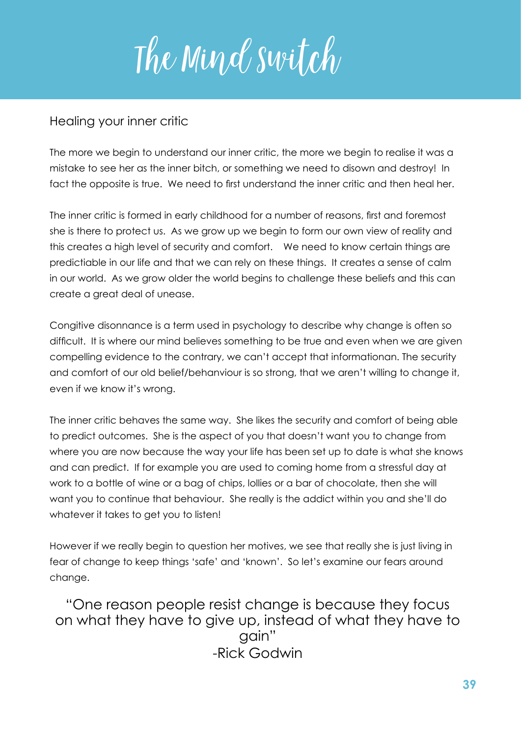# The Mind Switch

## Healing your inner critic

The more we begin to understand our inner critic, the more we begin to realise it was a mistake to see her as the inner bitch, or something we need to disown and destroy! In fact the opposite is true. We need to first understand the inner critic and then heal her.

The inner critic is formed in early childhood for a number of reasons, first and foremost she is there to protect us. As we grow up we begin to form our own view of reality and this creates a high level of security and comfort. We need to know certain things are predictiable in our life and that we can rely on these things. It creates a sense of calm in our world. As we grow older the world begins to challenge these beliefs and this can create a great deal of unease.

Congitive disonnance is a term used in psychology to describe why change is often so difficult. It is where our mind believes something to be true and even when we are given compelling evidence to the contrary, we can't accept that informationan. The security and comfort of our old belief/behanviour is so strong, that we aren't willing to change it, even if we know it's wrong.

The inner critic behaves the same way. She likes the security and comfort of being able to predict outcomes. She is the aspect of you that doesn't want you to change from where you are now because the way your life has been set up to date is what she knows and can predict. If for example you are used to coming home from a stressful day at work to a bottle of wine or a bag of chips, lollies or a bar of chocolate, then she will want you to continue that behaviour. She really is the addict within you and she'll do whatever it takes to get you to listen!

However if we really begin to question her motives, we see that really she is just living in fear of change to keep things 'safe' and 'known'. So let's examine our fears around change.

> "One reason people resist change is because they focus on what they have to give up, instead of what they have to gain"
> -Rick Godwin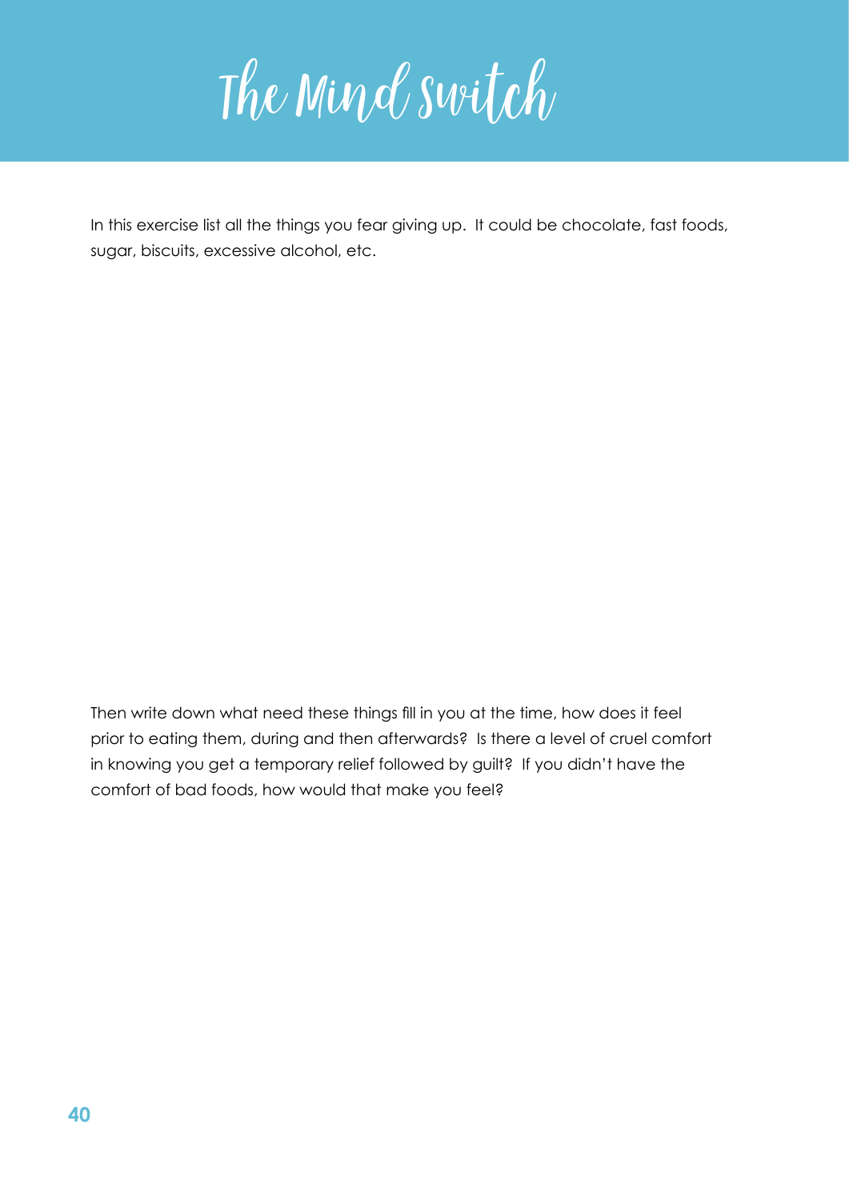# The Mind Switch

In this exercise list all the things you fear giving up. It could be chocolate, fast foods, sugar, biscuits, excessive alcohol, etc.

Then write down what need these things fill in you at the time, how does it feel prior to eating them, during and then afterwards? Is there a level of cruel comfort in knowing you get a temporary relief followed by guilt? If you didn't have the comfort of bad foods, how would that make you feel?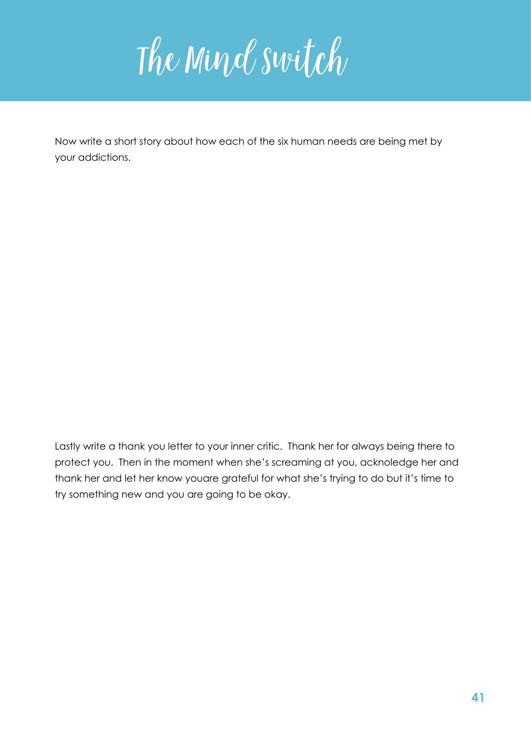# The Mind Switch

Now write a short story about how each of the six human needs are being met by your addictions.

Lastly write a thank you letter to your inner critic.  Thank her for always being there to protect you.  Then in the moment when she's screaming at you, acknoledge her and thank her and let her know youare grateful for what she's trying to do but it's time to try something new and you are going to be okay.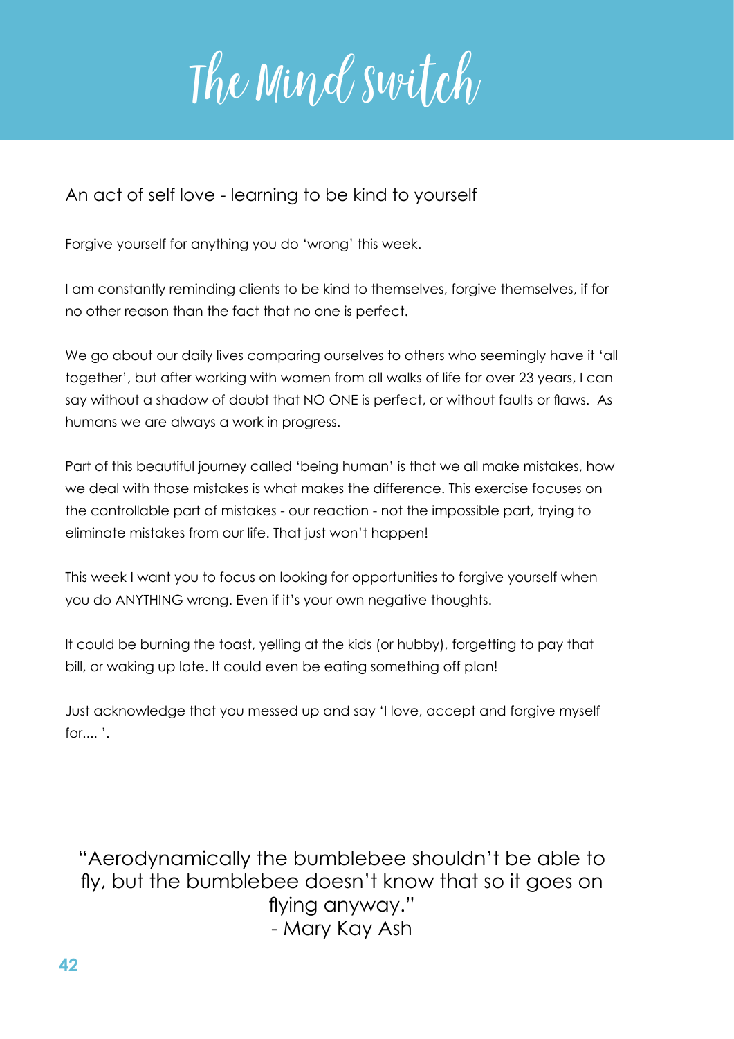# The Mind Switch

## An act of self love - learning to be kind to yourself

Forgive yourself for anything you do 'wrong' this week.

I am constantly reminding clients to be kind to themselves, forgive themselves, if for no other reason than the fact that no one is perfect.

We go about our daily lives comparing ourselves to others who seemingly have it 'all together', but after working with women from all walks of life for over 23 years, I can say without a shadow of doubt that NO ONE is perfect, or without faults or flaws. As humans we are always a work in progress.

Part of this beautiful journey called 'being human' is that we all make mistakes, how we deal with those mistakes is what makes the difference. This exercise focuses on the controllable part of mistakes - our reaction - not the impossible part, trying to eliminate mistakes from our life. That just won't happen!

This week I want you to focus on looking for opportunities to forgive yourself when you do ANYTHING wrong. Even if it's your own negative thoughts.

It could be burning the toast, yelling at the kids (or hubby), forgetting to pay that bill, or waking up late. It could even be eating something off plan!

Just acknowledge that you messed up and say 'I love, accept and forgive myself for.... '.

> "Aerodynamically the bumblebee shouldn't be able to fly, but the bumblebee doesn't know that so it goes on flying anyway."
> - Mary Kay Ash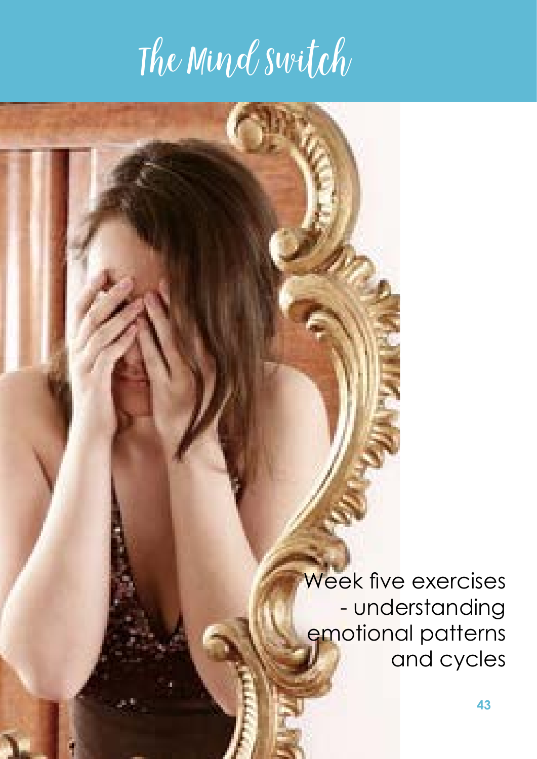# The Mind Switch

Week five exercises - understanding emotional patterns and cycles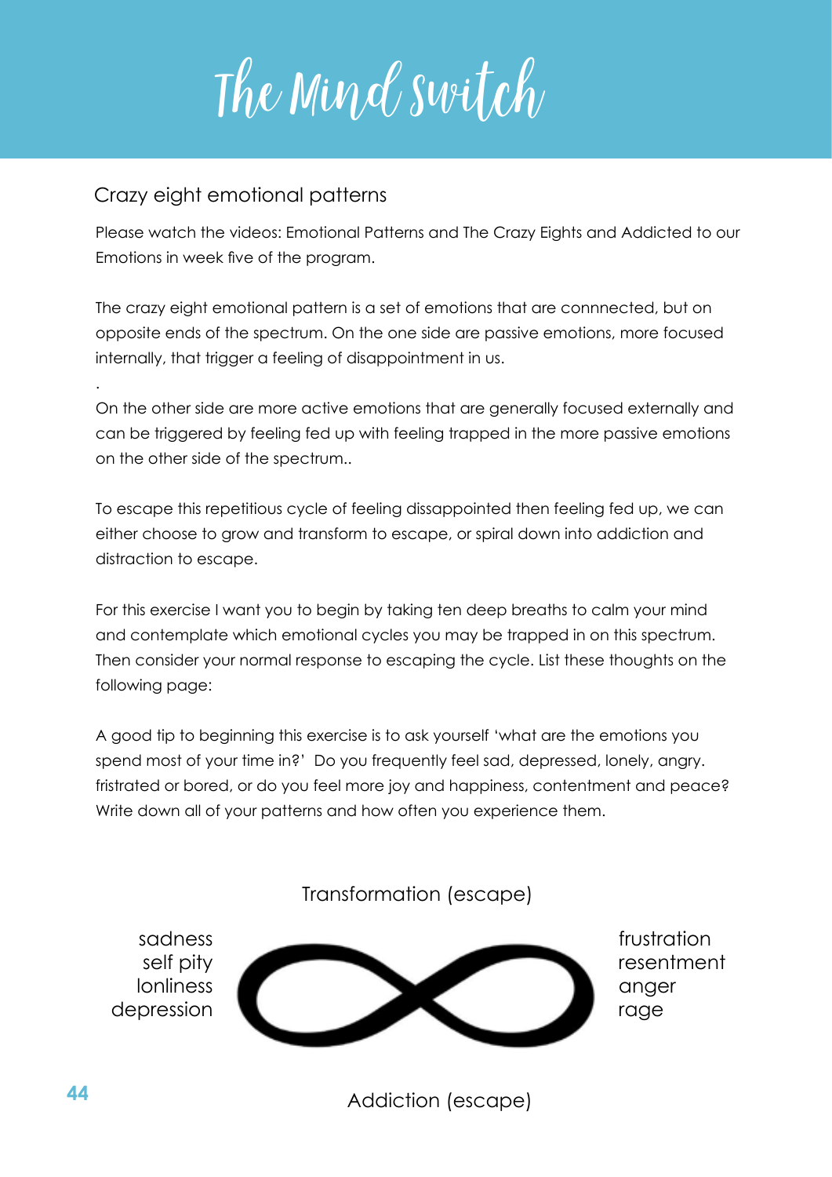# The Mind Switch

## Crazy eight emotional patterns

Please watch the videos: Emotional Patterns and The Crazy Eights and Addicted to our Emotions in week five of the program.

The crazy eight emotional pattern is a set of emotions that are connnected, but on opposite ends of the spectrum. On the one side are passive emotions, more focused internally, that trigger a feeling of disappointment in us.

.

On the other side are more active emotions that are generally focused externally and can be triggered by feeling fed up with feeling trapped in the more passive emotions on the other side of the spectrum..

To escape this repetitious cycle of feeling dissappointed then feeling fed up, we can either choose to grow and transform to escape, or spiral down into addiction and distraction to escape.

For this exercise I want you to begin by taking ten deep breaths to calm your mind and contemplate which emotional cycles you may be trapped in on this spectrum. Then consider your normal response to escaping the cycle. List these thoughts on the following page:

A good tip to beginning this exercise is to ask yourself 'what are the emotions you spend most of your time in?' Do you frequently feel sad, depressed, lonely, angry. fristrated or bored, or do you feel more joy and happiness, contentment and peace? Write down all of your patterns and how often you experience them.

Transformation (escape)

sadness
self pity
lonliness
depression

frustration
resentment
anger
rage

Addiction (escape)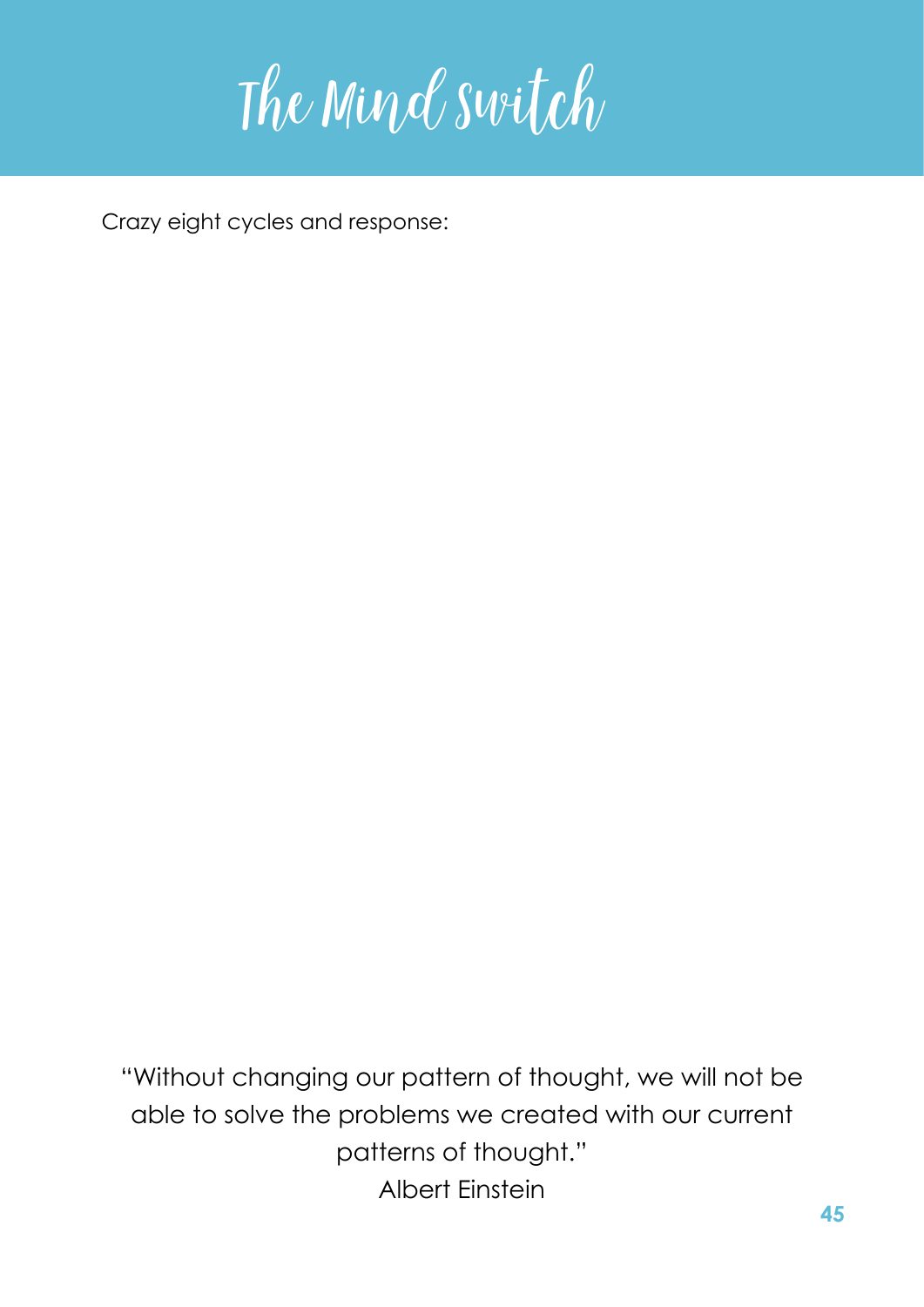# The Mind Switch

Crazy eight cycles and response:

"Without changing our pattern of thought, we will not be able to solve the problems we created with our current patterns of thought."
Albert Einstein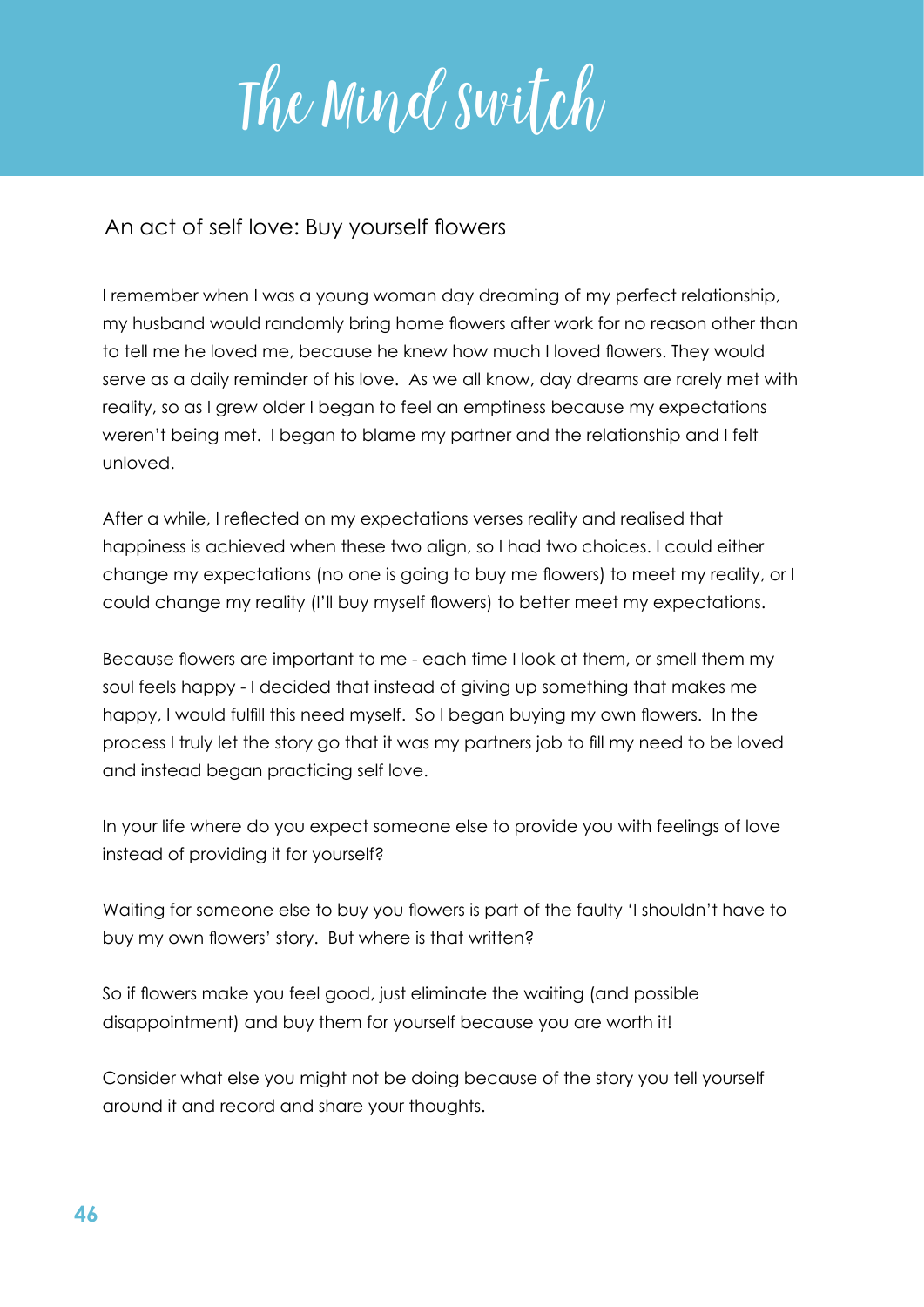# The Mind Switch

## An act of self love: Buy yourself flowers

I remember when I was a young woman day dreaming of my perfect relationship, my husband would randomly bring home flowers after work for no reason other than to tell me he loved me, because he knew how much I loved flowers. They would serve as a daily reminder of his love.  As we all know, day dreams are rarely met with reality, so as I grew older I began to feel an emptiness because my expectations weren't being met.  I began to blame my partner and the relationship and I felt unloved.

After a while, I reflected on my expectations verses reality and realised that happiness is achieved when these two align, so I had two choices. I could either change my expectations (no one is going to buy me flowers) to meet my reality, or I could change my reality (I'll buy myself flowers) to better meet my expectations.

Because flowers are important to me - each time I look at them, or smell them my soul feels happy - I decided that instead of giving up something that makes me happy, I would fulfill this need myself.  So I began buying my own flowers.  In the process I truly let the story go that it was my partners job to fill my need to be loved and instead began practicing self love.

In your life where do you expect someone else to provide you with feelings of love instead of providing it for yourself?

Waiting for someone else to buy you flowers is part of the faulty 'I shouldn't have to buy my own flowers' story.  But where is that written?

So if flowers make you feel good, just eliminate the waiting (and possible disappointment) and buy them for yourself because you are worth it!

Consider what else you might not be doing because of the story you tell yourself around it and record and share your thoughts.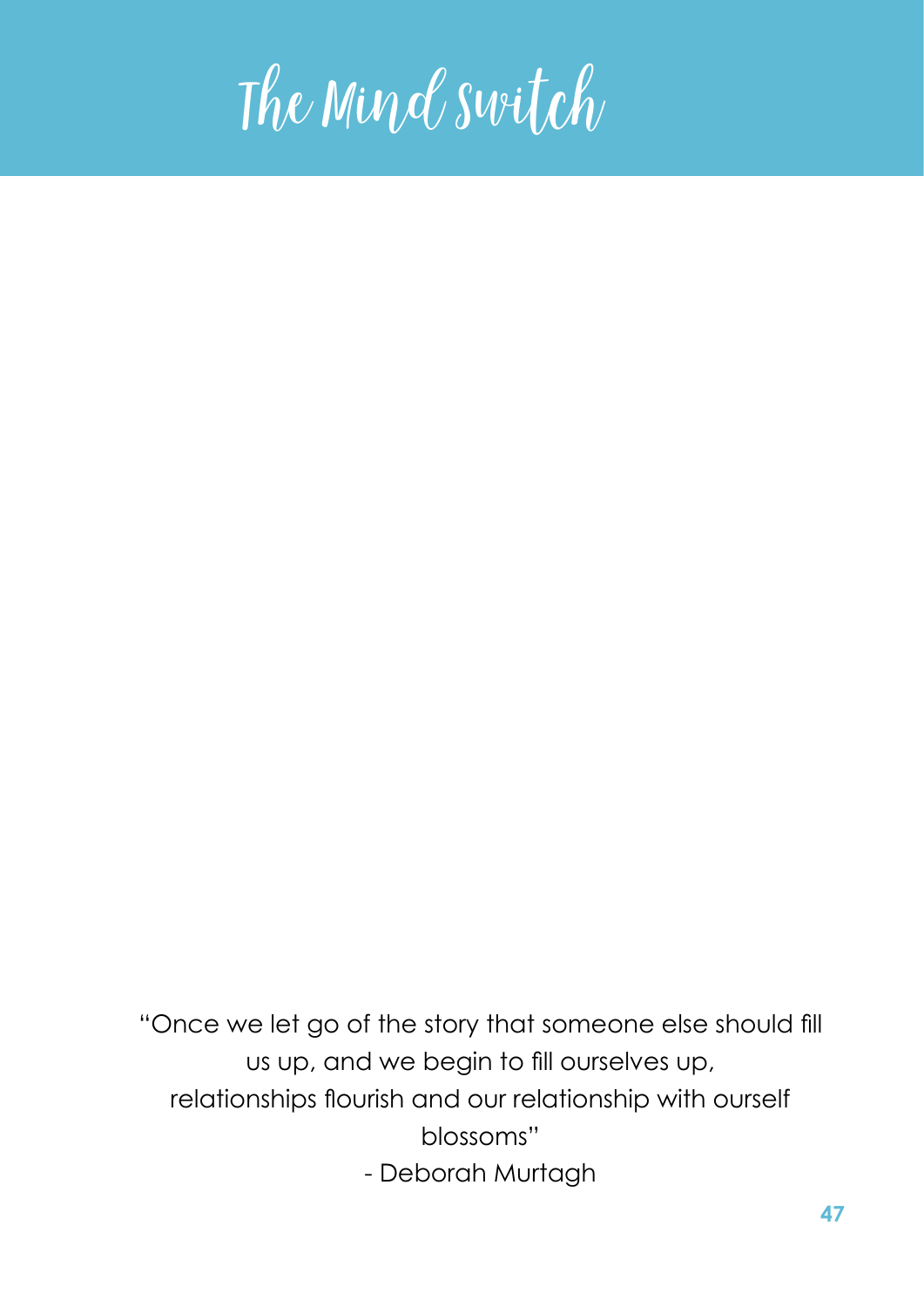# The Mind Switch

"Once we let go of the story that someone else should fill us up, and we begin to fill ourselves up, relationships flourish and our relationship with ourself blossoms"

- Deborah Murtagh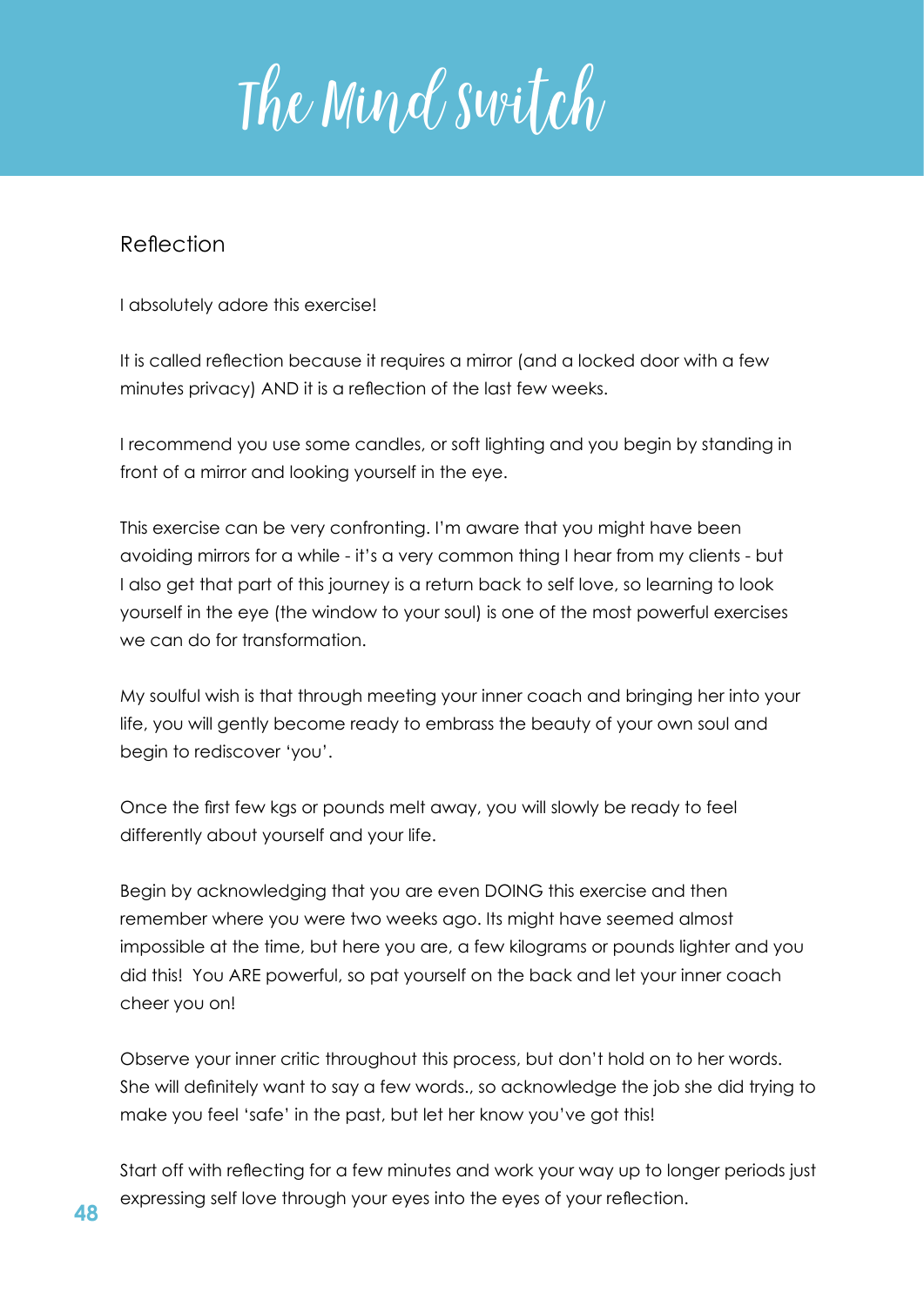# The Mind Switch

## Reflection

I absolutely adore this exercise!

It is called reflection because it requires a mirror (and a locked door with a few minutes privacy) AND it is a reflection of the last few weeks.

I recommend you use some candles, or soft lighting and you begin by standing in front of a mirror and looking yourself in the eye.

This exercise can be very confronting. I'm aware that you might have been avoiding mirrors for a while - it's a very common thing I hear from my clients - but I also get that part of this journey is a return back to self love, so learning to look yourself in the eye (the window to your soul) is one of the most powerful exercises we can do for transformation.

My soulful wish is that through meeting your inner coach and bringing her into your life, you will gently become ready to embrass the beauty of your own soul and begin to rediscover 'you'.

Once the first few kgs or pounds melt away, you will slowly be ready to feel differently about yourself and your life.

Begin by acknowledging that you are even DOING this exercise and then remember where you were two weeks ago. Its might have seemed almost impossible at the time, but here you are, a few kilograms or pounds lighter and you did this! You ARE powerful, so pat yourself on the back and let your inner coach cheer you on!

Observe your inner critic throughout this process, but don't hold on to her words. She will definitely want to say a few words., so acknowledge the job she did trying to make you feel 'safe' in the past, but let her know you've got this!

Start off with reflecting for a few minutes and work your way up to longer periods just expressing self love through your eyes into the eyes of your reflection.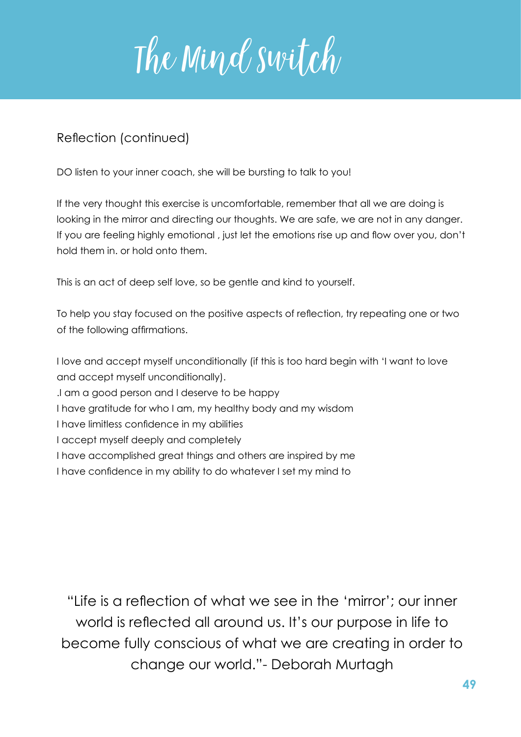## Reflection (continued)

DO listen to your inner coach, she will be bursting to talk to you!

If the very thought this exercise is uncomfortable, remember that all we are doing is looking in the mirror and directing our thoughts. We are safe, we are not in any danger. If you are feeling highly emotional , just let the emotions rise up and flow over you, don't hold them in. or hold onto them.

This is an act of deep self love, so be gentle and kind to yourself.

To help you stay focused on the positive aspects of reflection, try repeating one or two of the following affirmations.

I love and accept myself unconditionally (if this is too hard begin with 'I want to love and accept myself unconditionally).
.I am a good person and I deserve to be happy
I have gratitude for who I am, my healthy body and my wisdom
I have limitless confidence in my abilities
I accept myself deeply and completely
I have accomplished great things and others are inspired by me
I have confidence in my ability to do whatever I set my mind to

"Life is a reflection of what we see in the 'mirror'; our inner world is reflected all around us. It's our purpose in life to become fully conscious of what we are creating in order to change our world."- Deborah Murtagh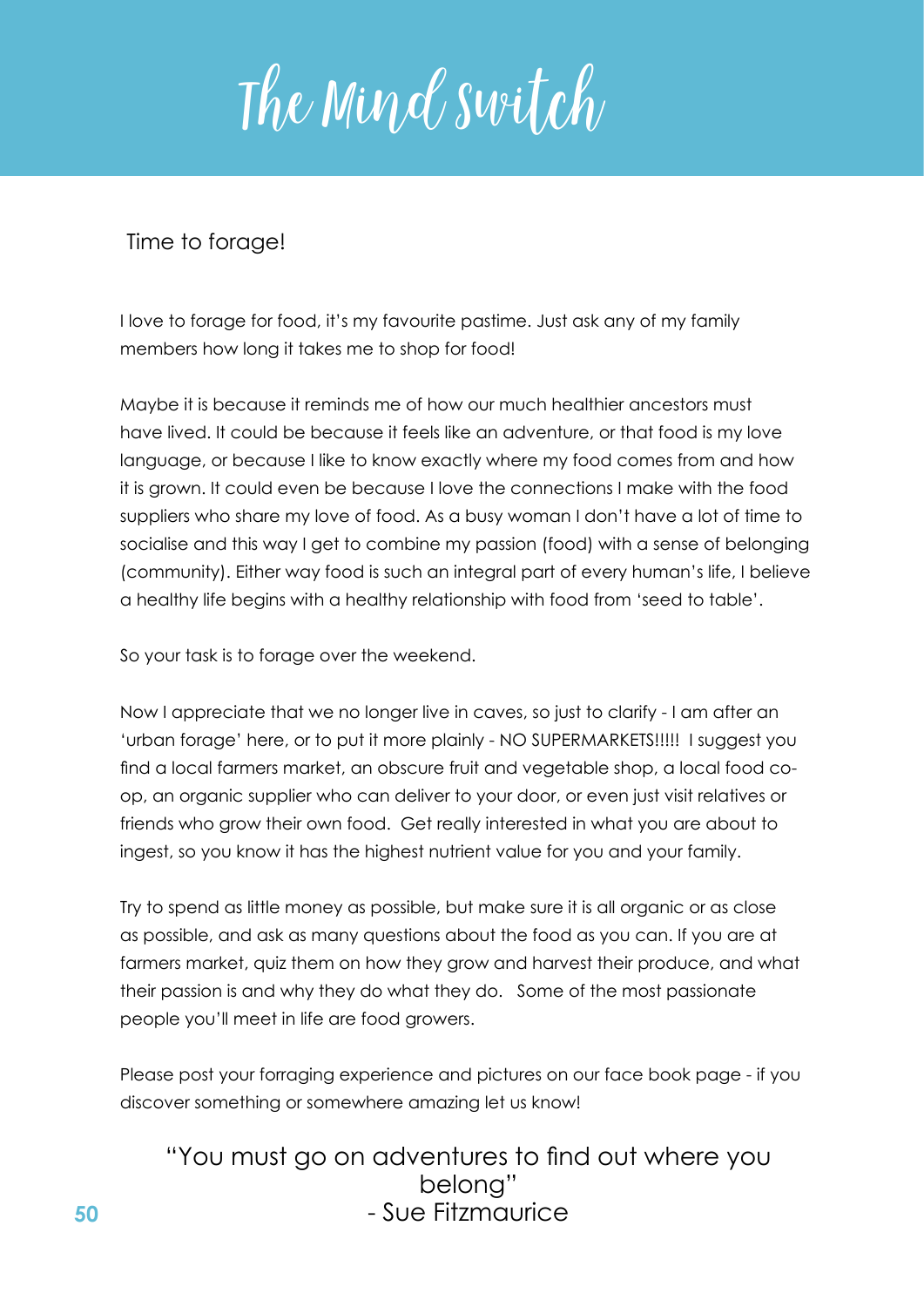# The Mind Switch

## Time to forage!

I love to forage for food, it's my favourite pastime. Just ask any of my family members how long it takes me to shop for food!

Maybe it is because it reminds me of how our much healthier ancestors must have lived. It could be because it feels like an adventure, or that food is my love language, or because I like to know exactly where my food comes from and how it is grown. It could even be because I love the connections I make with the food suppliers who share my love of food. As a busy woman I don't have a lot of time to socialise and this way I get to combine my passion (food) with a sense of belonging (community). Either way food is such an integral part of every human's life, I believe a healthy life begins with a healthy relationship with food from 'seed to table'.

So your task is to forage over the weekend.

Now I appreciate that we no longer live in caves, so just to clarify - I am after an 'urban forage' here, or to put it more plainly - NO SUPERMARKETS!!!!! I suggest you find a local farmers market, an obscure fruit and vegetable shop, a local food co-op, an organic supplier who can deliver to your door, or even just visit relatives or friends who grow their own food. Get really interested in what you are about to ingest, so you know it has the highest nutrient value for you and your family.

Try to spend as little money as possible, but make sure it is all organic or as close as possible, and ask as many questions about the food as you can. If you are at farmers market, quiz them on how they grow and harvest their produce, and what their passion is and why they do what they do. Some of the most passionate people you'll meet in life are food growers.

Please post your forraging experience and pictures on our face book page - if you discover something or somewhere amazing let us know!

> "You must go on adventures to find out where you belong"
> - Sue Fitzmaurice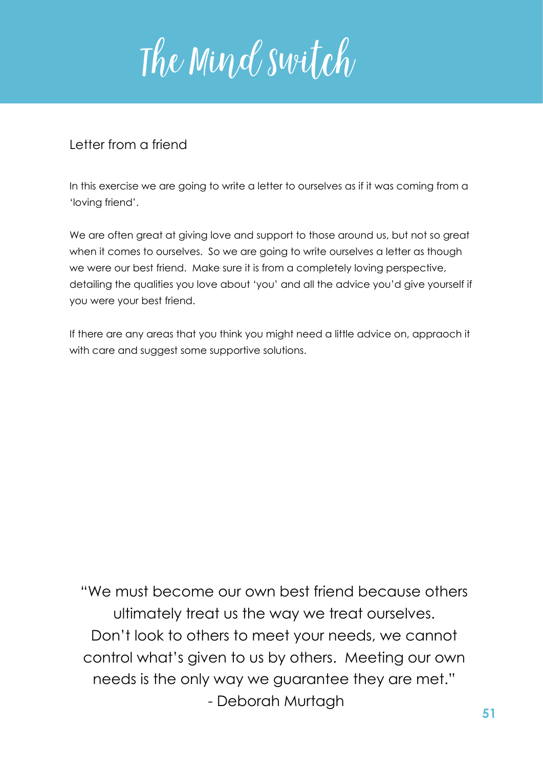# The Mind Switch

## Letter from a friend

In this exercise we are going to write a letter to ourselves as if it was coming from a 'loving friend'.

We are often great at giving love and support to those around us, but not so great when it comes to ourselves. So we are going to write ourselves a letter as though we were our best friend. Make sure it is from a completely loving perspective, detailing the qualities you love about 'you' and all the advice you'd give yourself if you were your best friend.

If there are any areas that you think you might need a little advice on, appraoch it with care and suggest some supportive solutions.

"We must become our own best friend because others ultimately treat us the way we treat ourselves. Don't look to others to meet your needs, we cannot control what's given to us by others. Meeting our own needs is the only way we guarantee they are met."
- Deborah Murtagh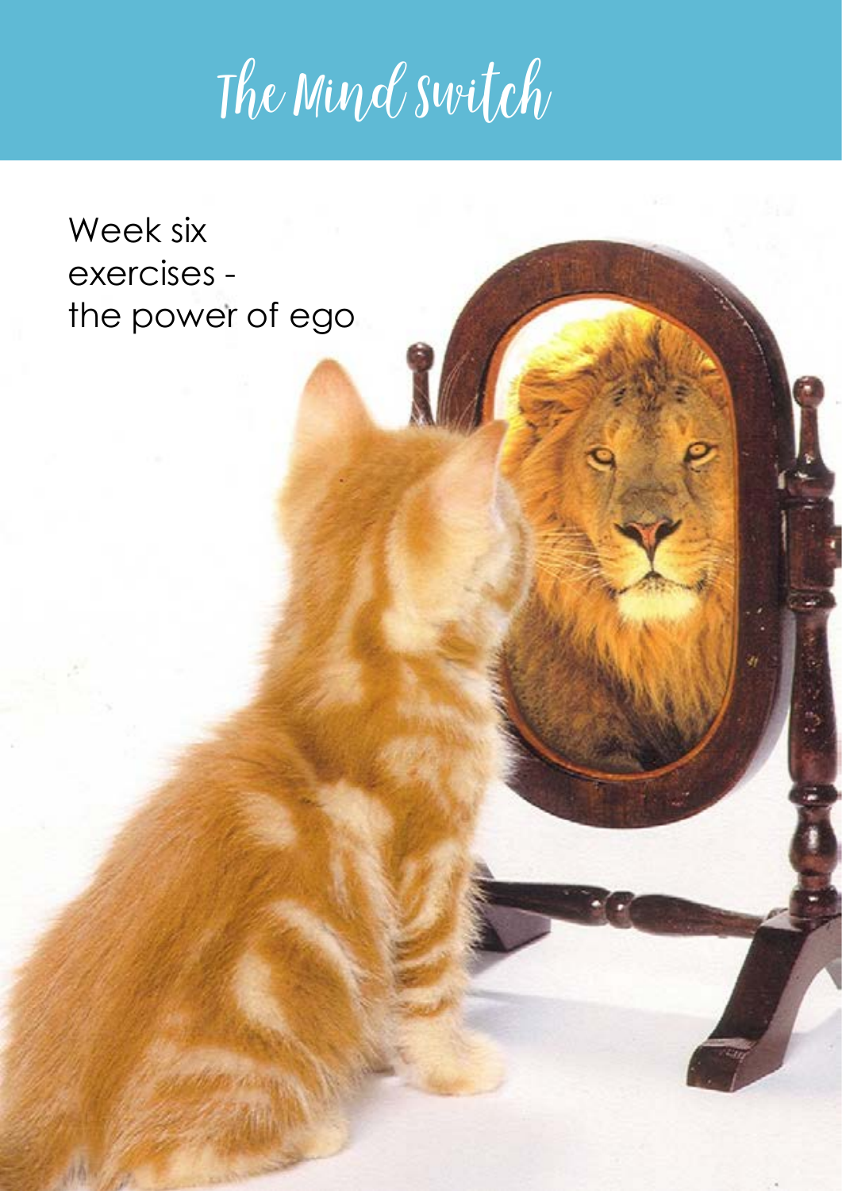# The Mind Switch

Week six exercises - the power of ego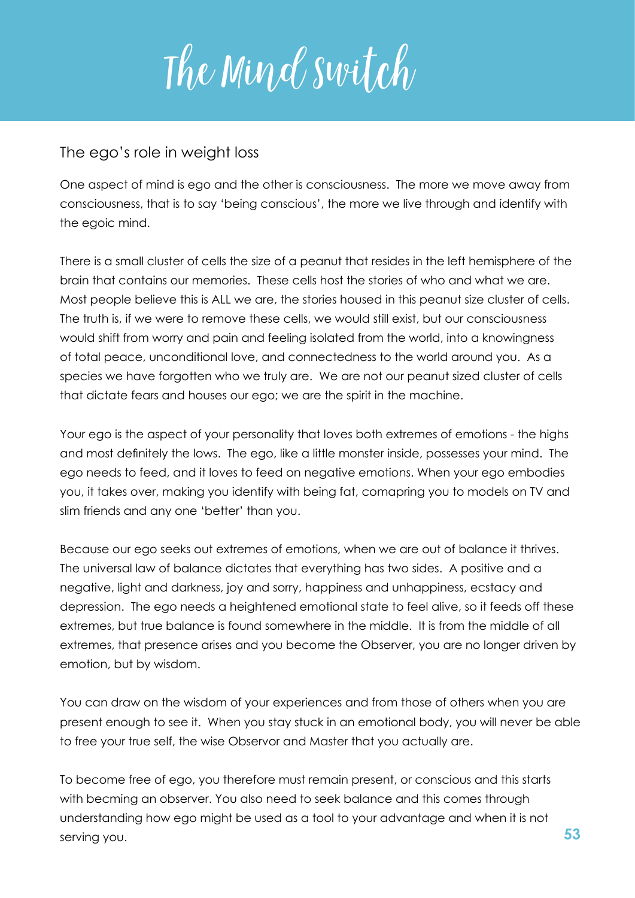# The Mind Switch

## The ego's role in weight loss

One aspect of mind is ego and the other is consciousness. The more we move away from consciousness, that is to say 'being conscious', the more we live through and identify with the egoic mind.

There is a small cluster of cells the size of a peanut that resides in the left hemisphere of the brain that contains our memories. These cells host the stories of who and what we are. Most people believe this is ALL we are, the stories housed in this peanut size cluster of cells. The truth is, if we were to remove these cells, we would still exist, but our consciousness would shift from worry and pain and feeling isolated from the world, into a knowingness of total peace, unconditional love, and connectedness to the world around you. As a species we have forgotten who we truly are. We are not our peanut sized cluster of cells that dictate fears and houses our ego; we are the spirit in the machine.

Your ego is the aspect of your personality that loves both extremes of emotions - the highs and most definitely the lows. The ego, like a little monster inside, possesses your mind. The ego needs to feed, and it loves to feed on negative emotions. When your ego embodies you, it takes over, making you identify with being fat, comapring you to models on TV and slim friends and any one 'better' than you.

Because our ego seeks out extremes of emotions, when we are out of balance it thrives. The universal law of balance dictates that everything has two sides. A positive and a negative, light and darkness, joy and sorry, happiness and unhappiness, ecstacy and depression. The ego needs a heightened emotional state to feel alive, so it feeds off these extremes, but true balance is found somewhere in the middle. It is from the middle of all extremes, that presence arises and you become the Observer, you are no longer driven by emotion, but by wisdom.

You can draw on the wisdom of your experiences and from those of others when you are present enough to see it. When you stay stuck in an emotional body, you will never be able to free your true self, the wise Observor and Master that you actually are.

To become free of ego, you therefore must remain present, or conscious and this starts with becming an observer. You also need to seek balance and this comes through understanding how ego might be used as a tool to your advantage and when it is not serving you.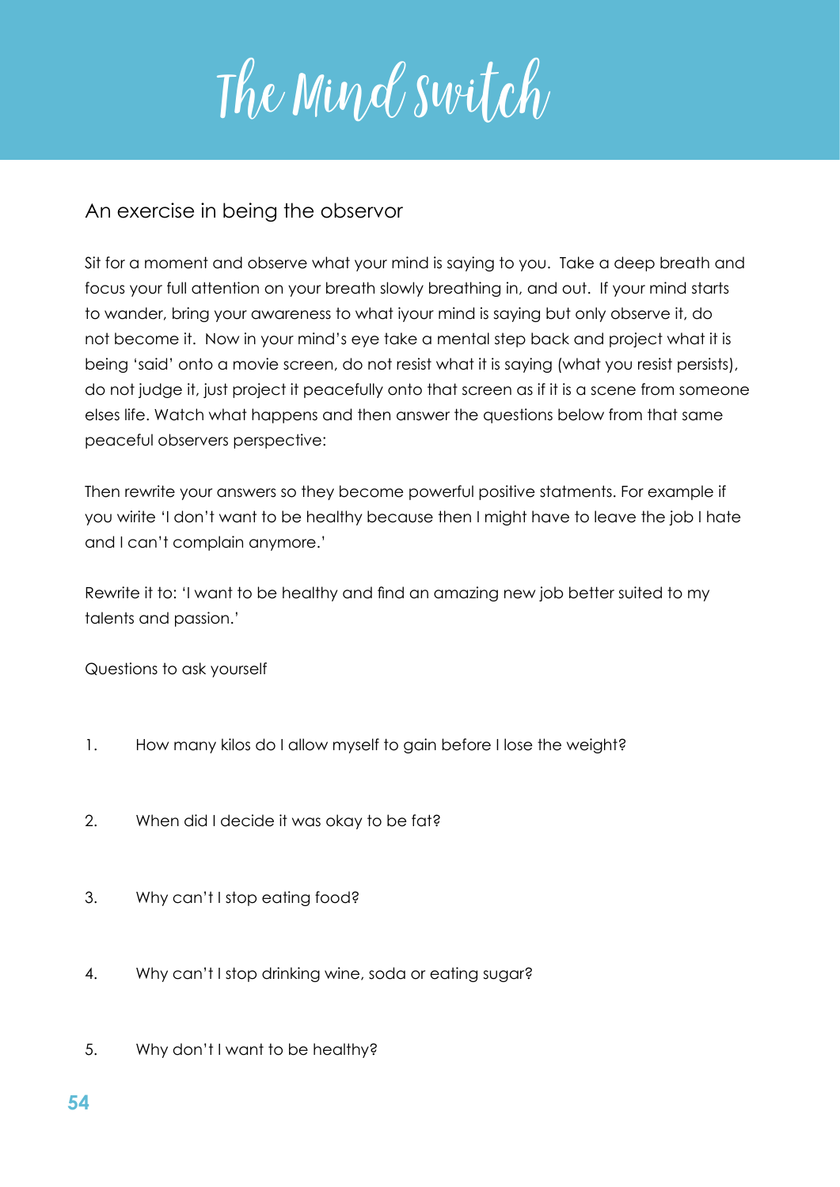# The Mind Switch

## An exercise in being the observor

Sit for a moment and observe what your mind is saying to you. Take a deep breath and focus your full attention on your breath slowly breathing in, and out. If your mind starts to wander, bring your awareness to what iyour mind is saying but only observe it, do not become it. Now in your mind's eye take a mental step back and project what it is being 'said' onto a movie screen, do not resist what it is saying (what you resist persists), do not judge it, just project it peacefully onto that screen as if it is a scene from someone elses life. Watch what happens and then answer the questions below from that same peaceful observers perspective:

Then rewrite your answers so they become powerful positive statments. For example if you wirite 'I don't want to be healthy because then I might have to leave the job I hate and I can't complain anymore.'

Rewrite it to: 'I want to be healthy and find an amazing new job better suited to my talents and passion.'

Questions to ask yourself

1. How many kilos do I allow myself to gain before I lose the weight?

2. When did I decide it was okay to be fat?

3. Why can't I stop eating food?

4. Why can't I stop drinking wine, soda or eating sugar?

5. Why don't I want to be healthy?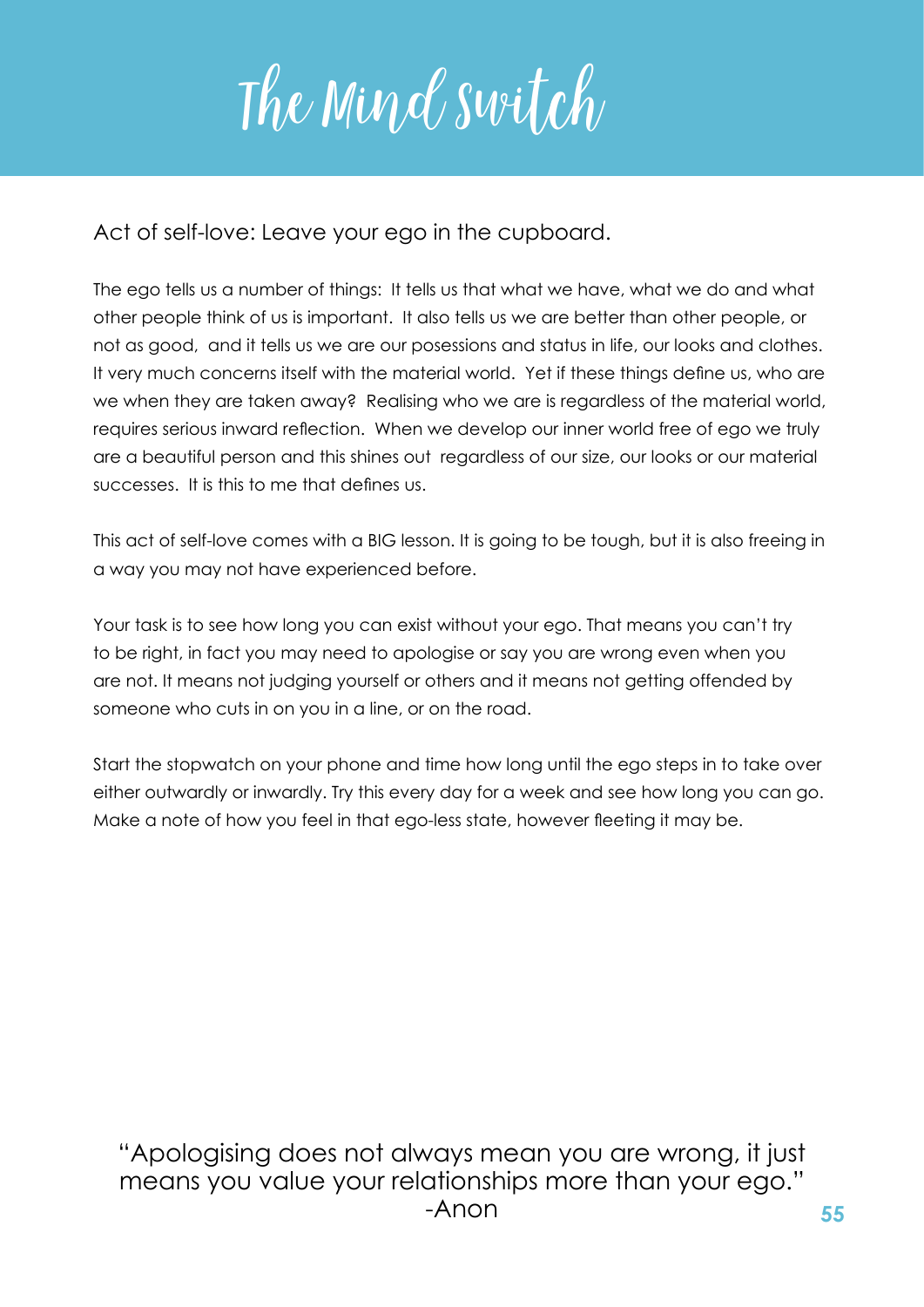# The Mind Switch

Act of self-love: Leave your ego in the cupboard.

The ego tells us a number of things: It tells us that what we have, what we do and what other people think of us is important. It also tells us we are better than other people, or not as good, and it tells us we are our posessions and status in life, our looks and clothes. It very much concerns itself with the material world. Yet if these things define us, who are we when they are taken away? Realising who we are is regardless of the material world, requires serious inward reflection. When we develop our inner world free of ego we truly are a beautiful person and this shines out regardless of our size, our looks or our material successes. It is this to me that defines us.

This act of self-love comes with a BIG lesson. It is going to be tough, but it is also freeing in a way you may not have experienced before.

Your task is to see how long you can exist without your ego. That means you can't try to be right, in fact you may need to apologise or say you are wrong even when you are not. It means not judging yourself or others and it means not getting offended by someone who cuts in on you in a line, or on the road.

Start the stopwatch on your phone and time how long until the ego steps in to take over either outwardly or inwardly. Try this every day for a week and see how long you can go. Make a note of how you feel in that ego-less state, however fleeting it may be.

"Apologising does not always mean you are wrong, it just means you value your relationships more than your ego."
-Anon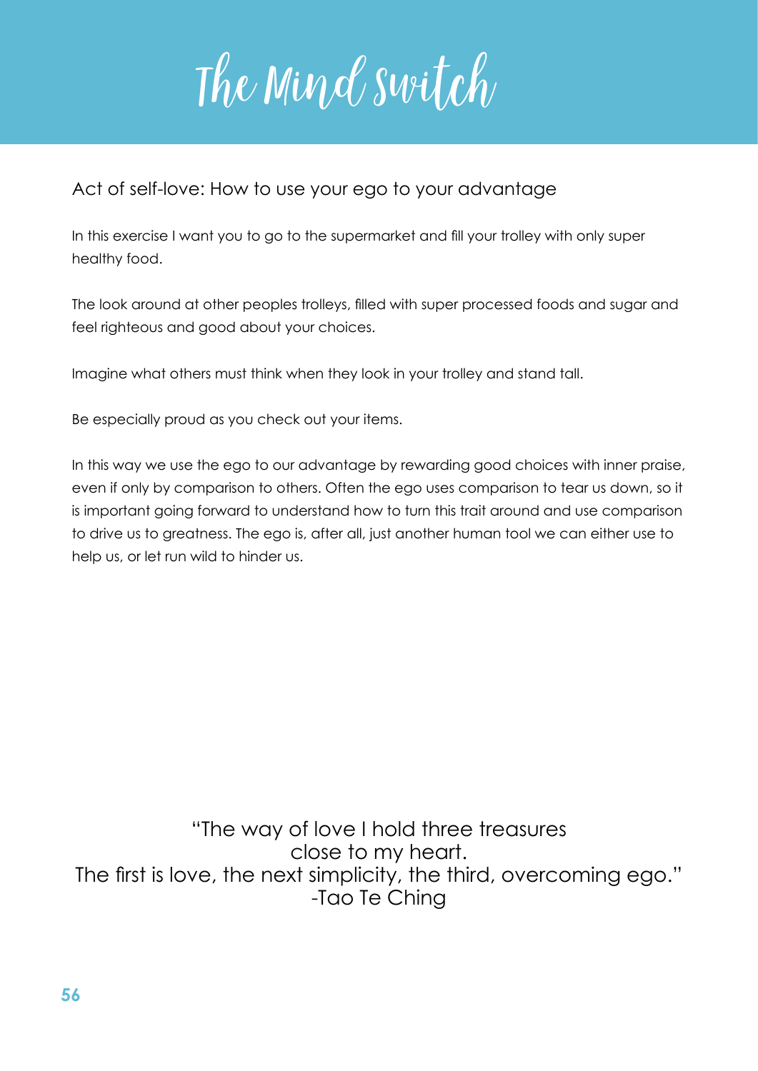# The Mind Switch

## Act of self-love: How to use your ego to your advantage

In this exercise I want you to go to the supermarket and fill your trolley with only super healthy food.

The look around at other peoples trolleys, filled with super processed foods and sugar and feel righteous and good about your choices.

Imagine what others must think when they look in your trolley and stand tall.

Be especially proud as you check out your items.

In this way we use the ego to our advantage by rewarding good choices with inner praise, even if only by comparison to others. Often the ego uses comparison to tear us down, so it is important going forward to understand how to turn this trait around and use comparison to drive us to greatness. The ego is, after all, just another human tool we can either use to help us, or let run wild to hinder us.

> "The way of love I hold three treasures
> close to my heart.
> The first is love, the next simplicity, the third, overcoming ego."
> -Tao Te Ching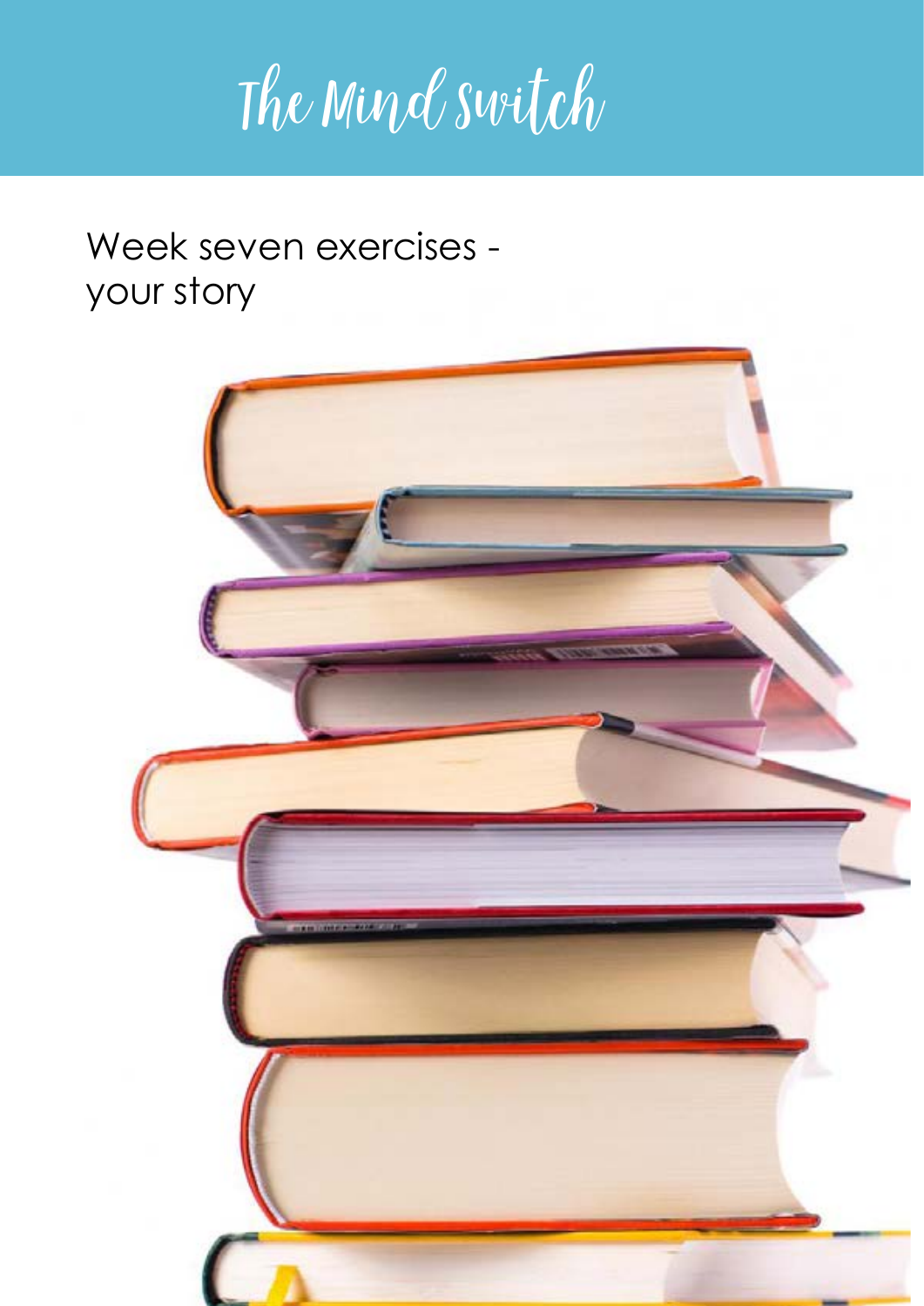# The Mind Switch

## Week seven exercises - your story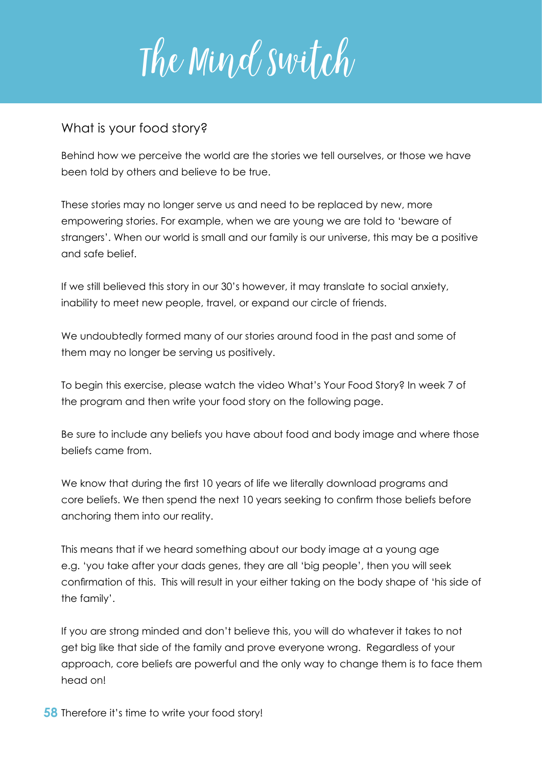# The Mind Switch

## What is your food story?

Behind how we perceive the world are the stories we tell ourselves, or those we have been told by others and believe to be true.

These stories may no longer serve us and need to be replaced by new, more empowering stories. For example, when we are young we are told to 'beware of strangers'. When our world is small and our family is our universe, this may be a positive and safe belief.

If we still believed this story in our 30's however, it may translate to social anxiety, inability to meet new people, travel, or expand our circle of friends.

We undoubtedly formed many of our stories around food in the past and some of them may no longer be serving us positively.

To begin this exercise, please watch the video What's Your Food Story? In week 7 of the program and then write your food story on the following page.

Be sure to include any beliefs you have about food and body image and where those beliefs came from.

We know that during the first 10 years of life we literally download programs and core beliefs. We then spend the next 10 years seeking to confirm those beliefs before anchoring them into our reality.

This means that if we heard something about our body image at a young age e.g. 'you take after your dads genes, they are all 'big people', then you will seek confirmation of this. This will result in your either taking on the body shape of 'his side of the family'.

If you are strong minded and don't believe this, you will do whatever it takes to not get big like that side of the family and prove everyone wrong. Regardless of your approach, core beliefs are powerful and the only way to change them is to face them head on!

Therefore it's time to write your food story!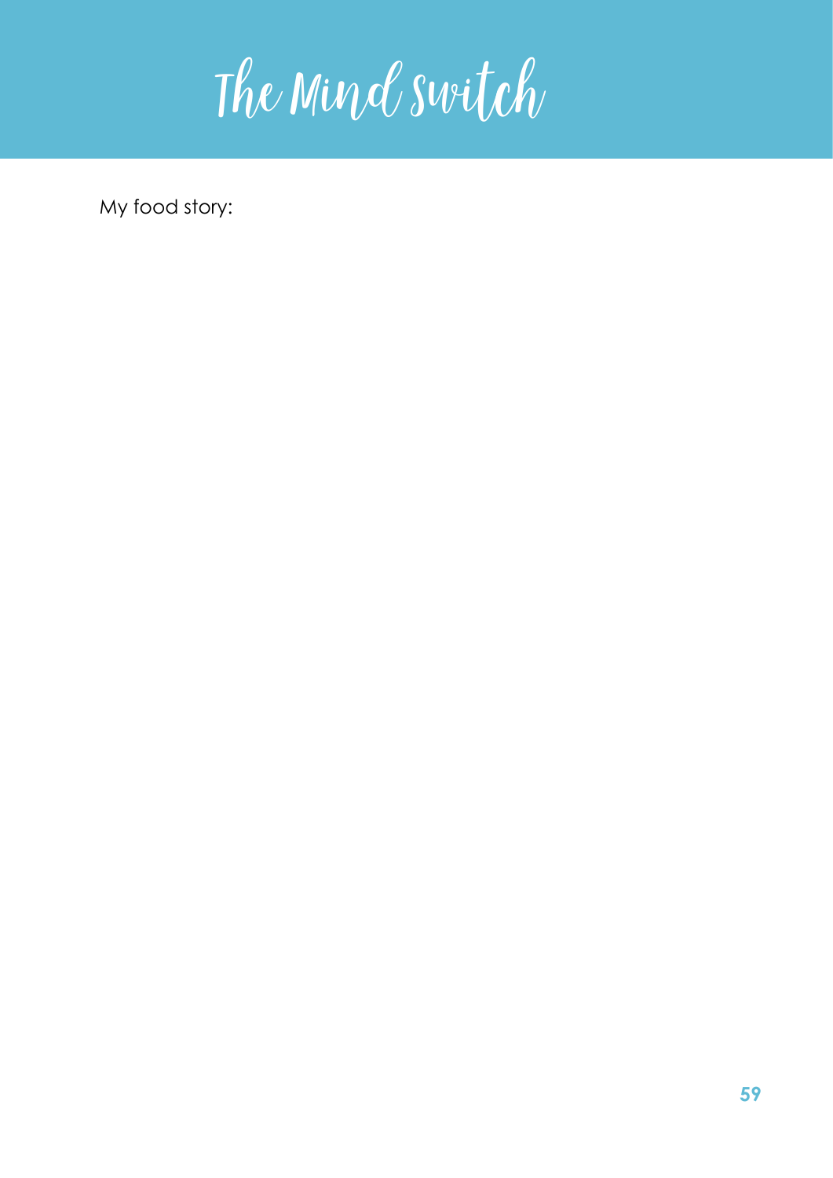# The Mind Switch

My food story: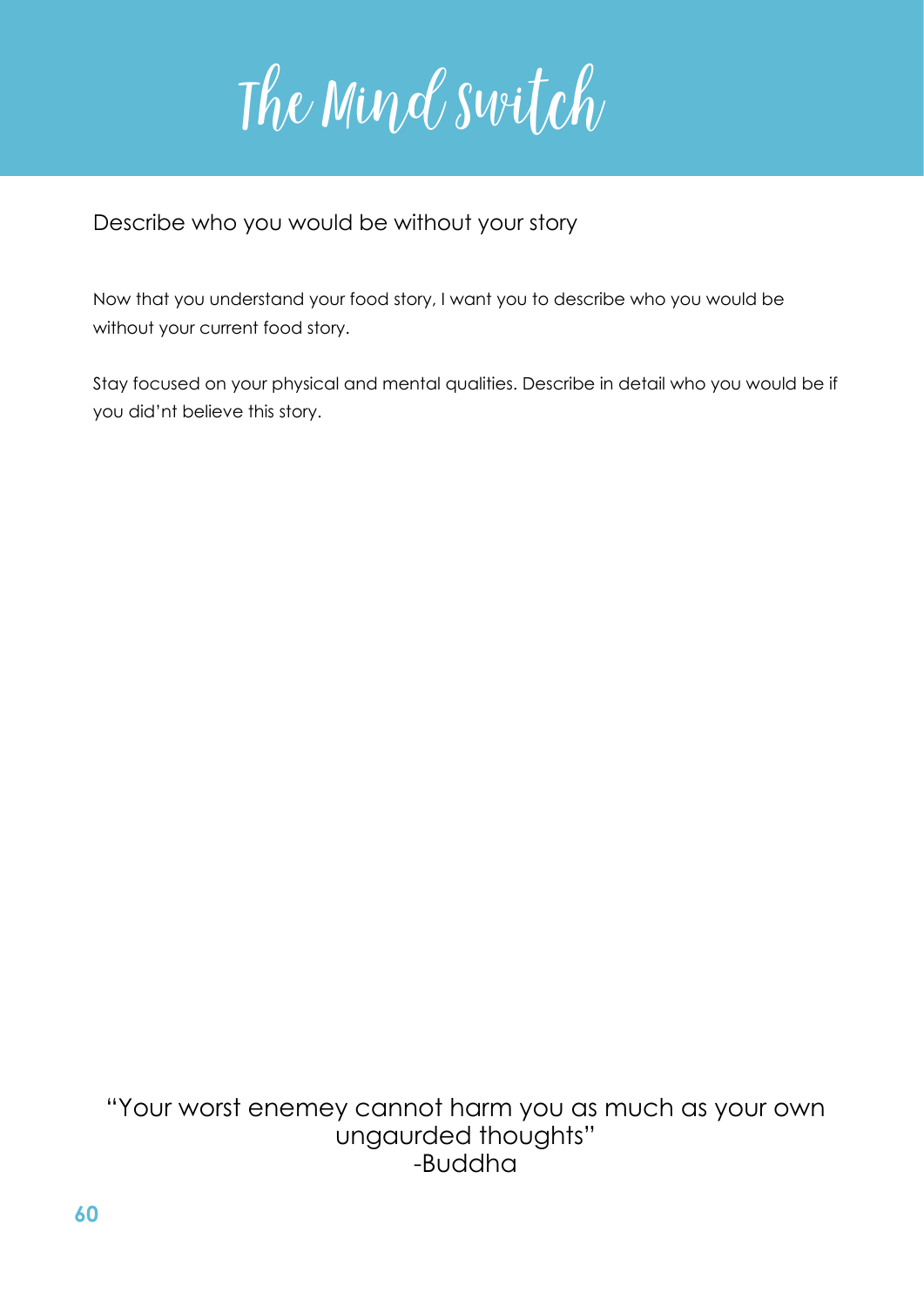# The Mind Switch

## Describe who you would be without your story

Now that you understand your food story, I want you to describe who you would be without your current food story.

Stay focused on your physical and mental qualities. Describe in detail who you would be if you did'nt believe this story.

"Your worst enemey cannot harm you as much as your own ungaurded thoughts"
-Buddha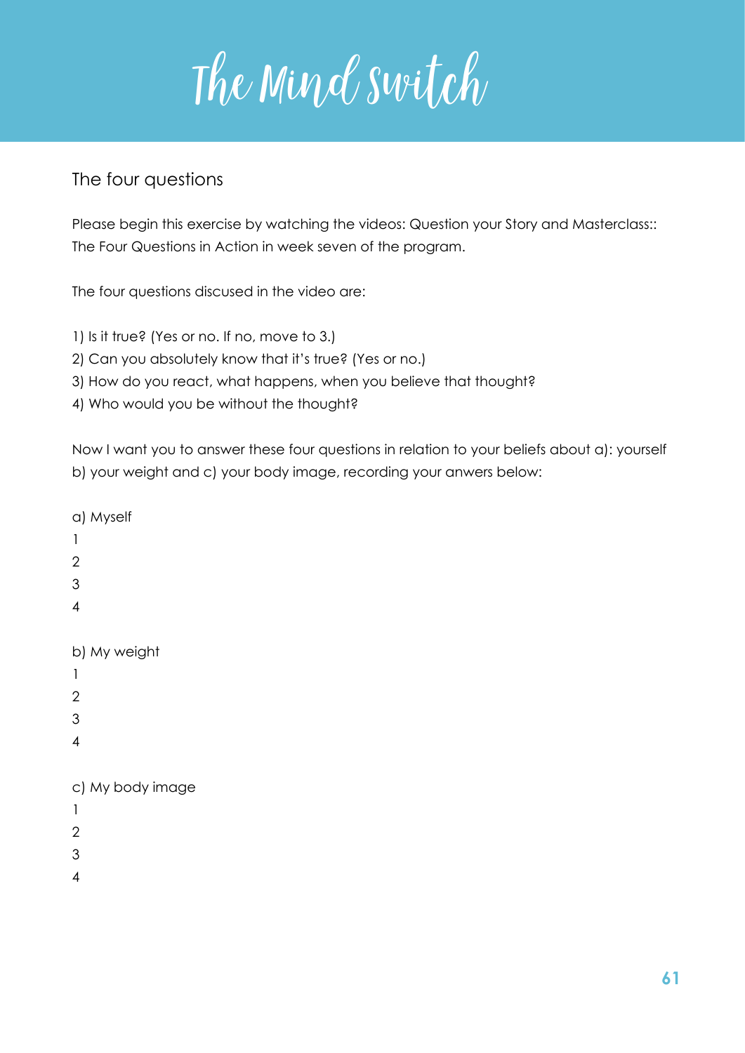# The Mind Switch

## The four questions

Please begin this exercise by watching the videos: Question your Story and Masterclass:: The Four Questions in Action in week seven of the program.

The four questions discused in the video are:

1) Is it true? (Yes or no. If no, move to 3.)
2) Can you absolutely know that it's true? (Yes or no.)
3) How do you react, what happens, when you believe that thought?
4) Who would you be without the thought?

Now I want you to answer these four questions in relation to your beliefs about a): yourself b) your weight and c) your body image, recording your anwers below:

a) Myself
1
2
3
4

b) My weight
1
2
3
4

c) My body image
1
2
3
4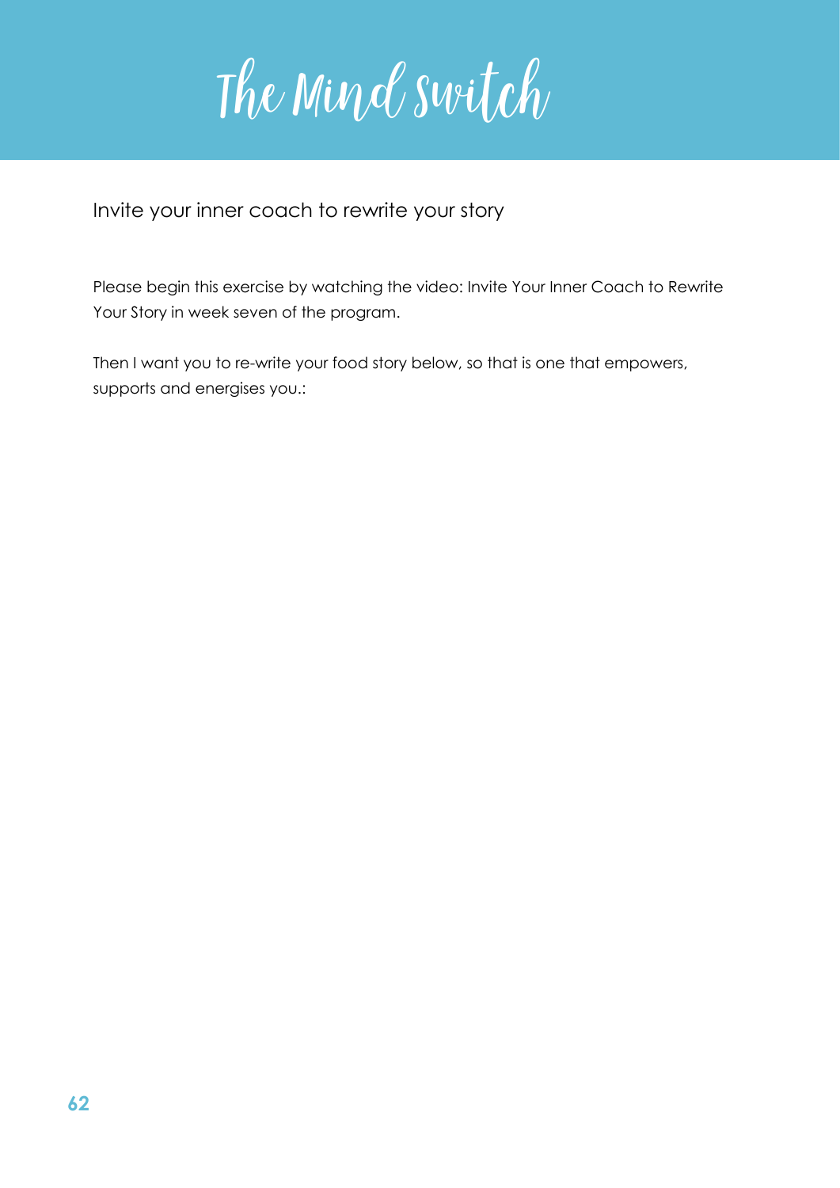# The Mind Switch

## Invite your inner coach to rewrite your story

Please begin this exercise by watching the video: Invite Your Inner Coach to Rewrite Your Story in week seven of the program.

Then I want you to re-write your food story below, so that is one that empowers, supports and energises you.: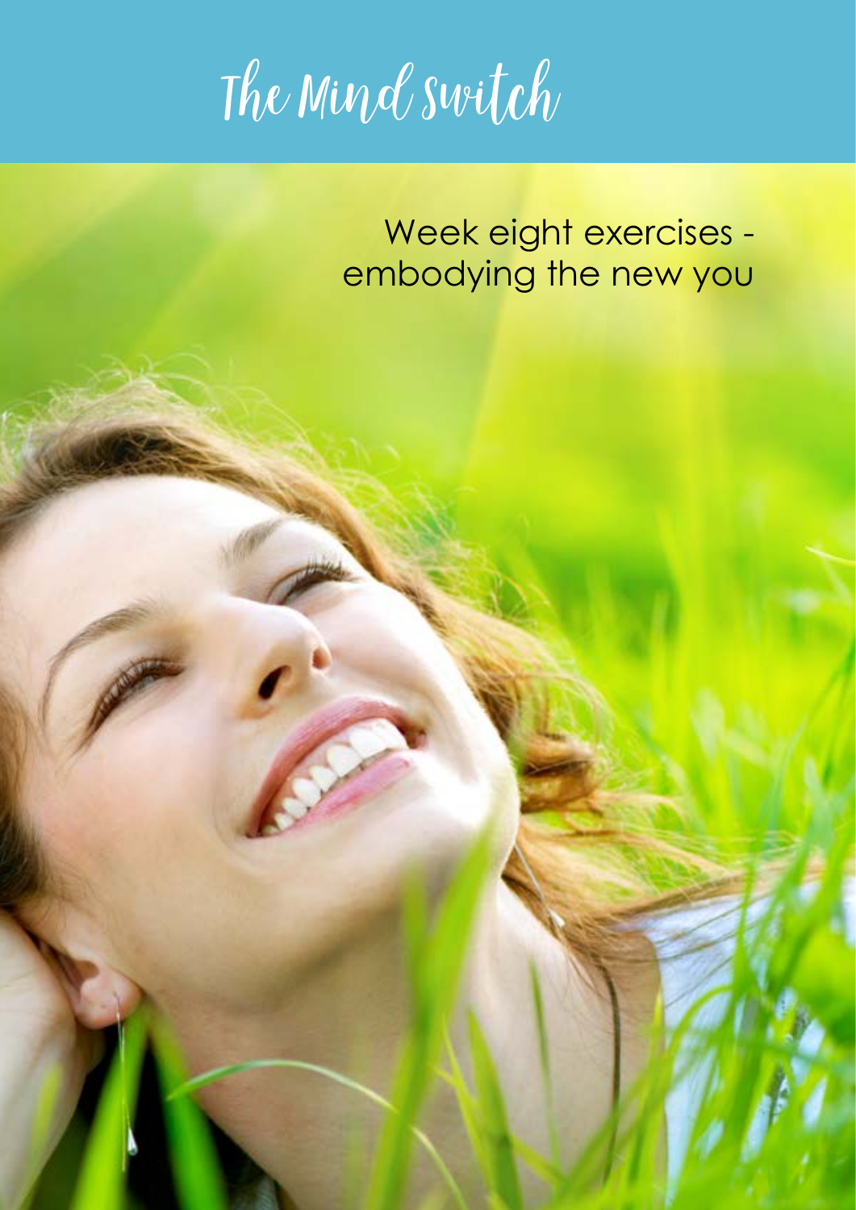# The Mind Switch

## Week eight exercises - embodying the new you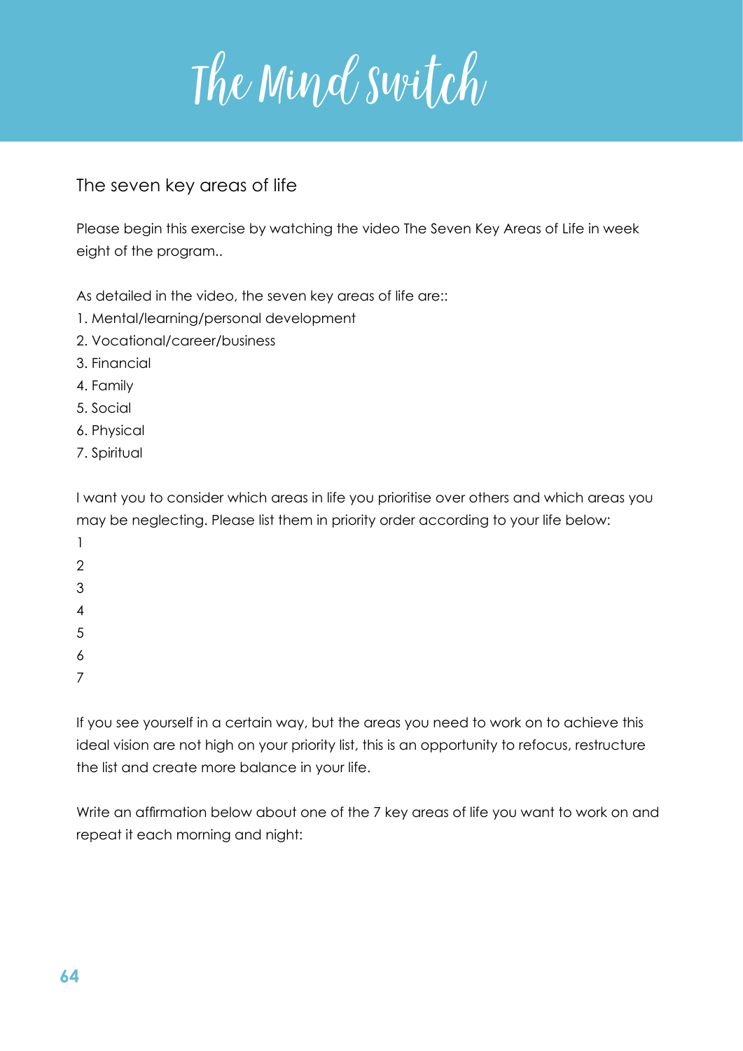# The Mind Switch

## The seven key areas of life

Please begin this exercise by watching the video The Seven Key Areas of Life in week eight of the program..

As detailed in the video, the seven key areas of life are::

1. Mental/learning/personal development
2. Vocational/career/business
3. Financial
4. Family
5. Social
6. Physical
7. Spiritual

I want you to consider which areas in life you prioritise over others and which areas you may be neglecting. Please list them in priority order according to your life below:

1
2
3
4
5
6
7

If you see yourself in a certain way, but the areas you need to work on to achieve this ideal vision are not high on your priority list, this is an opportunity to refocus, restructure the list and create more balance in your life.

Write an affirmation below about one of the 7 key areas of life you want to work on and repeat it each morning and night: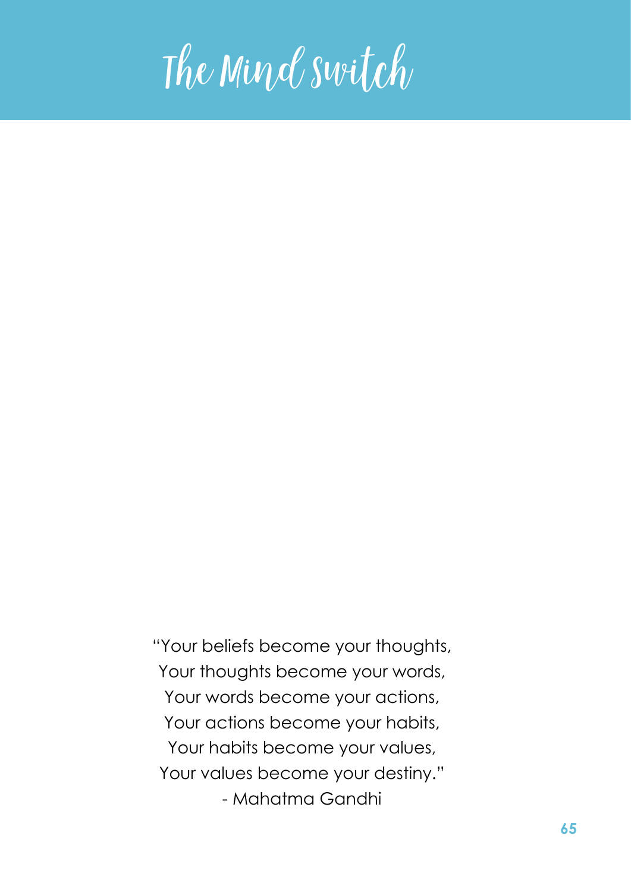# The Mind Switch

"Your beliefs become your thoughts,
Your thoughts become your words,
Your words become your actions,
Your actions become your habits,
Your habits become your values,
Your values become your destiny."
- Mahatma Gandhi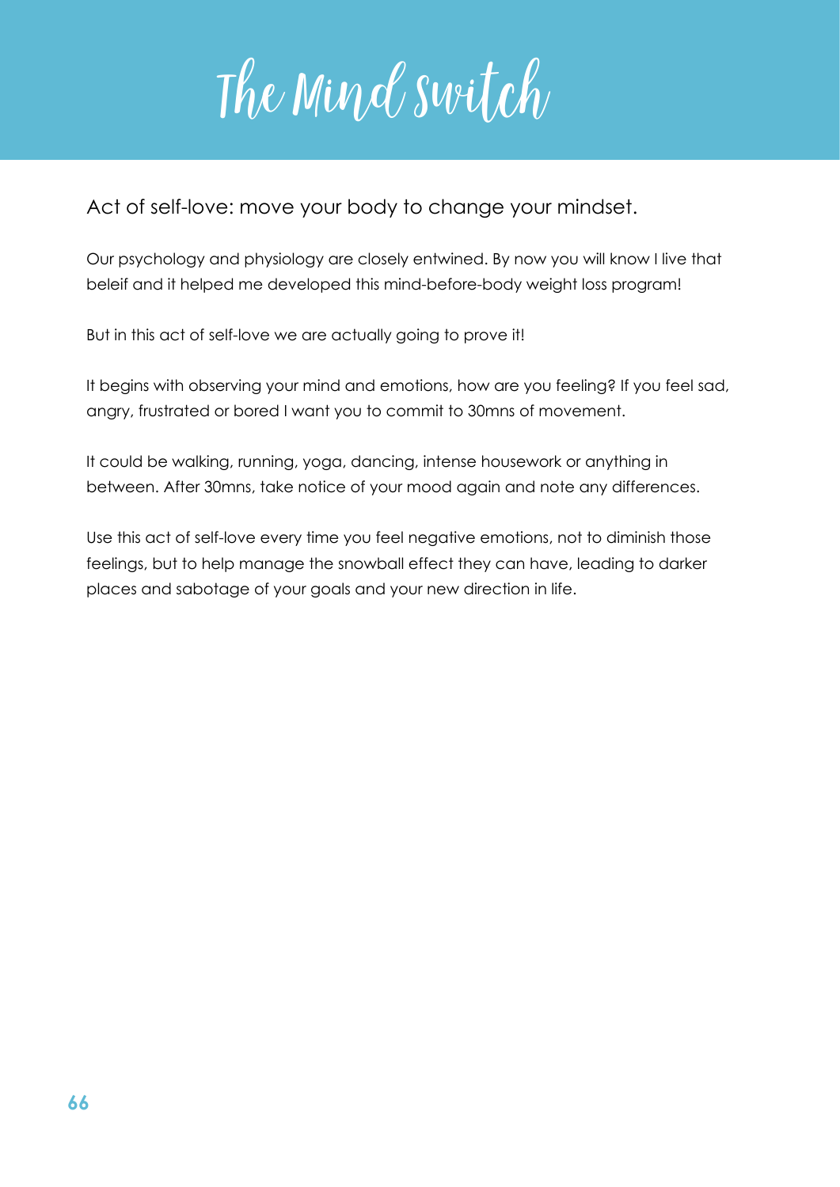# The Mind Switch

## Act of self-love: move your body to change your mindset.

Our psychology and physiology are closely entwined. By now you will know I live that beleif and it helped me developed this mind-before-body weight loss program!

But in this act of self-love we are actually going to prove it!

It begins with observing your mind and emotions, how are you feeling? If you feel sad, angry, frustrated or bored I want you to commit to 30mns of movement.

It could be walking, running, yoga, dancing, intense housework or anything in between. After 30mns, take notice of your mood again and note any differences.

Use this act of self-love every time you feel negative emotions, not to diminish those feelings, but to help manage the snowball effect they can have, leading to darker places and sabotage of your goals and your new direction in life.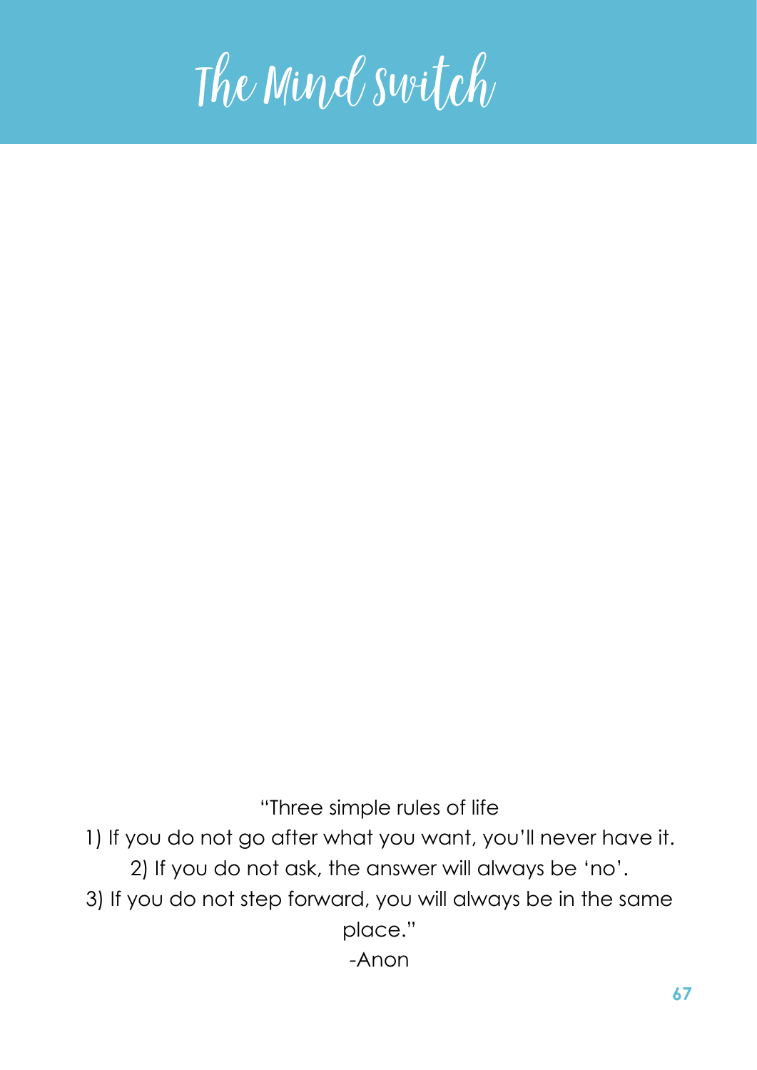# The Mind Switch

"Three simple rules of life

1) If you do not go after what you want, you'll never have it.

2) If you do not ask, the answer will always be 'no'.

3) If you do not step forward, you will always be in the same place."

-Anon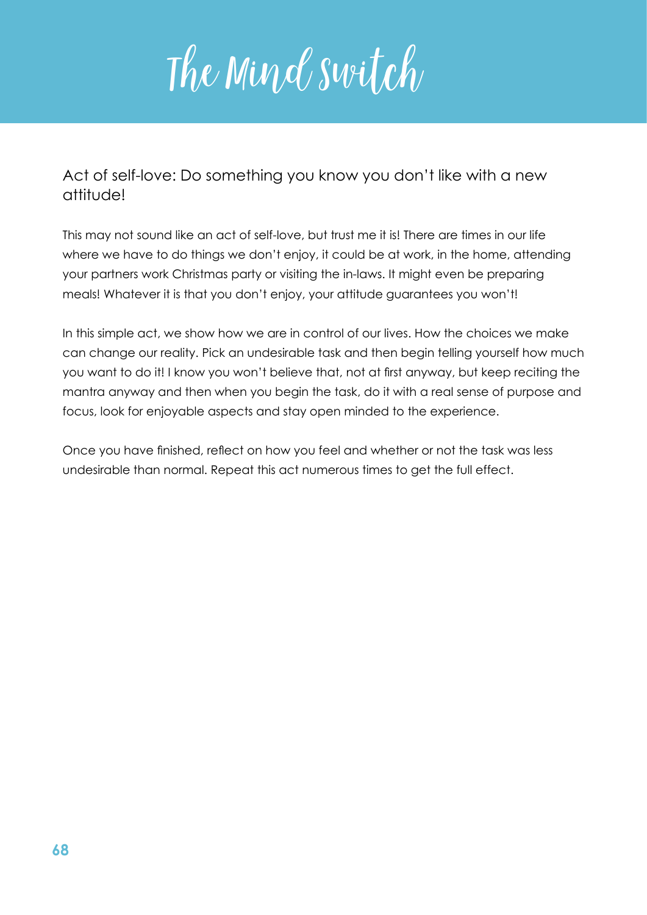# The Mind Switch

## Act of self-love: Do something you know you don't like with a new attitude!

This may not sound like an act of self-love, but trust me it is! There are times in our life where we have to do things we don't enjoy, it could be at work, in the home, attending your partners work Christmas party or visiting the in-laws. It might even be preparing meals! Whatever it is that you don't enjoy, your attitude guarantees you won't!

In this simple act, we show how we are in control of our lives. How the choices we make can change our reality. Pick an undesirable task and then begin telling yourself how much you want to do it! I know you won't believe that, not at first anyway, but keep reciting the mantra anyway and then when you begin the task, do it with a real sense of purpose and focus, look for enjoyable aspects and stay open minded to the experience.

Once you have finished, reflect on how you feel and whether or not the task was less undesirable than normal. Repeat this act numerous times to get the full effect.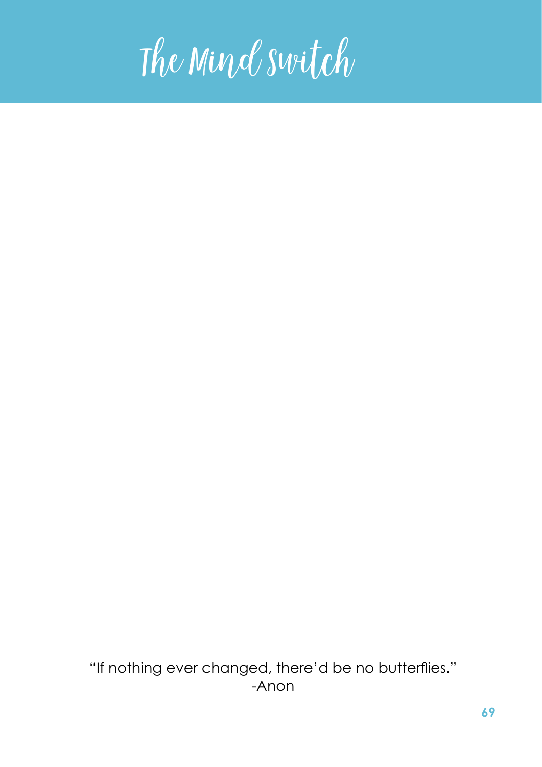# The Mind Switch

"If nothing ever changed, there'd be no butterflies."
-Anon